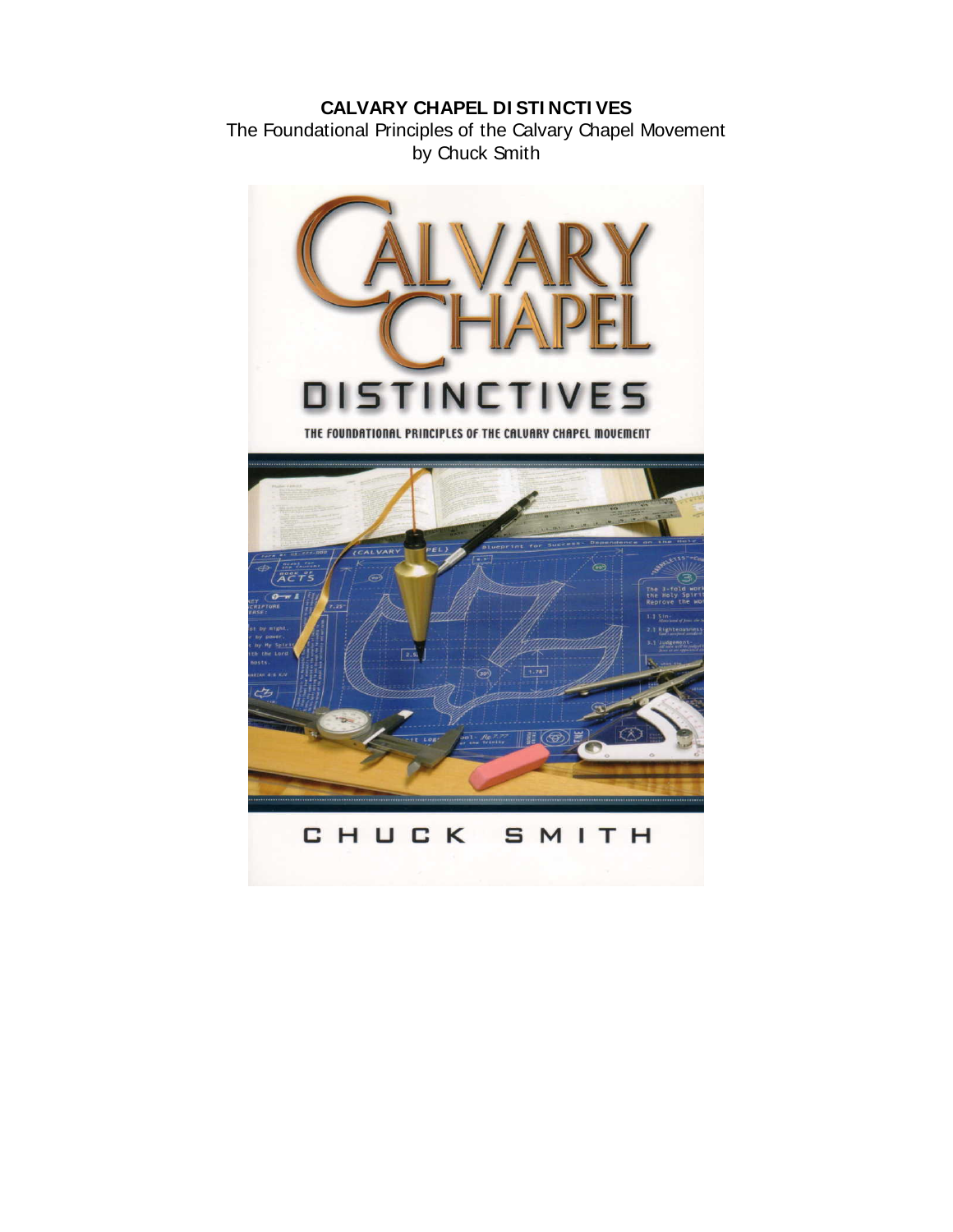**CALVARY CHAPEL DISTINCTIVES**

The Foundational Principles of the Calvary Chapel Movement

by Chuck Smith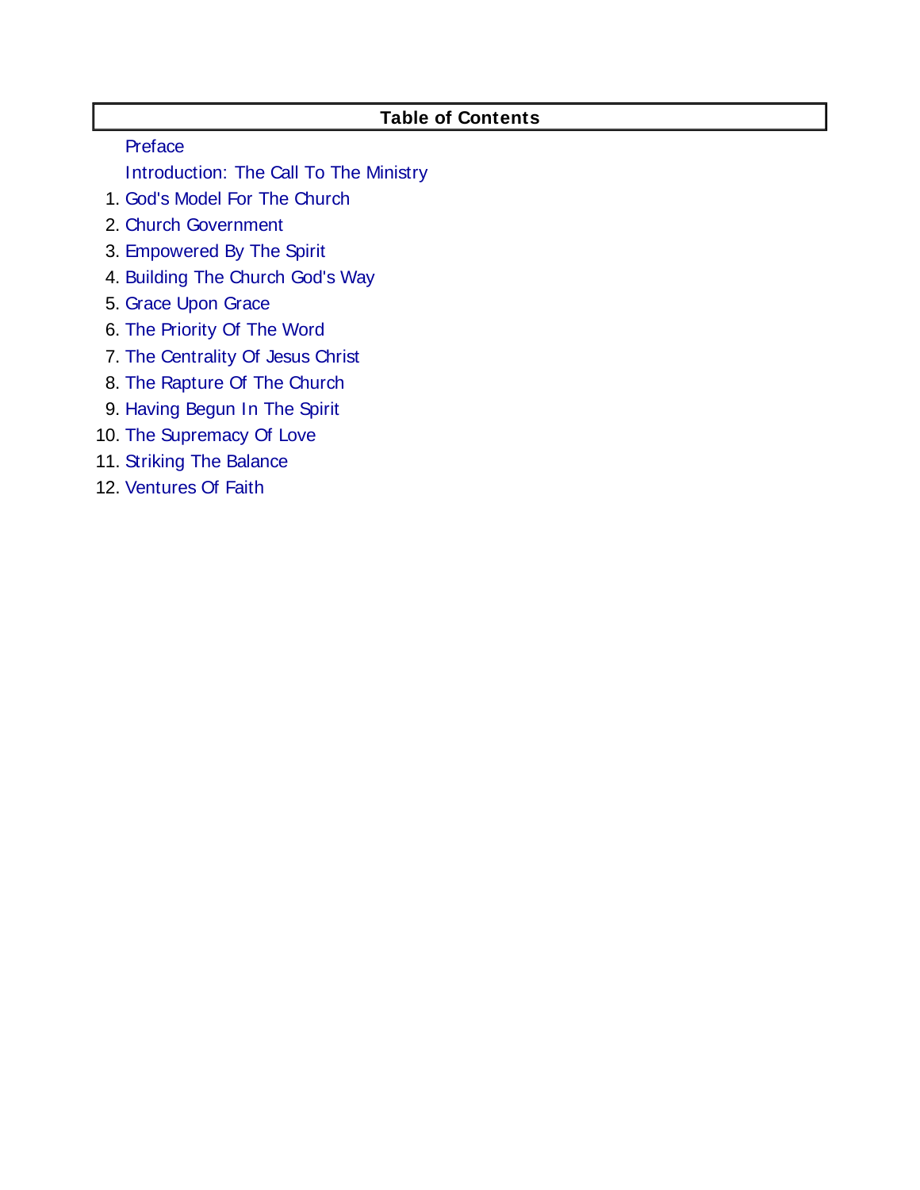## Table of Contents

Preface

Introduction: The Call To The Ministry

1. God's Model For The Church
2. Church Government
3. Empowered By The Spirit
4. Building The Church God's Way
5. Grace Upon Grace
6. The Priority Of The Word
7. The Centrality Of Jesus Christ
8. The Rapture Of The Church
9. Having Begun In The Spirit
10. The Supremacy Of Love
11. Striking The Balance
12. Ventures Of Faith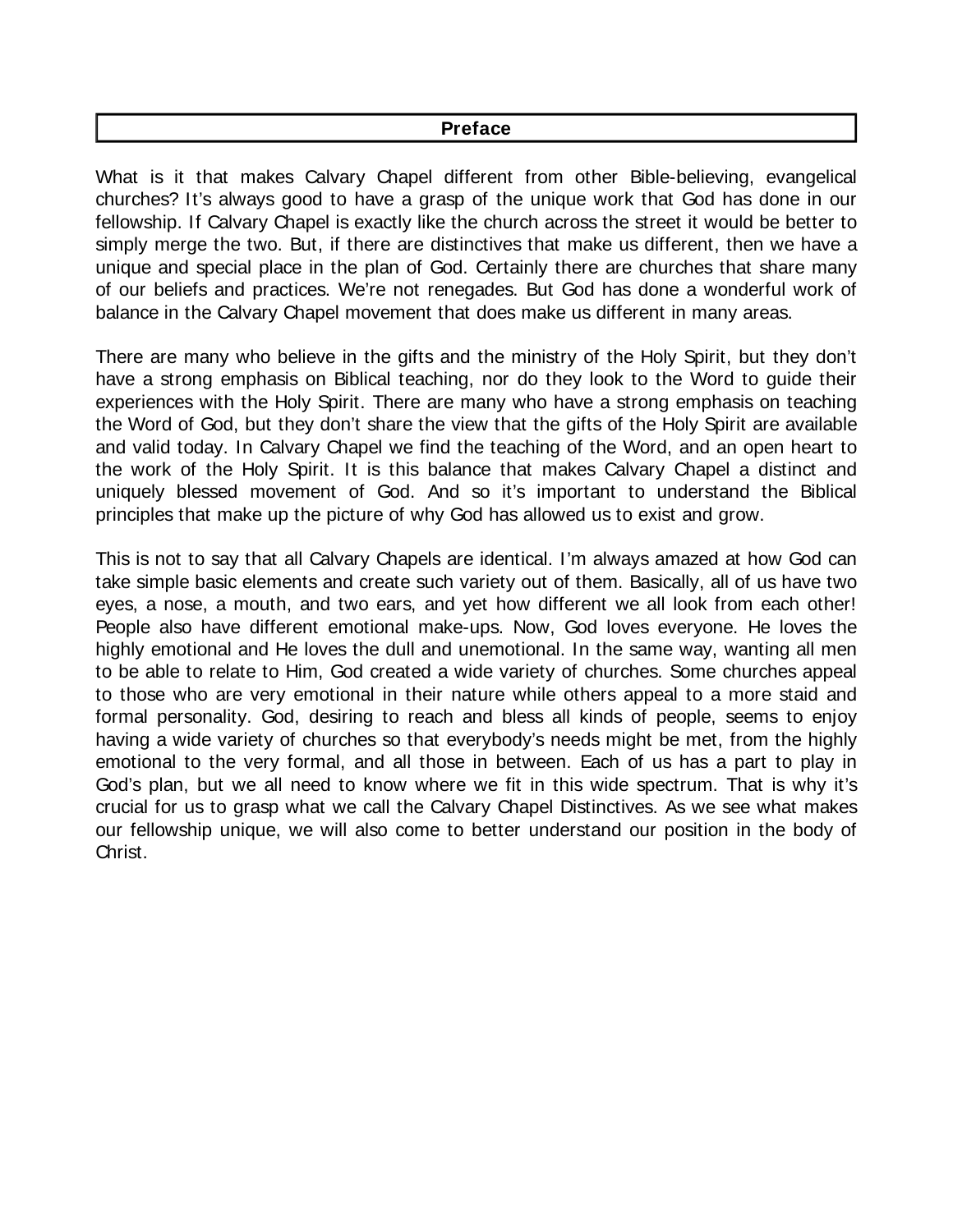## Preface

What is it that makes Calvary Chapel different from other Bible-believing, evangelical churches? It's always good to have a grasp of the unique work that God has done in our fellowship. If Calvary Chapel is exactly like the church across the street it would be better to simply merge the two. But, if there are distinctives that make us different, then we have a unique and special place in the plan of God. Certainly there are churches that share many of our beliefs and practices. We're not renegades. But God has done a wonderful work of balance in the Calvary Chapel movement that does make us different in many areas.

There are many who believe in the gifts and the ministry of the Holy Spirit, but they don't have a strong emphasis on Biblical teaching, nor do they look to the Word to guide their experiences with the Holy Spirit. There are many who have a strong emphasis on teaching the Word of God, but they don't share the view that the gifts of the Holy Spirit are available and valid today. In Calvary Chapel we find the teaching of the Word, and an open heart to the work of the Holy Spirit. It is this balance that makes Calvary Chapel a distinct and uniquely blessed movement of God. And so it's important to understand the Biblical principles that make up the picture of why God has allowed us to exist and grow.

This is not to say that all Calvary Chapels are identical. I'm always amazed at how God can take simple basic elements and create such variety out of them. Basically, all of us have two eyes, a nose, a mouth, and two ears, and yet how different we all look from each other! People also have different emotional make-ups. Now, God loves everyone. He loves the highly emotional and He loves the dull and unemotional. In the same way, wanting all men to be able to relate to Him, God created a wide variety of churches. Some churches appeal to those who are very emotional in their nature while others appeal to a more staid and formal personality. God, desiring to reach and bless all kinds of people, seems to enjoy having a wide variety of churches so that everybody's needs might be met, from the highly emotional to the very formal, and all those in between. Each of us has a part to play in God's plan, but we all need to know where we fit in this wide spectrum. That is why it's crucial for us to grasp what we call the Calvary Chapel Distinctives. As we see what makes our fellowship unique, we will also come to better understand our position in the body of Christ.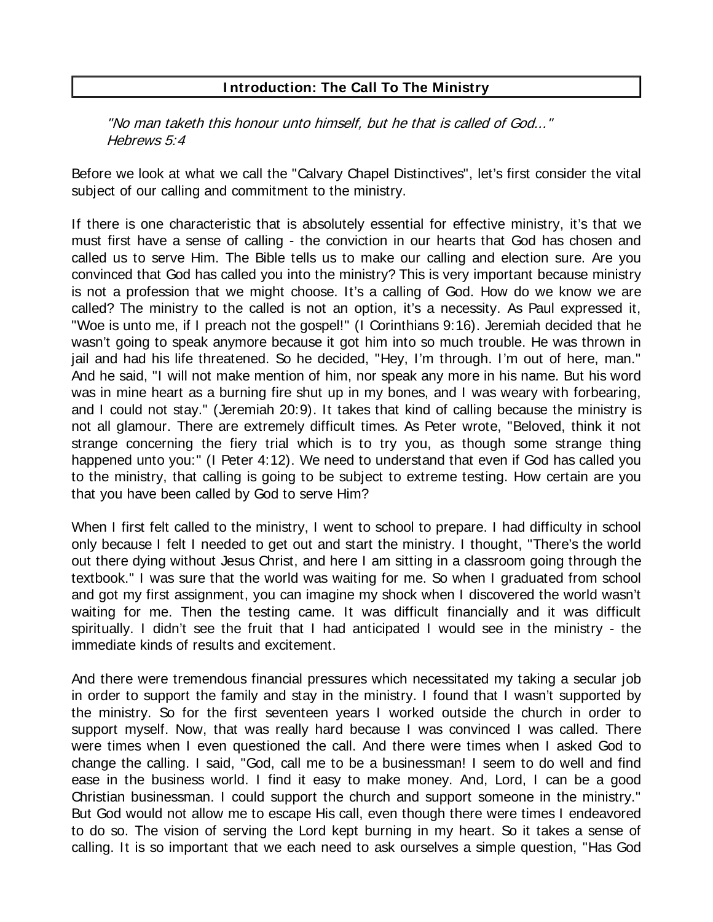## Introduction: The Call To The Ministry

*"No man taketh this honour unto himself, but he that is called of God..."*
*Hebrews 5:4*

Before we look at what we call the "Calvary Chapel Distinctives", let's first consider the vital subject of our calling and commitment to the ministry.

If there is one characteristic that is absolutely essential for effective ministry, it's that we must first have a sense of calling - the conviction in our hearts that God has chosen and called us to serve Him. The Bible tells us to make our calling and election sure. Are you convinced that God has called you into the ministry? This is very important because ministry is not a profession that we might choose. It's a calling of God. How do we know we are called? The ministry to the called is not an option, it's a necessity. As Paul expressed it, "Woe is unto me, if I preach not the gospel!" (I Corinthians 9:16). Jeremiah decided that he wasn't going to speak anymore because it got him into so much trouble. He was thrown in jail and had his life threatened. So he decided, "Hey, I'm through. I'm out of here, man." And he said, "I will not make mention of him, nor speak any more in his name. But his word was in mine heart as a burning fire shut up in my bones, and I was weary with forbearing, and I could not stay." (Jeremiah 20:9). It takes that kind of calling because the ministry is not all glamour. There are extremely difficult times. As Peter wrote, "Beloved, think it not strange concerning the fiery trial which is to try you, as though some strange thing happened unto you:" (I Peter 4:12). We need to understand that even if God has called you to the ministry, that calling is going to be subject to extreme testing. How certain are you that you have been called by God to serve Him?

When I first felt called to the ministry, I went to school to prepare. I had difficulty in school only because I felt I needed to get out and start the ministry. I thought, "There's the world out there dying without Jesus Christ, and here I am sitting in a classroom going through the textbook." I was sure that the world was waiting for me. So when I graduated from school and got my first assignment, you can imagine my shock when I discovered the world wasn't waiting for me. Then the testing came. It was difficult financially and it was difficult spiritually. I didn't see the fruit that I had anticipated I would see in the ministry - the immediate kinds of results and excitement.

And there were tremendous financial pressures which necessitated my taking a secular job in order to support the family and stay in the ministry. I found that I wasn't supported by the ministry. So for the first seventeen years I worked outside the church in order to support myself. Now, that was really hard because I was convinced I was called. There were times when I even questioned the call. And there were times when I asked God to change the calling. I said, "God, call me to be a businessman! I seem to do well and find ease in the business world. I find it easy to make money. And, Lord, I can be a good Christian businessman. I could support the church and support someone in the ministry." But God would not allow me to escape His call, even though there were times I endeavored to do so. The vision of serving the Lord kept burning in my heart. So it takes a sense of calling. It is so important that we each need to ask ourselves a simple question, "Has God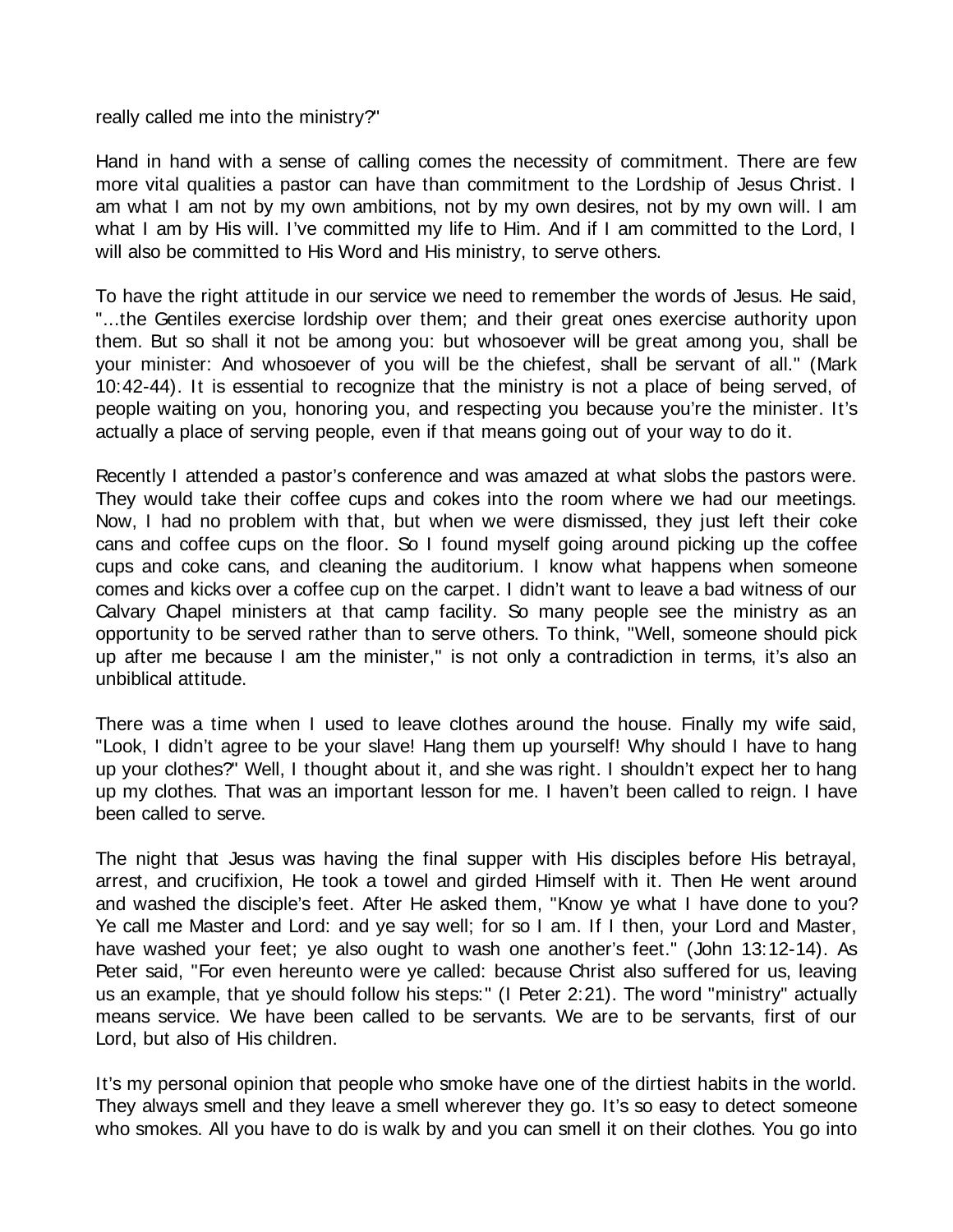really called me into the ministry?"

Hand in hand with a sense of calling comes the necessity of commitment. There are few more vital qualities a pastor can have than commitment to the Lordship of Jesus Christ. I am what I am not by my own ambitions, not by my own desires, not by my own will. I am what I am by His will. I've committed my life to Him. And if I am committed to the Lord, I will also be committed to His Word and His ministry, to serve others.

To have the right attitude in our service we need to remember the words of Jesus. He said, "...the Gentiles exercise lordship over them; and their great ones exercise authority upon them. But so shall it not be among you: but whosoever will be great among you, shall be your minister: And whosoever of you will be the chiefest, shall be servant of all." (Mark 10:42-44). It is essential to recognize that the ministry is not a place of being served, of people waiting on you, honoring you, and respecting you because you're the minister. It's actually a place of serving people, even if that means going out of your way to do it.

Recently I attended a pastor's conference and was amazed at what slobs the pastors were. They would take their coffee cups and cokes into the room where we had our meetings. Now, I had no problem with that, but when we were dismissed, they just left their coke cans and coffee cups on the floor. So I found myself going around picking up the coffee cups and coke cans, and cleaning the auditorium. I know what happens when someone comes and kicks over a coffee cup on the carpet. I didn't want to leave a bad witness of our Calvary Chapel ministers at that camp facility. So many people see the ministry as an opportunity to be served rather than to serve others. To think, "Well, someone should pick up after me because I am the minister," is not only a contradiction in terms, it's also an unbiblical attitude.

There was a time when I used to leave clothes around the house. Finally my wife said, "Look, I didn't agree to be your slave! Hang them up yourself! Why should I have to hang up your clothes?" Well, I thought about it, and she was right. I shouldn't expect her to hang up my clothes. That was an important lesson for me. I haven't been called to reign. I have been called to serve.

The night that Jesus was having the final supper with His disciples before His betrayal, arrest, and crucifixion, He took a towel and girded Himself with it. Then He went around and washed the disciple's feet. After He asked them, "Know ye what I have done to you? Ye call me Master and Lord: and ye say well; for so I am. If I then, your Lord and Master, have washed your feet; ye also ought to wash one another's feet." (John 13:12-14). As Peter said, "For even hereunto were ye called: because Christ also suffered for us, leaving us an example, that ye should follow his steps:" (I Peter 2:21). The word "ministry" actually means service. We have been called to be servants. We are to be servants, first of our Lord, but also of His children.

It's my personal opinion that people who smoke have one of the dirtiest habits in the world. They always smell and they leave a smell wherever they go. It's so easy to detect someone who smokes. All you have to do is walk by and you can smell it on their clothes. You go into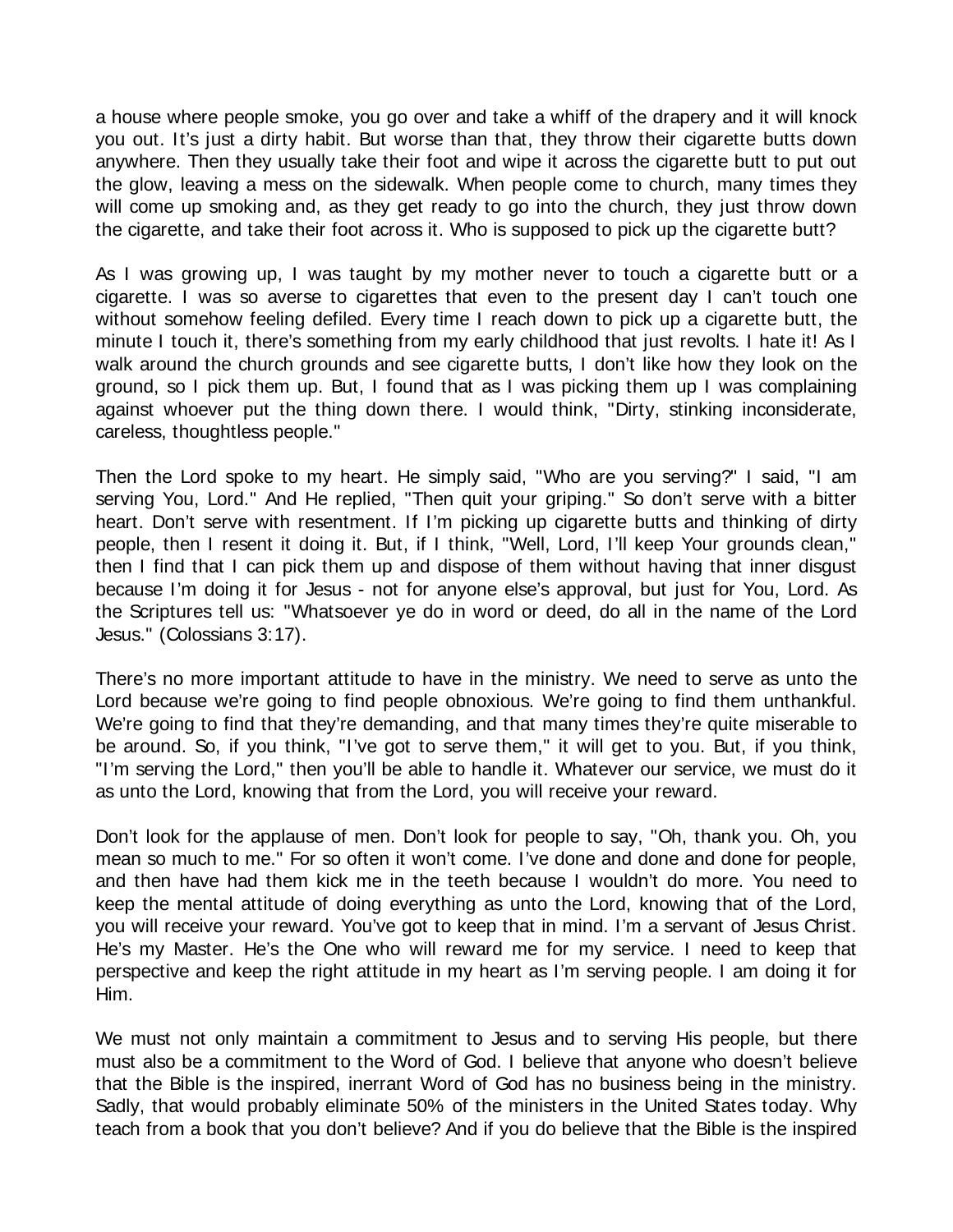a house where people smoke, you go over and take a whiff of the drapery and it will knock you out. It's just a dirty habit. But worse than that, they throw their cigarette butts down anywhere. Then they usually take their foot and wipe it across the cigarette butt to put out the glow, leaving a mess on the sidewalk. When people come to church, many times they will come up smoking and, as they get ready to go into the church, they just throw down the cigarette, and take their foot across it. Who is supposed to pick up the cigarette butt?

As I was growing up, I was taught by my mother never to touch a cigarette butt or a cigarette. I was so averse to cigarettes that even to the present day I can't touch one without somehow feeling defiled. Every time I reach down to pick up a cigarette butt, the minute I touch it, there's something from my early childhood that just revolts. I hate it! As I walk around the church grounds and see cigarette butts, I don't like how they look on the ground, so I pick them up. But, I found that as I was picking them up I was complaining against whoever put the thing down there. I would think, "Dirty, stinking inconsiderate, careless, thoughtless people."

Then the Lord spoke to my heart. He simply said, "Who are you serving?" I said, "I am serving You, Lord." And He replied, "Then quit your griping." So don't serve with a bitter heart. Don't serve with resentment. If I'm picking up cigarette butts and thinking of dirty people, then I resent it doing it. But, if I think, "Well, Lord, I'll keep Your grounds clean," then I find that I can pick them up and dispose of them without having that inner disgust because I'm doing it for Jesus - not for anyone else's approval, but just for You, Lord. As the Scriptures tell us: "Whatsoever ye do in word or deed, do all in the name of the Lord Jesus." (Colossians 3:17).

There's no more important attitude to have in the ministry. We need to serve as unto the Lord because we're going to find people obnoxious. We're going to find them unthankful. We're going to find that they're demanding, and that many times they're quite miserable to be around. So, if you think, "I've got to serve them," it will get to you. But, if you think, "I'm serving the Lord," then you'll be able to handle it. Whatever our service, we must do it as unto the Lord, knowing that from the Lord, you will receive your reward.

Don't look for the applause of men. Don't look for people to say, "Oh, thank you. Oh, you mean so much to me." For so often it won't come. I've done and done and done for people, and then have had them kick me in the teeth because I wouldn't do more. You need to keep the mental attitude of doing everything as unto the Lord, knowing that of the Lord, you will receive your reward. You've got to keep that in mind. I'm a servant of Jesus Christ. He's my Master. He's the One who will reward me for my service. I need to keep that perspective and keep the right attitude in my heart as I'm serving people. I am doing it for Him.

We must not only maintain a commitment to Jesus and to serving His people, but there must also be a commitment to the Word of God. I believe that anyone who doesn't believe that the Bible is the inspired, inerrant Word of God has no business being in the ministry. Sadly, that would probably eliminate 50% of the ministers in the United States today. Why teach from a book that you don't believe? And if you do believe that the Bible is the inspired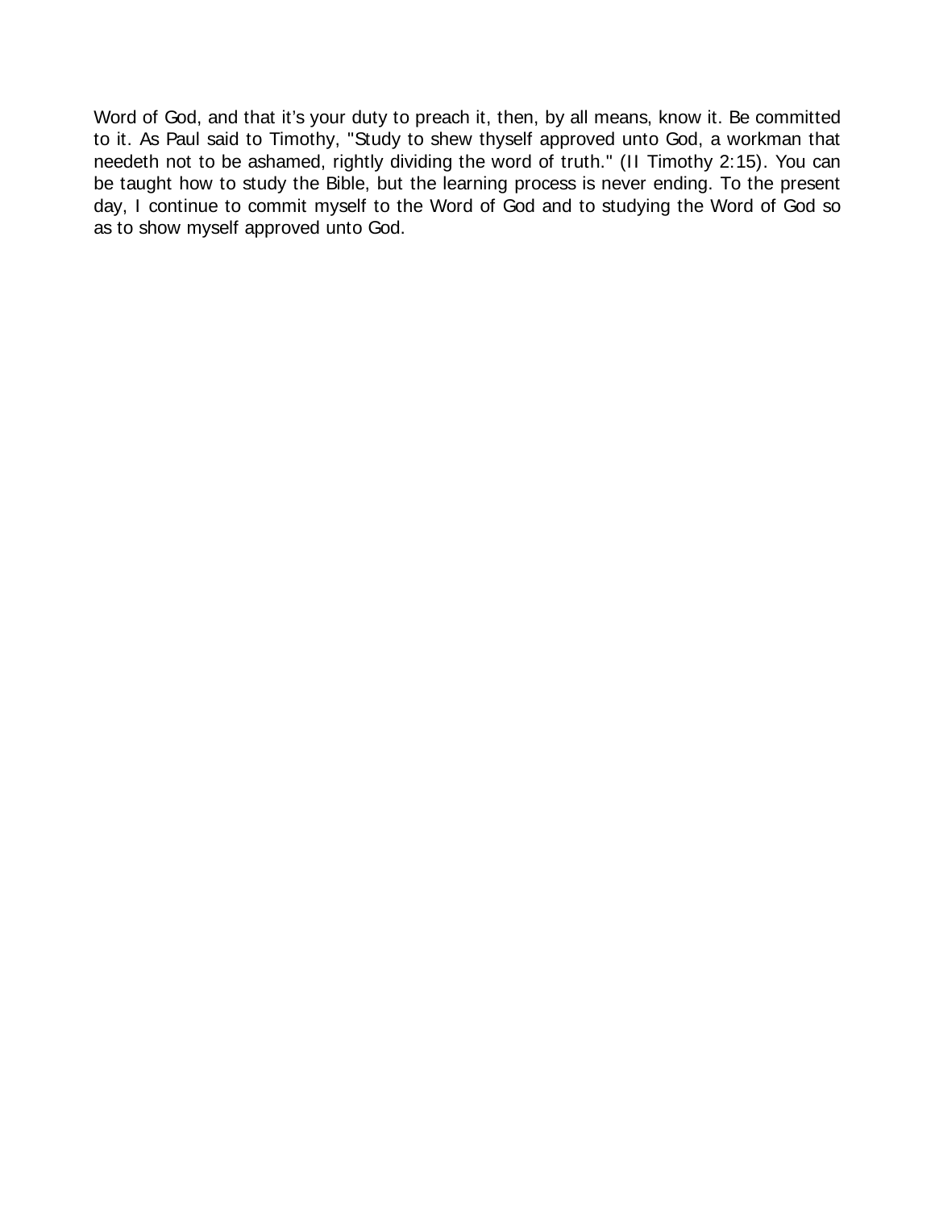Word of God, and that it's your duty to preach it, then, by all means, know it. Be committed to it. As Paul said to Timothy, "Study to shew thyself approved unto God, a workman that needeth not to be ashamed, rightly dividing the word of truth." (II Timothy 2:15). You can be taught how to study the Bible, but the learning process is never ending. To the present day, I continue to commit myself to the Word of God and to studying the Word of God so as to show myself approved unto God.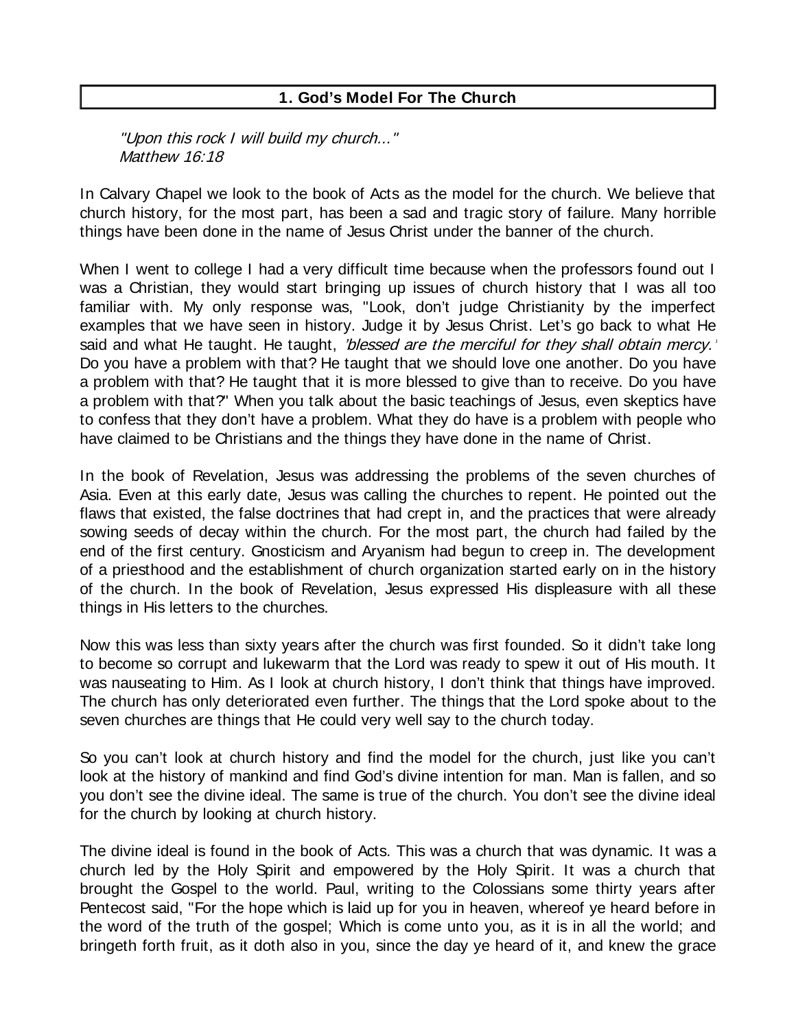## 1. God's Model For The Church

*"Upon this rock I will build my church..."*
*Matthew 16:18*

In Calvary Chapel we look to the book of Acts as the model for the church. We believe that church history, for the most part, has been a sad and tragic story of failure. Many horrible things have been done in the name of Jesus Christ under the banner of the church.

When I went to college I had a very difficult time because when the professors found out I was a Christian, they would start bringing up issues of church history that I was all too familiar with. My only response was, "Look, don't judge Christianity by the imperfect examples that we have seen in history. Judge it by Jesus Christ. Let's go back to what He said and what He taught. He taught, *'blessed are the merciful for they shall obtain mercy.'* Do you have a problem with that? He taught that we should love one another. Do you have a problem with that? He taught that it is more blessed to give than to receive. Do you have a problem with that?" When you talk about the basic teachings of Jesus, even skeptics have to confess that they don't have a problem. What they do have is a problem with people who have claimed to be Christians and the things they have done in the name of Christ.

In the book of Revelation, Jesus was addressing the problems of the seven churches of Asia. Even at this early date, Jesus was calling the churches to repent. He pointed out the flaws that existed, the false doctrines that had crept in, and the practices that were already sowing seeds of decay within the church. For the most part, the church had failed by the end of the first century. Gnosticism and Aryanism had begun to creep in. The development of a priesthood and the establishment of church organization started early on in the history of the church. In the book of Revelation, Jesus expressed His displeasure with all these things in His letters to the churches.

Now this was less than sixty years after the church was first founded. So it didn't take long to become so corrupt and lukewarm that the Lord was ready to spew it out of His mouth. It was nauseating to Him. As I look at church history, I don't think that things have improved. The church has only deteriorated even further. The things that the Lord spoke about to the seven churches are things that He could very well say to the church today.

So you can't look at church history and find the model for the church, just like you can't look at the history of mankind and find God's divine intention for man. Man is fallen, and so you don't see the divine ideal. The same is true of the church. You don't see the divine ideal for the church by looking at church history.

The divine ideal is found in the book of Acts. This was a church that was dynamic. It was a church led by the Holy Spirit and empowered by the Holy Spirit. It was a church that brought the Gospel to the world. Paul, writing to the Colossians some thirty years after Pentecost said, "For the hope which is laid up for you in heaven, whereof ye heard before in the word of the truth of the gospel; Which is come unto you, as it is in all the world; and bringeth forth fruit, as it doth also in you, since the day ye heard of it, and knew the grace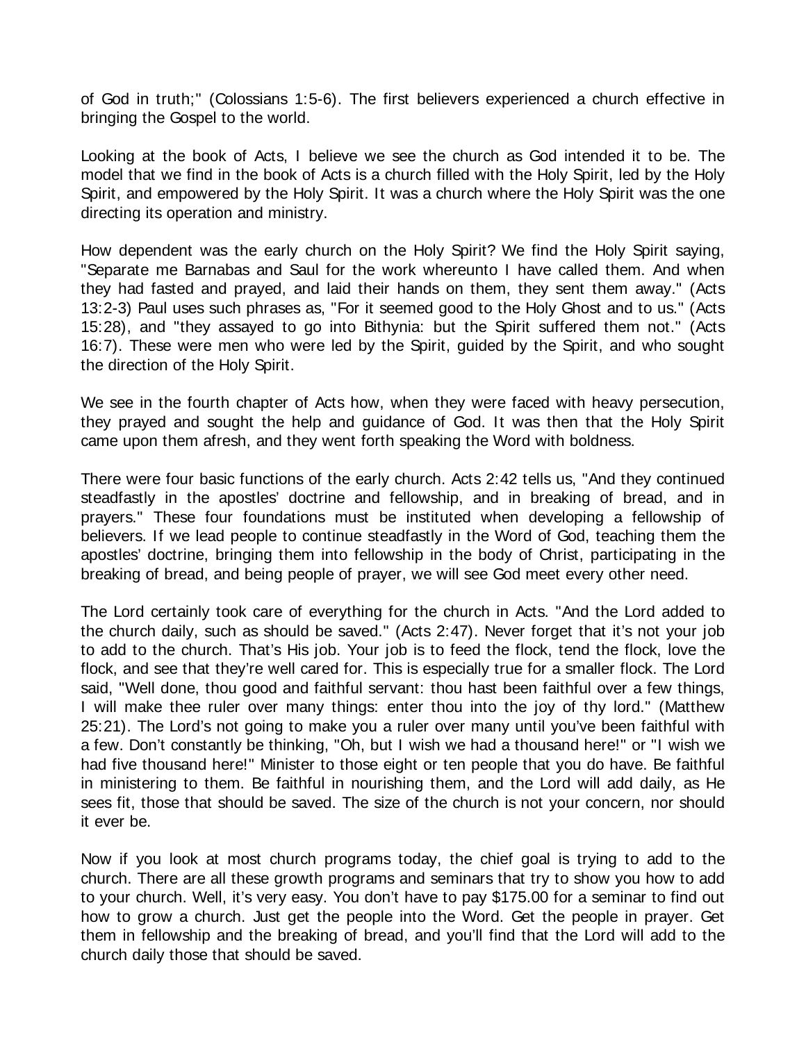of God in truth;" (Colossians 1:5-6). The first believers experienced a church effective in bringing the Gospel to the world.

Looking at the book of Acts, I believe we see the church as God intended it to be. The model that we find in the book of Acts is a church filled with the Holy Spirit, led by the Holy Spirit, and empowered by the Holy Spirit. It was a church where the Holy Spirit was the one directing its operation and ministry.

How dependent was the early church on the Holy Spirit? We find the Holy Spirit saying, "Separate me Barnabas and Saul for the work whereunto I have called them. And when they had fasted and prayed, and laid their hands on them, they sent them away." (Acts 13:2-3) Paul uses such phrases as, "For it seemed good to the Holy Ghost and to us." (Acts 15:28), and "they assayed to go into Bithynia: but the Spirit suffered them not." (Acts 16:7). These were men who were led by the Spirit, guided by the Spirit, and who sought the direction of the Holy Spirit.

We see in the fourth chapter of Acts how, when they were faced with heavy persecution, they prayed and sought the help and guidance of God. It was then that the Holy Spirit came upon them afresh, and they went forth speaking the Word with boldness.

There were four basic functions of the early church. Acts 2:42 tells us, "And they continued steadfastly in the apostles' doctrine and fellowship, and in breaking of bread, and in prayers." These four foundations must be instituted when developing a fellowship of believers. If we lead people to continue steadfastly in the Word of God, teaching them the apostles' doctrine, bringing them into fellowship in the body of Christ, participating in the breaking of bread, and being people of prayer, we will see God meet every other need.

The Lord certainly took care of everything for the church in Acts. "And the Lord added to the church daily, such as should be saved." (Acts 2:47). Never forget that it's not your job to add to the church. That's His job. Your job is to feed the flock, tend the flock, love the flock, and see that they're well cared for. This is especially true for a smaller flock. The Lord said, "Well done, thou good and faithful servant: thou hast been faithful over a few things, I will make thee ruler over many things: enter thou into the joy of thy lord." (Matthew 25:21). The Lord's not going to make you a ruler over many until you've been faithful with a few. Don't constantly be thinking, "Oh, but I wish we had a thousand here!" or "I wish we had five thousand here!" Minister to those eight or ten people that you do have. Be faithful in ministering to them. Be faithful in nourishing them, and the Lord will add daily, as He sees fit, those that should be saved. The size of the church is not your concern, nor should it ever be.

Now if you look at most church programs today, the chief goal is trying to add to the church. There are all these growth programs and seminars that try to show you how to add to your church. Well, it's very easy. You don't have to pay $175.00 for a seminar to find out how to grow a church. Just get the people into the Word. Get the people in prayer. Get them in fellowship and the breaking of bread, and you'll find that the Lord will add to the church daily those that should be saved.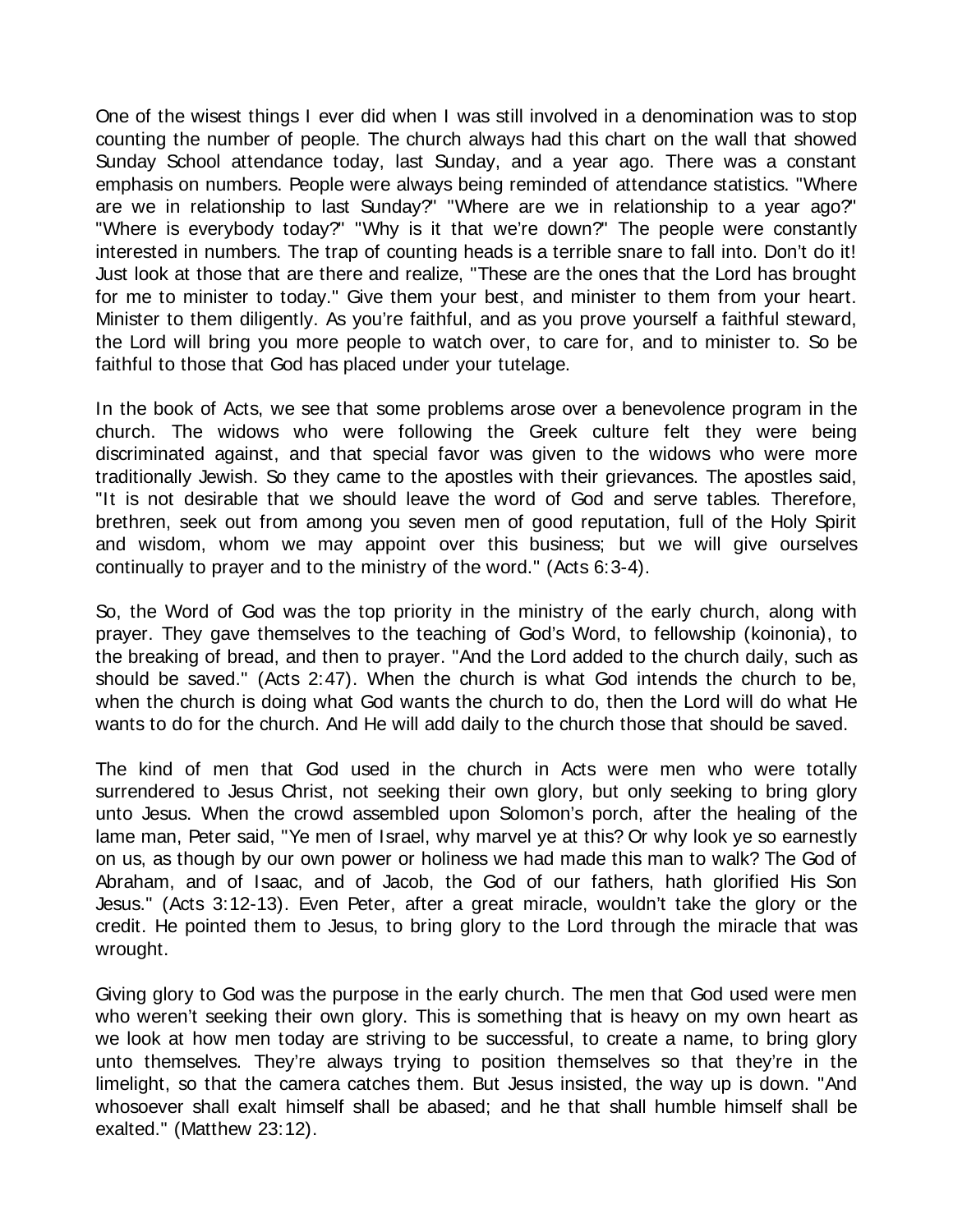One of the wisest things I ever did when I was still involved in a denomination was to stop counting the number of people. The church always had this chart on the wall that showed Sunday School attendance today, last Sunday, and a year ago. There was a constant emphasis on numbers. People were always being reminded of attendance statistics. "Where are we in relationship to last Sunday?" "Where are we in relationship to a year ago?" "Where is everybody today?" "Why is it that we're down?" The people were constantly interested in numbers. The trap of counting heads is a terrible snare to fall into. Don't do it! Just look at those that are there and realize, "These are the ones that the Lord has brought for me to minister to today." Give them your best, and minister to them from your heart. Minister to them diligently. As you're faithful, and as you prove yourself a faithful steward, the Lord will bring you more people to watch over, to care for, and to minister to. So be faithful to those that God has placed under your tutelage.

In the book of Acts, we see that some problems arose over a benevolence program in the church. The widows who were following the Greek culture felt they were being discriminated against, and that special favor was given to the widows who were more traditionally Jewish. So they came to the apostles with their grievances. The apostles said, "It is not desirable that we should leave the word of God and serve tables. Therefore, brethren, seek out from among you seven men of good reputation, full of the Holy Spirit and wisdom, whom we may appoint over this business; but we will give ourselves continually to prayer and to the ministry of the word." (Acts 6:3-4).

So, the Word of God was the top priority in the ministry of the early church, along with prayer. They gave themselves to the teaching of God's Word, to fellowship (koinonia), to the breaking of bread, and then to prayer. "And the Lord added to the church daily, such as should be saved." (Acts 2:47). When the church is what God intends the church to be, when the church is doing what God wants the church to do, then the Lord will do what He wants to do for the church. And He will add daily to the church those that should be saved.

The kind of men that God used in the church in Acts were men who were totally surrendered to Jesus Christ, not seeking their own glory, but only seeking to bring glory unto Jesus. When the crowd assembled upon Solomon's porch, after the healing of the lame man, Peter said, "Ye men of Israel, why marvel ye at this? Or why look ye so earnestly on us, as though by our own power or holiness we had made this man to walk? The God of Abraham, and of Isaac, and of Jacob, the God of our fathers, hath glorified His Son Jesus." (Acts 3:12-13). Even Peter, after a great miracle, wouldn't take the glory or the credit. He pointed them to Jesus, to bring glory to the Lord through the miracle that was wrought.

Giving glory to God was the purpose in the early church. The men that God used were men who weren't seeking their own glory. This is something that is heavy on my own heart as we look at how men today are striving to be successful, to create a name, to bring glory unto themselves. They're always trying to position themselves so that they're in the limelight, so that the camera catches them. But Jesus insisted, the way up is down. "And whosoever shall exalt himself shall be abased; and he that shall humble himself shall be exalted." (Matthew 23:12).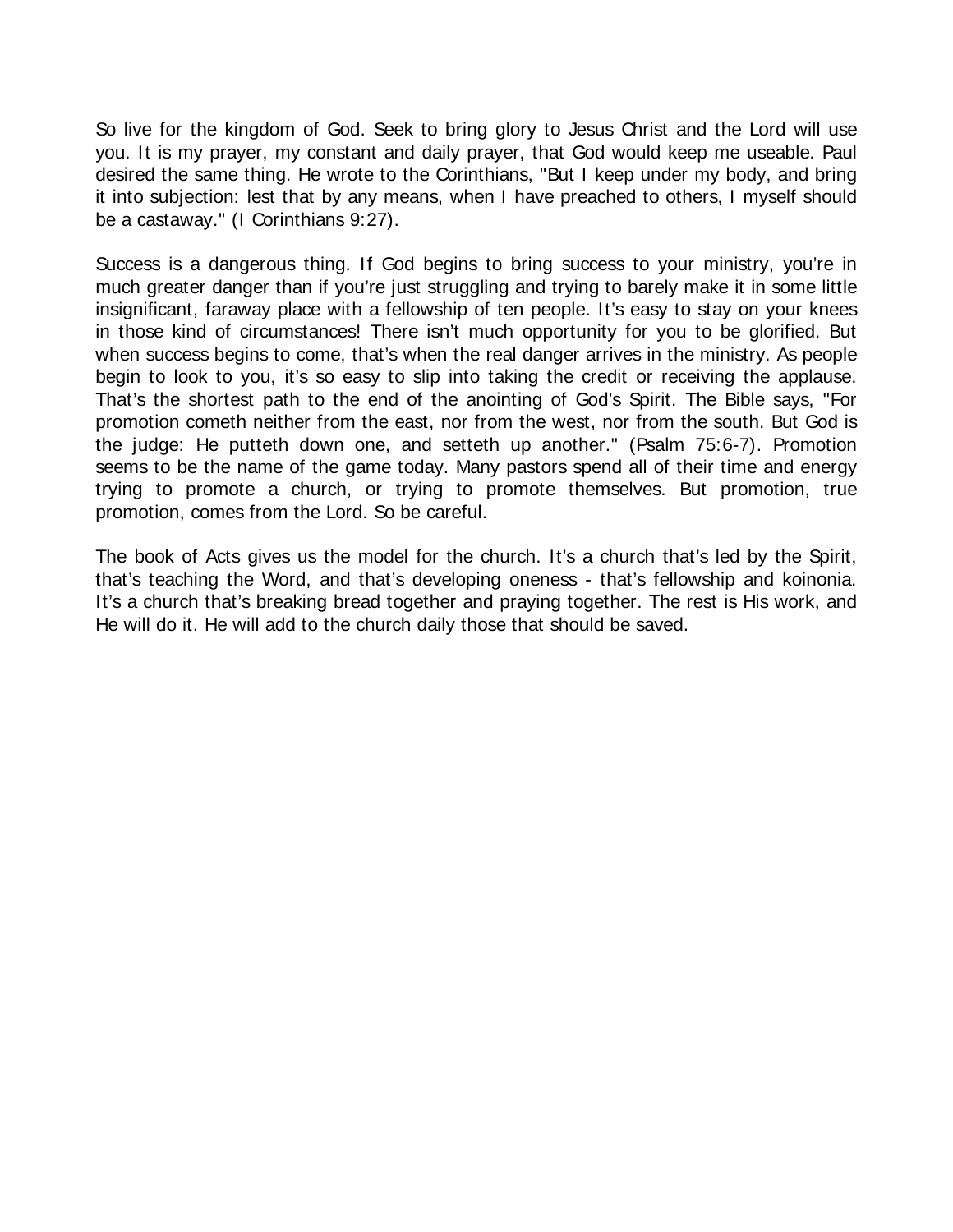So live for the kingdom of God. Seek to bring glory to Jesus Christ and the Lord will use you. It is my prayer, my constant and daily prayer, that God would keep me useable. Paul desired the same thing. He wrote to the Corinthians, "But I keep under my body, and bring it into subjection: lest that by any means, when I have preached to others, I myself should be a castaway." (I Corinthians 9:27).

Success is a dangerous thing. If God begins to bring success to your ministry, you're in much greater danger than if you're just struggling and trying to barely make it in some little insignificant, faraway place with a fellowship of ten people. It's easy to stay on your knees in those kind of circumstances! There isn't much opportunity for you to be glorified. But when success begins to come, that's when the real danger arrives in the ministry. As people begin to look to you, it's so easy to slip into taking the credit or receiving the applause. That's the shortest path to the end of the anointing of God's Spirit. The Bible says, "For promotion cometh neither from the east, nor from the west, nor from the south. But God is the judge: He putteth down one, and setteth up another." (Psalm 75:6-7). Promotion seems to be the name of the game today. Many pastors spend all of their time and energy trying to promote a church, or trying to promote themselves. But promotion, true promotion, comes from the Lord. So be careful.

The book of Acts gives us the model for the church. It's a church that's led by the Spirit, that's teaching the Word, and that's developing oneness - that's fellowship and koinonia. It's a church that's breaking bread together and praying together. The rest is His work, and He will do it. He will add to the church daily those that should be saved.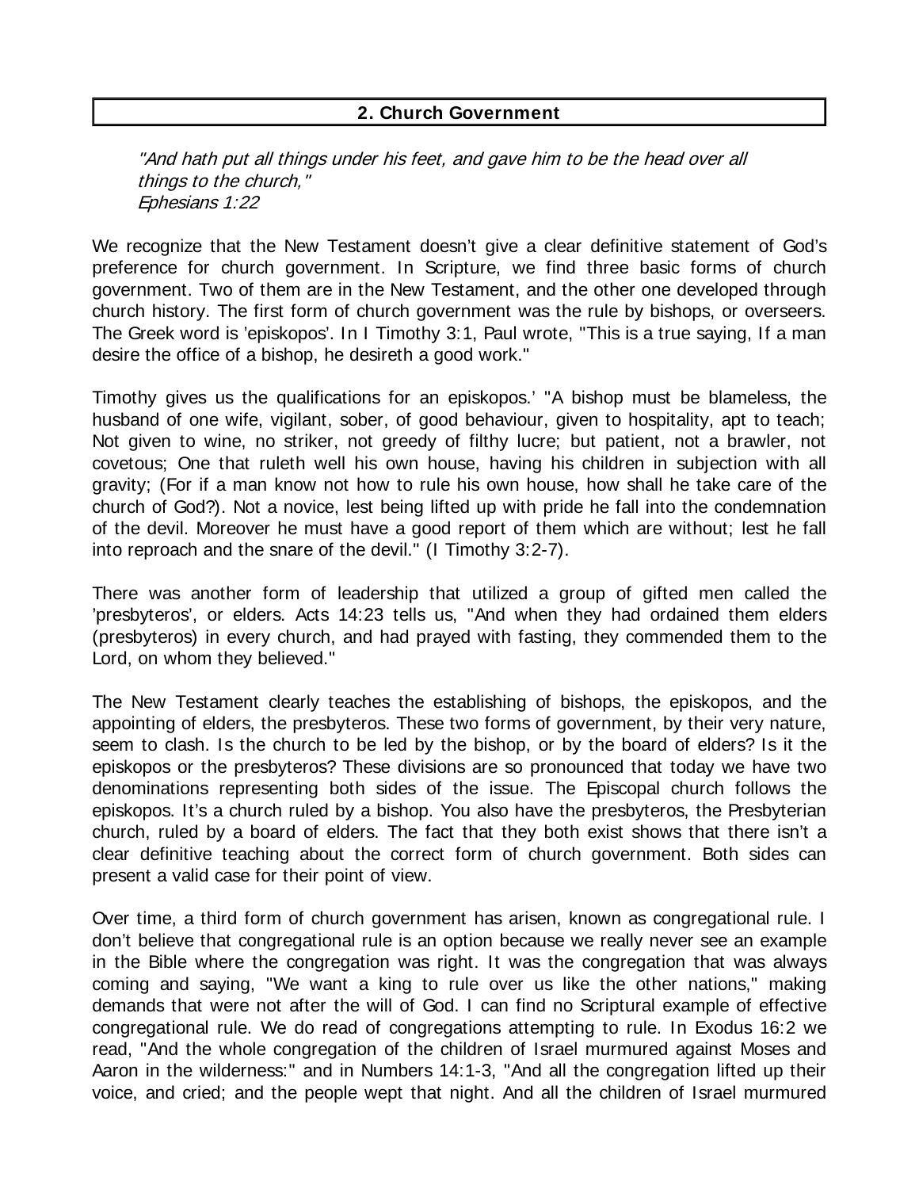## 2. Church Government

*"And hath put all things under his feet, and gave him to be the head over all things to the church,"*
*Ephesians 1:22*

We recognize that the New Testament doesn't give a clear definitive statement of God's preference for church government. In Scripture, we find three basic forms of church government. Two of them are in the New Testament, and the other one developed through church history. The first form of church government was the rule by bishops, or overseers. The Greek word is 'episkopos'. In I Timothy 3:1, Paul wrote, "This is a true saying, If a man desire the office of a bishop, he desireth a good work."

Timothy gives us the qualifications for an episkopos.' "A bishop must be blameless, the husband of one wife, vigilant, sober, of good behaviour, given to hospitality, apt to teach; Not given to wine, no striker, not greedy of filthy lucre; but patient, not a brawler, not covetous; One that ruleth well his own house, having his children in subjection with all gravity; (For if a man know not how to rule his own house, how shall he take care of the church of God?). Not a novice, lest being lifted up with pride he fall into the condemnation of the devil. Moreover he must have a good report of them which are without; lest he fall into reproach and the snare of the devil." (I Timothy 3:2-7).

There was another form of leadership that utilized a group of gifted men called the 'presbyteros', or elders. Acts 14:23 tells us, "And when they had ordained them elders (presbyteros) in every church, and had prayed with fasting, they commended them to the Lord, on whom they believed."

The New Testament clearly teaches the establishing of bishops, the episkopos, and the appointing of elders, the presbyteros. These two forms of government, by their very nature, seem to clash. Is the church to be led by the bishop, or by the board of elders? Is it the episkopos or the presbyteros? These divisions are so pronounced that today we have two denominations representing both sides of the issue. The Episcopal church follows the episkopos. It's a church ruled by a bishop. You also have the presbyteros, the Presbyterian church, ruled by a board of elders. The fact that they both exist shows that there isn't a clear definitive teaching about the correct form of church government. Both sides can present a valid case for their point of view.

Over time, a third form of church government has arisen, known as congregational rule. I don't believe that congregational rule is an option because we really never see an example in the Bible where the congregation was right. It was the congregation that was always coming and saying, "We want a king to rule over us like the other nations," making demands that were not after the will of God. I can find no Scriptural example of effective congregational rule. We do read of congregations attempting to rule. In Exodus 16:2 we read, "And the whole congregation of the children of Israel murmured against Moses and Aaron in the wilderness:" and in Numbers 14:1-3, "And all the congregation lifted up their voice, and cried; and the people wept that night. And all the children of Israel murmured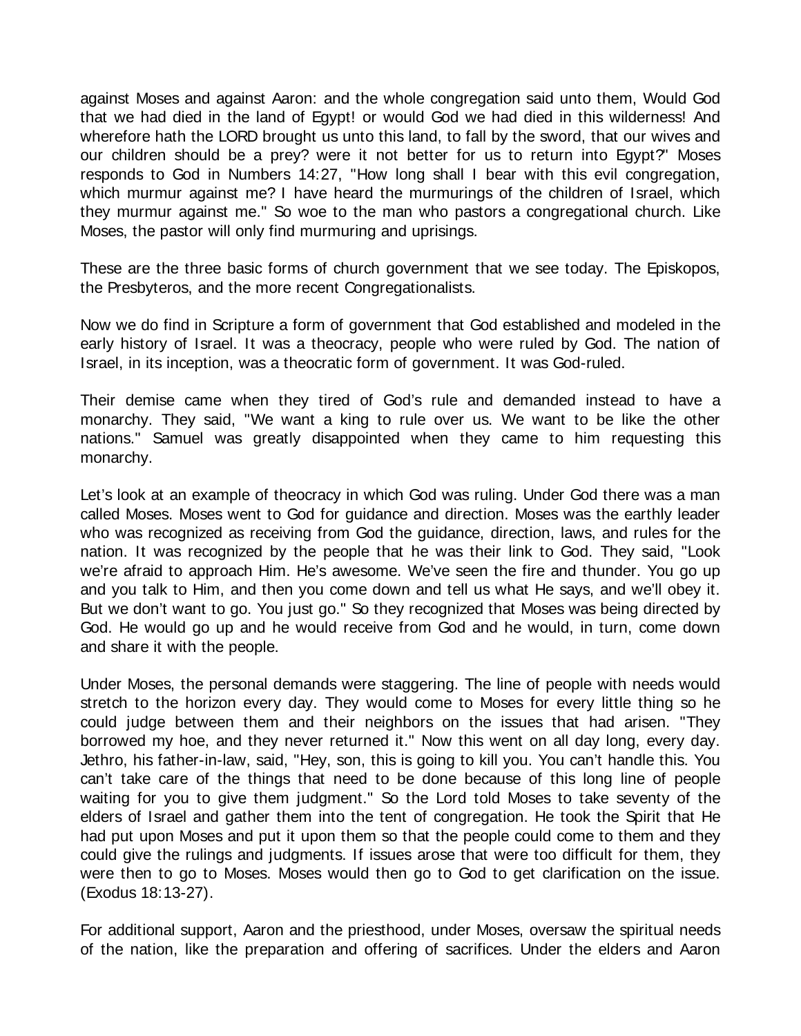against Moses and against Aaron: and the whole congregation said unto them, Would God that we had died in the land of Egypt! or would God we had died in this wilderness! And wherefore hath the LORD brought us unto this land, to fall by the sword, that our wives and our children should be a prey? were it not better for us to return into Egypt?" Moses responds to God in Numbers 14:27, "How long shall I bear with this evil congregation, which murmur against me? I have heard the murmurings of the children of Israel, which they murmur against me." So woe to the man who pastors a congregational church. Like Moses, the pastor will only find murmuring and uprisings.

These are the three basic forms of church government that we see today. The Episkopos, the Presbyteros, and the more recent Congregationalists.

Now we do find in Scripture a form of government that God established and modeled in the early history of Israel. It was a theocracy, people who were ruled by God. The nation of Israel, in its inception, was a theocratic form of government. It was God-ruled.

Their demise came when they tired of God's rule and demanded instead to have a monarchy. They said, "We want a king to rule over us. We want to be like the other nations." Samuel was greatly disappointed when they came to him requesting this monarchy.

Let's look at an example of theocracy in which God was ruling. Under God there was a man called Moses. Moses went to God for guidance and direction. Moses was the earthly leader who was recognized as receiving from God the guidance, direction, laws, and rules for the nation. It was recognized by the people that he was their link to God. They said, "Look we're afraid to approach Him. He's awesome. We've seen the fire and thunder. You go up and you talk to Him, and then you come down and tell us what He says, and we'll obey it. But we don't want to go. You just go." So they recognized that Moses was being directed by God. He would go up and he would receive from God and he would, in turn, come down and share it with the people.

Under Moses, the personal demands were staggering. The line of people with needs would stretch to the horizon every day. They would come to Moses for every little thing so he could judge between them and their neighbors on the issues that had arisen. "They borrowed my hoe, and they never returned it." Now this went on all day long, every day. Jethro, his father-in-law, said, "Hey, son, this is going to kill you. You can't handle this. You can't take care of the things that need to be done because of this long line of people waiting for you to give them judgment." So the Lord told Moses to take seventy of the elders of Israel and gather them into the tent of congregation. He took the Spirit that He had put upon Moses and put it upon them so that the people could come to them and they could give the rulings and judgments. If issues arose that were too difficult for them, they were then to go to Moses. Moses would then go to God to get clarification on the issue. (Exodus 18:13-27).

For additional support, Aaron and the priesthood, under Moses, oversaw the spiritual needs of the nation, like the preparation and offering of sacrifices. Under the elders and Aaron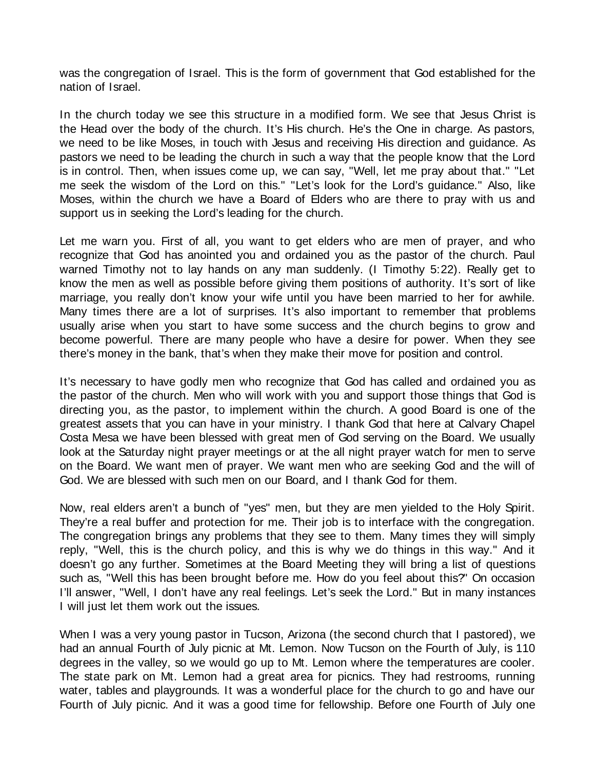was the congregation of Israel. This is the form of government that God established for the nation of Israel.

In the church today we see this structure in a modified form. We see that Jesus Christ is the Head over the body of the church. It's His church. He's the One in charge. As pastors, we need to be like Moses, in touch with Jesus and receiving His direction and guidance. As pastors we need to be leading the church in such a way that the people know that the Lord is in control. Then, when issues come up, we can say, "Well, let me pray about that." "Let me seek the wisdom of the Lord on this." "Let's look for the Lord's guidance." Also, like Moses, within the church we have a Board of Elders who are there to pray with us and support us in seeking the Lord's leading for the church.

Let me warn you. First of all, you want to get elders who are men of prayer, and who recognize that God has anointed you and ordained you as the pastor of the church. Paul warned Timothy not to lay hands on any man suddenly. (I Timothy 5:22). Really get to know the men as well as possible before giving them positions of authority. It's sort of like marriage, you really don't know your wife until you have been married to her for awhile. Many times there are a lot of surprises. It's also important to remember that problems usually arise when you start to have some success and the church begins to grow and become powerful. There are many people who have a desire for power. When they see there's money in the bank, that's when they make their move for position and control.

It's necessary to have godly men who recognize that God has called and ordained you as the pastor of the church. Men who will work with you and support those things that God is directing you, as the pastor, to implement within the church. A good Board is one of the greatest assets that you can have in your ministry. I thank God that here at Calvary Chapel Costa Mesa we have been blessed with great men of God serving on the Board. We usually look at the Saturday night prayer meetings or at the all night prayer watch for men to serve on the Board. We want men of prayer. We want men who are seeking God and the will of God. We are blessed with such men on our Board, and I thank God for them.

Now, real elders aren't a bunch of "yes" men, but they are men yielded to the Holy Spirit. They're a real buffer and protection for me. Their job is to interface with the congregation. The congregation brings any problems that they see to them. Many times they will simply reply, "Well, this is the church policy, and this is why we do things in this way." And it doesn't go any further. Sometimes at the Board Meeting they will bring a list of questions such as, "Well this has been brought before me. How do you feel about this?" On occasion I'll answer, "Well, I don't have any real feelings. Let's seek the Lord." But in many instances I will just let them work out the issues.

When I was a very young pastor in Tucson, Arizona (the second church that I pastored), we had an annual Fourth of July picnic at Mt. Lemon. Now Tucson on the Fourth of July, is 110 degrees in the valley, so we would go up to Mt. Lemon where the temperatures are cooler. The state park on Mt. Lemon had a great area for picnics. They had restrooms, running water, tables and playgrounds. It was a wonderful place for the church to go and have our Fourth of July picnic. And it was a good time for fellowship. Before one Fourth of July one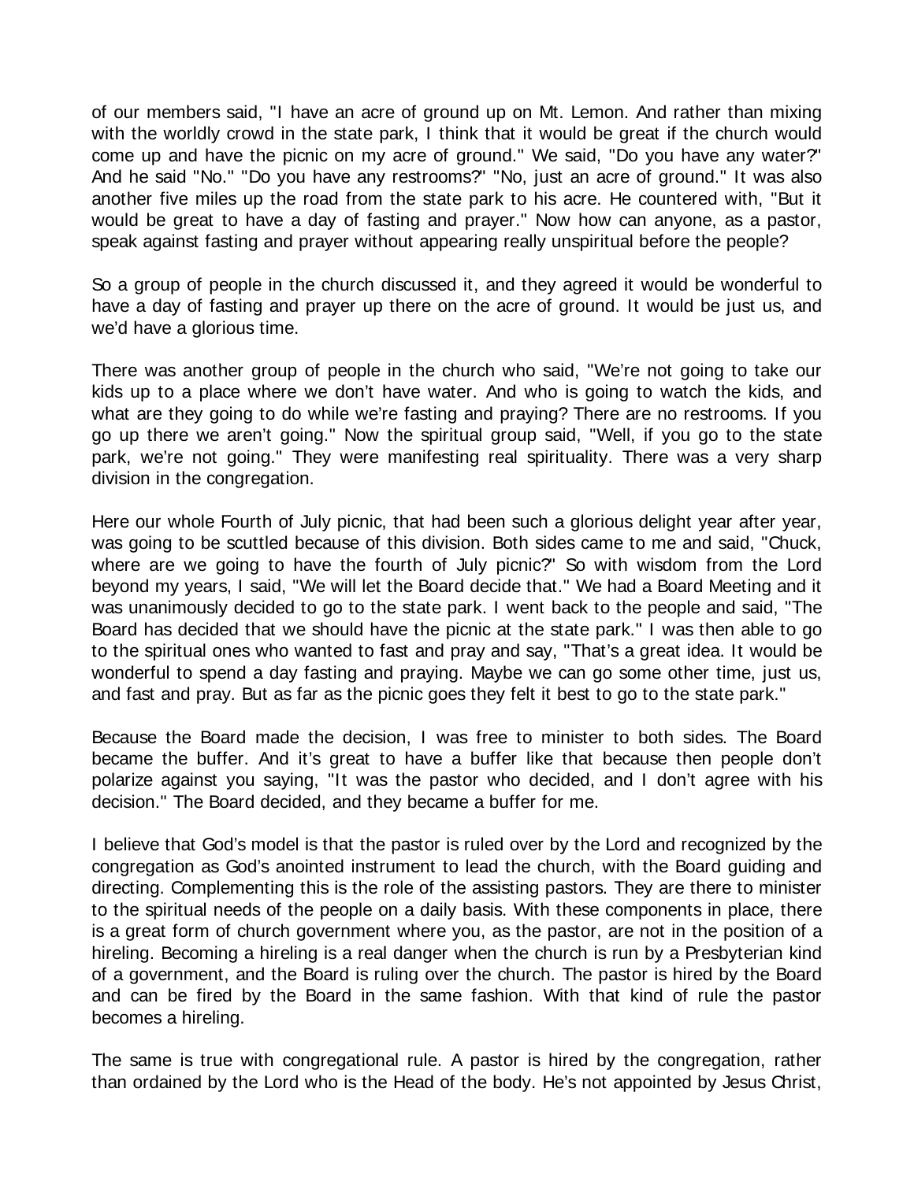of our members said, "I have an acre of ground up on Mt. Lemon. And rather than mixing with the worldly crowd in the state park, I think that it would be great if the church would come up and have the picnic on my acre of ground." We said, "Do you have any water?" And he said "No." "Do you have any restrooms?" "No, just an acre of ground." It was also another five miles up the road from the state park to his acre. He countered with, "But it would be great to have a day of fasting and prayer." Now how can anyone, as a pastor, speak against fasting and prayer without appearing really unspiritual before the people?

So a group of people in the church discussed it, and they agreed it would be wonderful to have a day of fasting and prayer up there on the acre of ground. It would be just us, and we'd have a glorious time.

There was another group of people in the church who said, "We're not going to take our kids up to a place where we don't have water. And who is going to watch the kids, and what are they going to do while we're fasting and praying? There are no restrooms. If you go up there we aren't going." Now the spiritual group said, "Well, if you go to the state park, we're not going." They were manifesting real spirituality. There was a very sharp division in the congregation.

Here our whole Fourth of July picnic, that had been such a glorious delight year after year, was going to be scuttled because of this division. Both sides came to me and said, "Chuck, where are we going to have the fourth of July picnic?" So with wisdom from the Lord beyond my years, I said, "We will let the Board decide that." We had a Board Meeting and it was unanimously decided to go to the state park. I went back to the people and said, "The Board has decided that we should have the picnic at the state park." I was then able to go to the spiritual ones who wanted to fast and pray and say, "That's a great idea. It would be wonderful to spend a day fasting and praying. Maybe we can go some other time, just us, and fast and pray. But as far as the picnic goes they felt it best to go to the state park."

Because the Board made the decision, I was free to minister to both sides. The Board became the buffer. And it's great to have a buffer like that because then people don't polarize against you saying, "It was the pastor who decided, and I don't agree with his decision." The Board decided, and they became a buffer for me.

I believe that God's model is that the pastor is ruled over by the Lord and recognized by the congregation as God's anointed instrument to lead the church, with the Board guiding and directing. Complementing this is the role of the assisting pastors. They are there to minister to the spiritual needs of the people on a daily basis. With these components in place, there is a great form of church government where you, as the pastor, are not in the position of a hireling. Becoming a hireling is a real danger when the church is run by a Presbyterian kind of a government, and the Board is ruling over the church. The pastor is hired by the Board and can be fired by the Board in the same fashion. With that kind of rule the pastor becomes a hireling.

The same is true with congregational rule. A pastor is hired by the congregation, rather than ordained by the Lord who is the Head of the body. He's not appointed by Jesus Christ,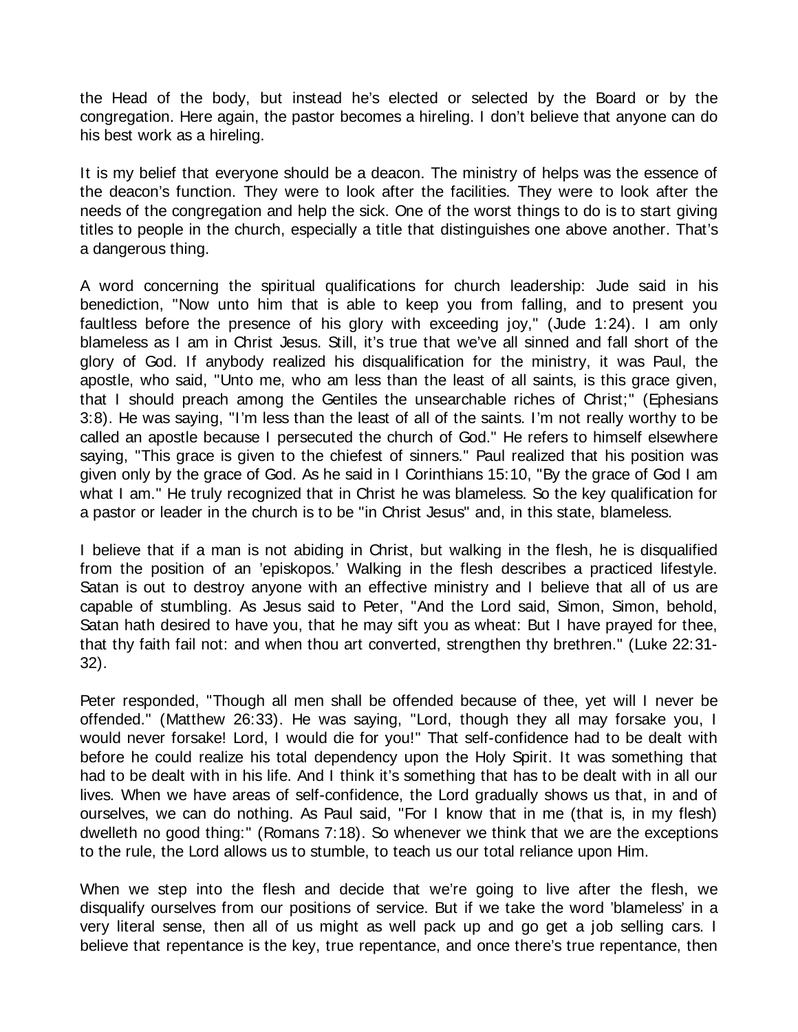the Head of the body, but instead he's elected or selected by the Board or by the congregation. Here again, the pastor becomes a hireling. I don't believe that anyone can do his best work as a hireling.

It is my belief that everyone should be a deacon. The ministry of helps was the essence of the deacon's function. They were to look after the facilities. They were to look after the needs of the congregation and help the sick. One of the worst things to do is to start giving titles to people in the church, especially a title that distinguishes one above another. That's a dangerous thing.

A word concerning the spiritual qualifications for church leadership: Jude said in his benediction, "Now unto him that is able to keep you from falling, and to present you faultless before the presence of his glory with exceeding joy," (Jude 1:24). I am only blameless as I am in Christ Jesus. Still, it's true that we've all sinned and fall short of the glory of God. If anybody realized his disqualification for the ministry, it was Paul, the apostle, who said, "Unto me, who am less than the least of all saints, is this grace given, that I should preach among the Gentiles the unsearchable riches of Christ;" (Ephesians 3:8). He was saying, "I'm less than the least of all of the saints. I'm not really worthy to be called an apostle because I persecuted the church of God." He refers to himself elsewhere saying, "This grace is given to the chiefest of sinners." Paul realized that his position was given only by the grace of God. As he said in I Corinthians 15:10, "By the grace of God I am what I am." He truly recognized that in Christ he was blameless. So the key qualification for a pastor or leader in the church is to be "in Christ Jesus" and, in this state, blameless.

I believe that if a man is not abiding in Christ, but walking in the flesh, he is disqualified from the position of an 'episkopos.' Walking in the flesh describes a practiced lifestyle. Satan is out to destroy anyone with an effective ministry and I believe that all of us are capable of stumbling. As Jesus said to Peter, "And the Lord said, Simon, Simon, behold, Satan hath desired to have you, that he may sift you as wheat: But I have prayed for thee, that thy faith fail not: and when thou art converted, strengthen thy brethren." (Luke 22:31-32).

Peter responded, "Though all men shall be offended because of thee, yet will I never be offended." (Matthew 26:33). He was saying, "Lord, though they all may forsake you, I would never forsake! Lord, I would die for you!" That self-confidence had to be dealt with before he could realize his total dependency upon the Holy Spirit. It was something that had to be dealt with in his life. And I think it's something that has to be dealt with in all our lives. When we have areas of self-confidence, the Lord gradually shows us that, in and of ourselves, we can do nothing. As Paul said, "For I know that in me (that is, in my flesh) dwelleth no good thing:" (Romans 7:18). So whenever we think that we are the exceptions to the rule, the Lord allows us to stumble, to teach us our total reliance upon Him.

When we step into the flesh and decide that we're going to live after the flesh, we disqualify ourselves from our positions of service. But if we take the word 'blameless' in a very literal sense, then all of us might as well pack up and go get a job selling cars. I believe that repentance is the key, true repentance, and once there's true repentance, then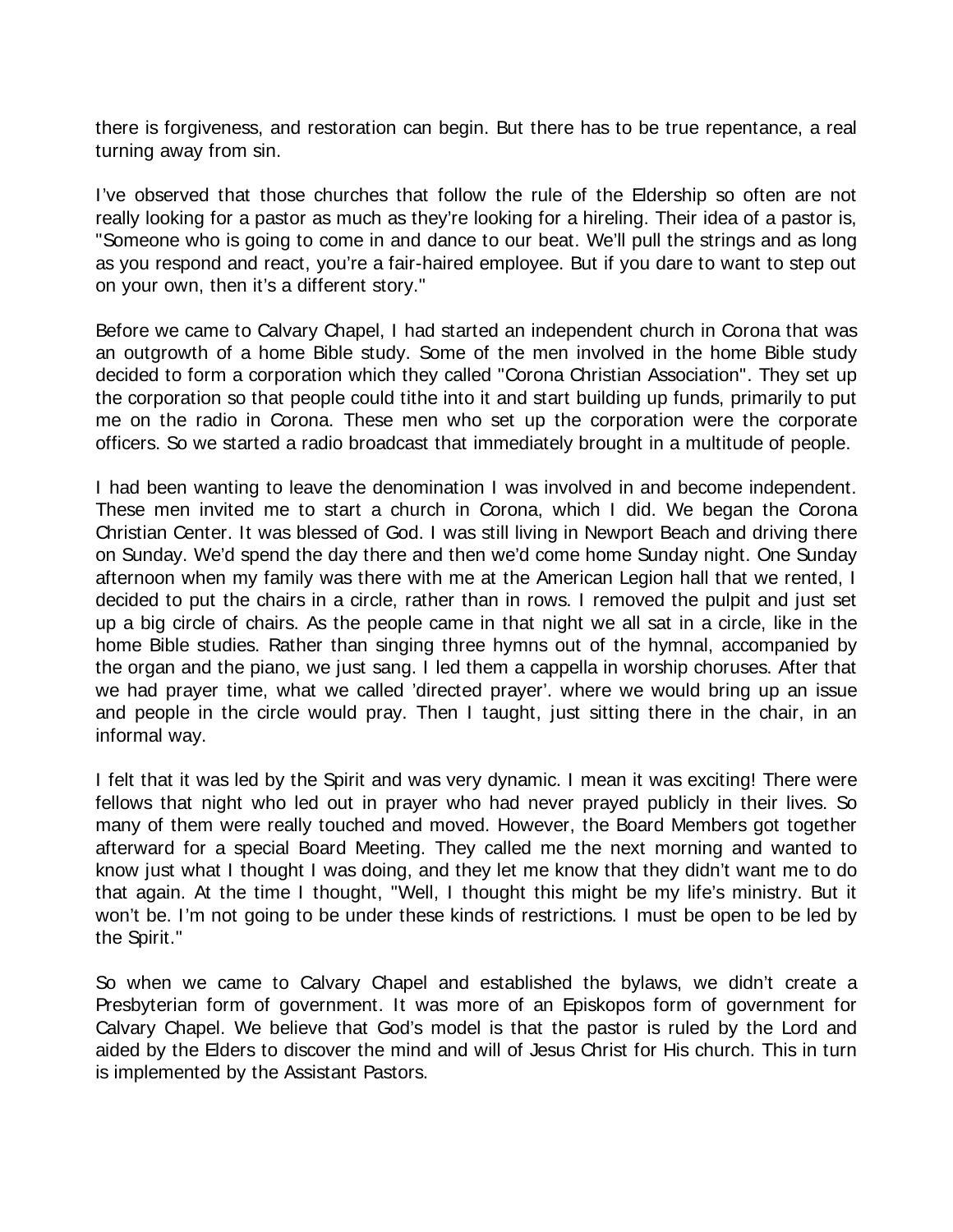there is forgiveness, and restoration can begin. But there has to be true repentance, a real turning away from sin.

I've observed that those churches that follow the rule of the Eldership so often are not really looking for a pastor as much as they're looking for a hireling. Their idea of a pastor is, "Someone who is going to come in and dance to our beat. We'll pull the strings and as long as you respond and react, you're a fair-haired employee. But if you dare to want to step out on your own, then it's a different story."

Before we came to Calvary Chapel, I had started an independent church in Corona that was an outgrowth of a home Bible study. Some of the men involved in the home Bible study decided to form a corporation which they called "Corona Christian Association". They set up the corporation so that people could tithe into it and start building up funds, primarily to put me on the radio in Corona. These men who set up the corporation were the corporate officers. So we started a radio broadcast that immediately brought in a multitude of people.

I had been wanting to leave the denomination I was involved in and become independent. These men invited me to start a church in Corona, which I did. We began the Corona Christian Center. It was blessed of God. I was still living in Newport Beach and driving there on Sunday. We'd spend the day there and then we'd come home Sunday night. One Sunday afternoon when my family was there with me at the American Legion hall that we rented, I decided to put the chairs in a circle, rather than in rows. I removed the pulpit and just set up a big circle of chairs. As the people came in that night we all sat in a circle, like in the home Bible studies. Rather than singing three hymns out of the hymnal, accompanied by the organ and the piano, we just sang. I led them a cappella in worship choruses. After that we had prayer time, what we called 'directed prayer'. where we would bring up an issue and people in the circle would pray. Then I taught, just sitting there in the chair, in an informal way.

I felt that it was led by the Spirit and was very dynamic. I mean it was exciting! There were fellows that night who led out in prayer who had never prayed publicly in their lives. So many of them were really touched and moved. However, the Board Members got together afterward for a special Board Meeting. They called me the next morning and wanted to know just what I thought I was doing, and they let me know that they didn't want me to do that again. At the time I thought, "Well, I thought this might be my life's ministry. But it won't be. I'm not going to be under these kinds of restrictions. I must be open to be led by the Spirit."

So when we came to Calvary Chapel and established the bylaws, we didn't create a Presbyterian form of government. It was more of an Episkopos form of government for Calvary Chapel. We believe that God's model is that the pastor is ruled by the Lord and aided by the Elders to discover the mind and will of Jesus Christ for His church. This in turn is implemented by the Assistant Pastors.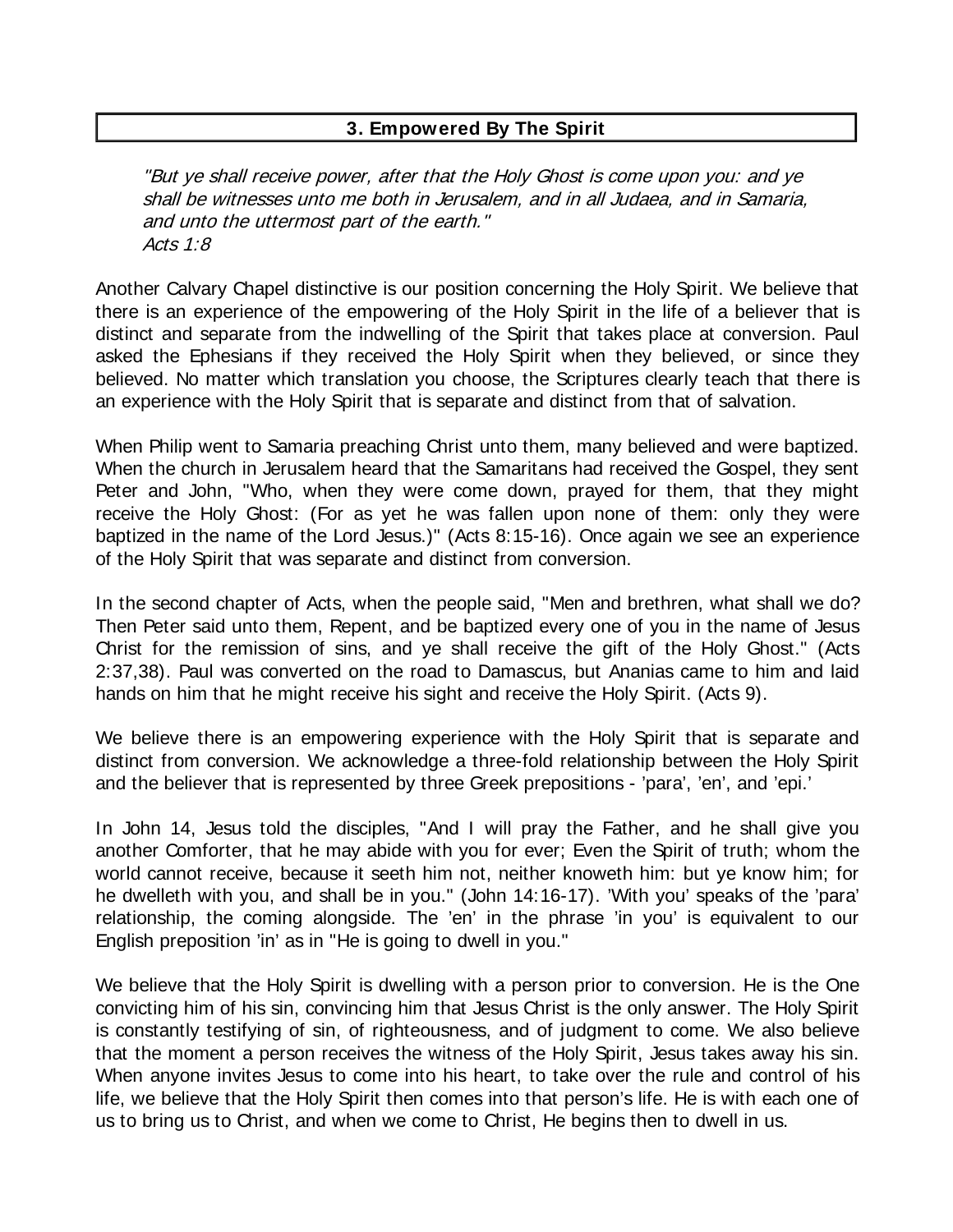## 3. Empowered By The Spirit

*"But ye shall receive power, after that the Holy Ghost is come upon you: and ye shall be witnesses unto me both in Jerusalem, and in all Judaea, and in Samaria, and unto the uttermost part of the earth."*
*Acts 1:8*

Another Calvary Chapel distinctive is our position concerning the Holy Spirit. We believe that there is an experience of the empowering of the Holy Spirit in the life of a believer that is distinct and separate from the indwelling of the Spirit that takes place at conversion. Paul asked the Ephesians if they received the Holy Spirit when they believed, or since they believed. No matter which translation you choose, the Scriptures clearly teach that there is an experience with the Holy Spirit that is separate and distinct from that of salvation.

When Philip went to Samaria preaching Christ unto them, many believed and were baptized. When the church in Jerusalem heard that the Samaritans had received the Gospel, they sent Peter and John, "Who, when they were come down, prayed for them, that they might receive the Holy Ghost: (For as yet he was fallen upon none of them: only they were baptized in the name of the Lord Jesus.)" (Acts 8:15-16). Once again we see an experience of the Holy Spirit that was separate and distinct from conversion.

In the second chapter of Acts, when the people said, "Men and brethren, what shall we do? Then Peter said unto them, Repent, and be baptized every one of you in the name of Jesus Christ for the remission of sins, and ye shall receive the gift of the Holy Ghost." (Acts 2:37,38). Paul was converted on the road to Damascus, but Ananias came to him and laid hands on him that he might receive his sight and receive the Holy Spirit. (Acts 9).

We believe there is an empowering experience with the Holy Spirit that is separate and distinct from conversion. We acknowledge a three-fold relationship between the Holy Spirit and the believer that is represented by three Greek prepositions - 'para', 'en', and 'epi.'

In John 14, Jesus told the disciples, "And I will pray the Father, and he shall give you another Comforter, that he may abide with you for ever; Even the Spirit of truth; whom the world cannot receive, because it seeth him not, neither knoweth him: but ye know him; for he dwelleth with you, and shall be in you." (John 14:16-17). 'With you' speaks of the 'para' relationship, the coming alongside. The 'en' in the phrase 'in you' is equivalent to our English preposition 'in' as in "He is going to dwell in you."

We believe that the Holy Spirit is dwelling with a person prior to conversion. He is the One convicting him of his sin, convincing him that Jesus Christ is the only answer. The Holy Spirit is constantly testifying of sin, of righteousness, and of judgment to come. We also believe that the moment a person receives the witness of the Holy Spirit, Jesus takes away his sin. When anyone invites Jesus to come into his heart, to take over the rule and control of his life, we believe that the Holy Spirit then comes into that person's life. He is with each one of us to bring us to Christ, and when we come to Christ, He begins then to dwell in us.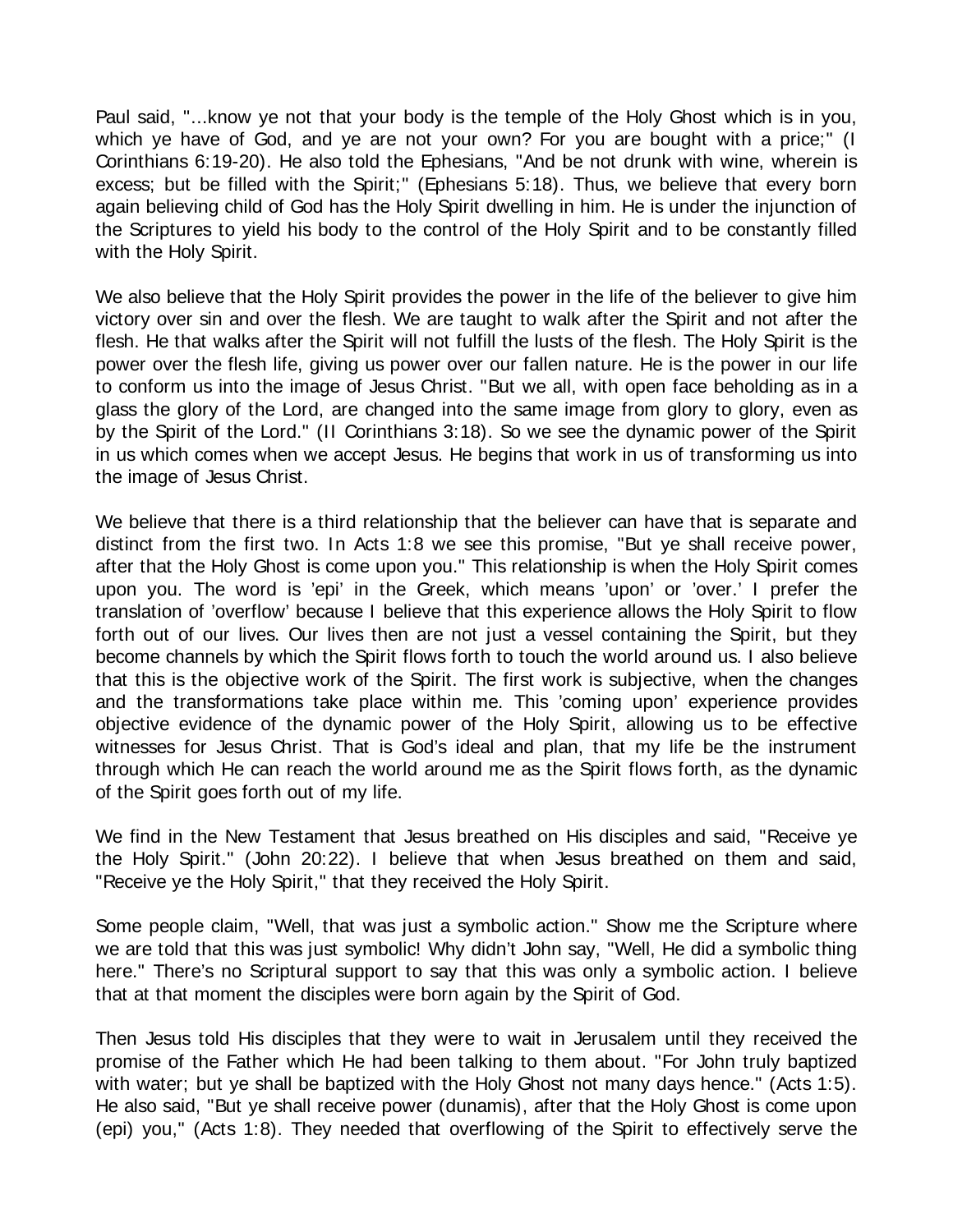Paul said, "...know ye not that your body is the temple of the Holy Ghost which is in you, which ye have of God, and ye are not your own? For you are bought with a price;" (I Corinthians 6:19-20). He also told the Ephesians, "And be not drunk with wine, wherein is excess; but be filled with the Spirit;" (Ephesians 5:18). Thus, we believe that every born again believing child of God has the Holy Spirit dwelling in him. He is under the injunction of the Scriptures to yield his body to the control of the Holy Spirit and to be constantly filled with the Holy Spirit.

We also believe that the Holy Spirit provides the power in the life of the believer to give him victory over sin and over the flesh. We are taught to walk after the Spirit and not after the flesh. He that walks after the Spirit will not fulfill the lusts of the flesh. The Holy Spirit is the power over the flesh life, giving us power over our fallen nature. He is the power in our life to conform us into the image of Jesus Christ. "But we all, with open face beholding as in a glass the glory of the Lord, are changed into the same image from glory to glory, even as by the Spirit of the Lord." (II Corinthians 3:18). So we see the dynamic power of the Spirit in us which comes when we accept Jesus. He begins that work in us of transforming us into the image of Jesus Christ.

We believe that there is a third relationship that the believer can have that is separate and distinct from the first two. In Acts 1:8 we see this promise, "But ye shall receive power, after that the Holy Ghost is come upon you." This relationship is when the Holy Spirit comes upon you. The word is 'epi' in the Greek, which means 'upon' or 'over.' I prefer the translation of 'overflow' because I believe that this experience allows the Holy Spirit to flow forth out of our lives. Our lives then are not just a vessel containing the Spirit, but they become channels by which the Spirit flows forth to touch the world around us. I also believe that this is the objective work of the Spirit. The first work is subjective, when the changes and the transformations take place within me. This 'coming upon' experience provides objective evidence of the dynamic power of the Holy Spirit, allowing us to be effective witnesses for Jesus Christ. That is God's ideal and plan, that my life be the instrument through which He can reach the world around me as the Spirit flows forth, as the dynamic of the Spirit goes forth out of my life.

We find in the New Testament that Jesus breathed on His disciples and said, "Receive ye the Holy Spirit." (John 20:22). I believe that when Jesus breathed on them and said, "Receive ye the Holy Spirit," that they received the Holy Spirit.

Some people claim, "Well, that was just a symbolic action." Show me the Scripture where we are told that this was just symbolic! Why didn't John say, "Well, He did a symbolic thing here." There's no Scriptural support to say that this was only a symbolic action. I believe that at that moment the disciples were born again by the Spirit of God.

Then Jesus told His disciples that they were to wait in Jerusalem until they received the promise of the Father which He had been talking to them about. "For John truly baptized with water; but ye shall be baptized with the Holy Ghost not many days hence." (Acts 1:5). He also said, "But ye shall receive power (dunamis), after that the Holy Ghost is come upon (epi) you," (Acts 1:8). They needed that overflowing of the Spirit to effectively serve the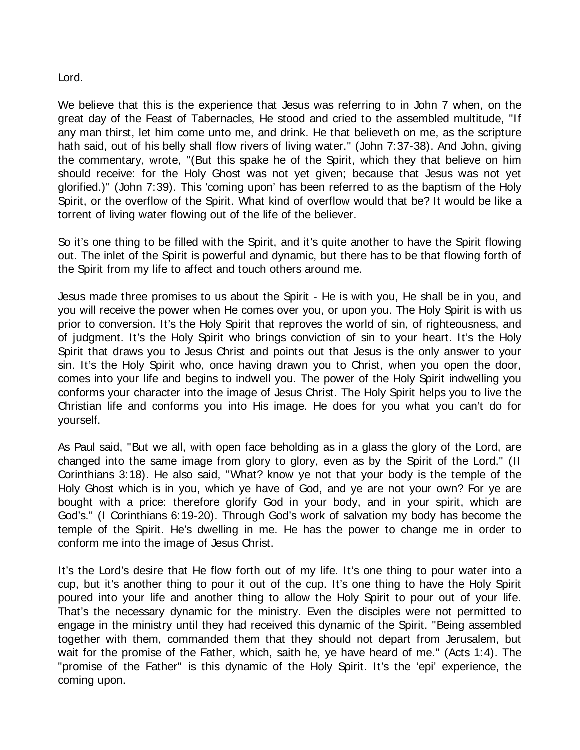Lord.

We believe that this is the experience that Jesus was referring to in John 7 when, on the great day of the Feast of Tabernacles, He stood and cried to the assembled multitude, "If any man thirst, let him come unto me, and drink. He that believeth on me, as the scripture hath said, out of his belly shall flow rivers of living water." (John 7:37-38). And John, giving the commentary, wrote, "(But this spake he of the Spirit, which they that believe on him should receive: for the Holy Ghost was not yet given; because that Jesus was not yet glorified.)" (John 7:39). This 'coming upon' has been referred to as the baptism of the Holy Spirit, or the overflow of the Spirit. What kind of overflow would that be? It would be like a torrent of living water flowing out of the life of the believer.

So it's one thing to be filled with the Spirit, and it's quite another to have the Spirit flowing out. The inlet of the Spirit is powerful and dynamic, but there has to be that flowing forth of the Spirit from my life to affect and touch others around me.

Jesus made three promises to us about the Spirit - He is with you, He shall be in you, and you will receive the power when He comes over you, or upon you. The Holy Spirit is with us prior to conversion. It's the Holy Spirit that reproves the world of sin, of righteousness, and of judgment. It's the Holy Spirit who brings conviction of sin to your heart. It's the Holy Spirit that draws you to Jesus Christ and points out that Jesus is the only answer to your sin. It's the Holy Spirit who, once having drawn you to Christ, when you open the door, comes into your life and begins to indwell you. The power of the Holy Spirit indwelling you conforms your character into the image of Jesus Christ. The Holy Spirit helps you to live the Christian life and conforms you into His image. He does for you what you can't do for yourself.

As Paul said, "But we all, with open face beholding as in a glass the glory of the Lord, are changed into the same image from glory to glory, even as by the Spirit of the Lord." (II Corinthians 3:18). He also said, "What? know ye not that your body is the temple of the Holy Ghost which is in you, which ye have of God, and ye are not your own? For ye are bought with a price: therefore glorify God in your body, and in your spirit, which are God's." (I Corinthians 6:19-20). Through God's work of salvation my body has become the temple of the Spirit. He's dwelling in me. He has the power to change me in order to conform me into the image of Jesus Christ.

It's the Lord's desire that He flow forth out of my life. It's one thing to pour water into a cup, but it's another thing to pour it out of the cup. It's one thing to have the Holy Spirit poured into your life and another thing to allow the Holy Spirit to pour out of your life. That's the necessary dynamic for the ministry. Even the disciples were not permitted to engage in the ministry until they had received this dynamic of the Spirit. "Being assembled together with them, commanded them that they should not depart from Jerusalem, but wait for the promise of the Father, which, saith he, ye have heard of me." (Acts 1:4). The "promise of the Father" is this dynamic of the Holy Spirit. It's the 'epi' experience, the coming upon.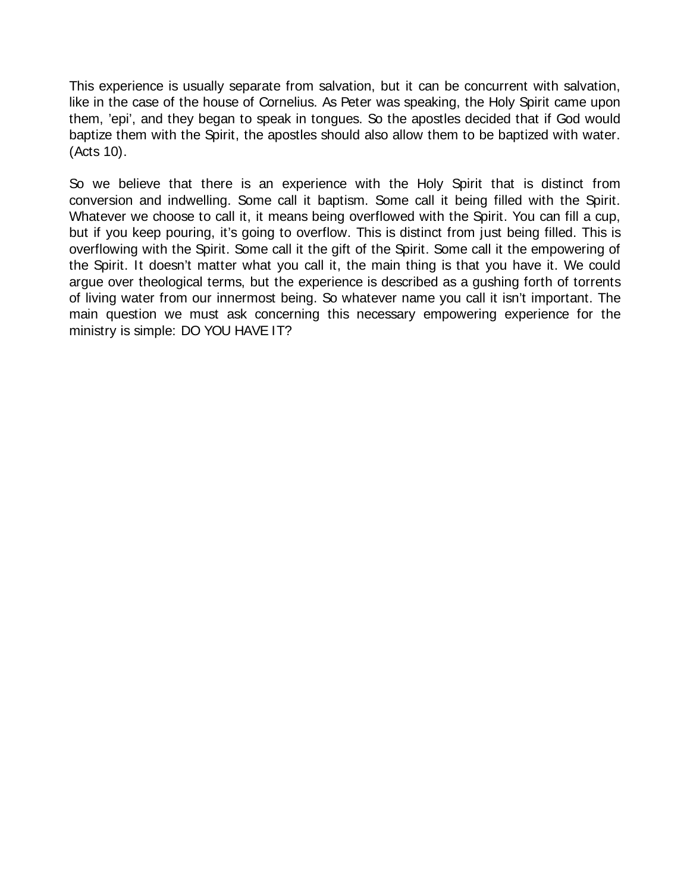This experience is usually separate from salvation, but it can be concurrent with salvation, like in the case of the house of Cornelius. As Peter was speaking, the Holy Spirit came upon them, 'epi', and they began to speak in tongues. So the apostles decided that if God would baptize them with the Spirit, the apostles should also allow them to be baptized with water. (Acts 10).

So we believe that there is an experience with the Holy Spirit that is distinct from conversion and indwelling. Some call it baptism. Some call it being filled with the Spirit. Whatever we choose to call it, it means being overflowed with the Spirit. You can fill a cup, but if you keep pouring, it's going to overflow. This is distinct from just being filled. This is overflowing with the Spirit. Some call it the gift of the Spirit. Some call it the empowering of the Spirit. It doesn't matter what you call it, the main thing is that you have it. We could argue over theological terms, but the experience is described as a gushing forth of torrents of living water from our innermost being. So whatever name you call it isn't important. The main question we must ask concerning this necessary empowering experience for the ministry is simple: DO YOU HAVE IT?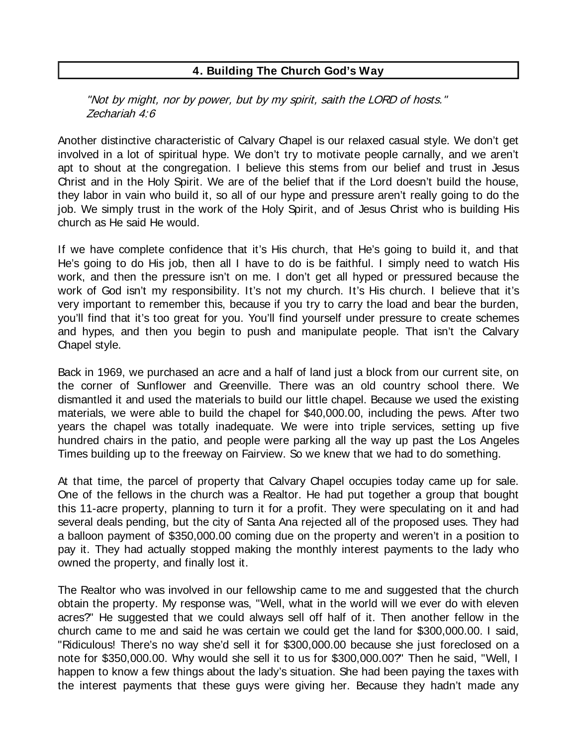## 4. Building The Church God's Way

*"Not by might, nor by power, but by my spirit, saith the LORD of hosts."*
*Zechariah 4:6*

Another distinctive characteristic of Calvary Chapel is our relaxed casual style. We don't get involved in a lot of spiritual hype. We don't try to motivate people carnally, and we aren't apt to shout at the congregation. I believe this stems from our belief and trust in Jesus Christ and in the Holy Spirit. We are of the belief that if the Lord doesn't build the house, they labor in vain who build it, so all of our hype and pressure aren't really going to do the job. We simply trust in the work of the Holy Spirit, and of Jesus Christ who is building His church as He said He would.

If we have complete confidence that it's His church, that He's going to build it, and that He's going to do His job, then all I have to do is be faithful. I simply need to watch His work, and then the pressure isn't on me. I don't get all hyped or pressured because the work of God isn't my responsibility. It's not my church. It's His church. I believe that it's very important to remember this, because if you try to carry the load and bear the burden, you'll find that it's too great for you. You'll find yourself under pressure to create schemes and hypes, and then you begin to push and manipulate people. That isn't the Calvary Chapel style.

Back in 1969, we purchased an acre and a half of land just a block from our current site, on the corner of Sunflower and Greenville. There was an old country school there. We dismantled it and used the materials to build our little chapel. Because we used the existing materials, we were able to build the chapel for $40,000.00, including the pews. After two years the chapel was totally inadequate. We were into triple services, setting up five hundred chairs in the patio, and people were parking all the way up past the Los Angeles Times building up to the freeway on Fairview. So we knew that we had to do something.

At that time, the parcel of property that Calvary Chapel occupies today came up for sale. One of the fellows in the church was a Realtor. He had put together a group that bought this 11-acre property, planning to turn it for a profit. They were speculating on it and had several deals pending, but the city of Santa Ana rejected all of the proposed uses. They had a balloon payment of $350,000.00 coming due on the property and weren't in a position to pay it. They had actually stopped making the monthly interest payments to the lady who owned the property, and finally lost it.

The Realtor who was involved in our fellowship came to me and suggested that the church obtain the property. My response was, "Well, what in the world will we ever do with eleven acres?" He suggested that we could always sell off half of it. Then another fellow in the church came to me and said he was certain we could get the land for $300,000.00. I said, "Ridiculous! There's no way she'd sell it for $300,000.00 because she just foreclosed on a note for $350,000.00. Why would she sell it to us for $300,000.00?" Then he said, "Well, I happen to know a few things about the lady's situation. She had been paying the taxes with the interest payments that these guys were giving her. Because they hadn't made any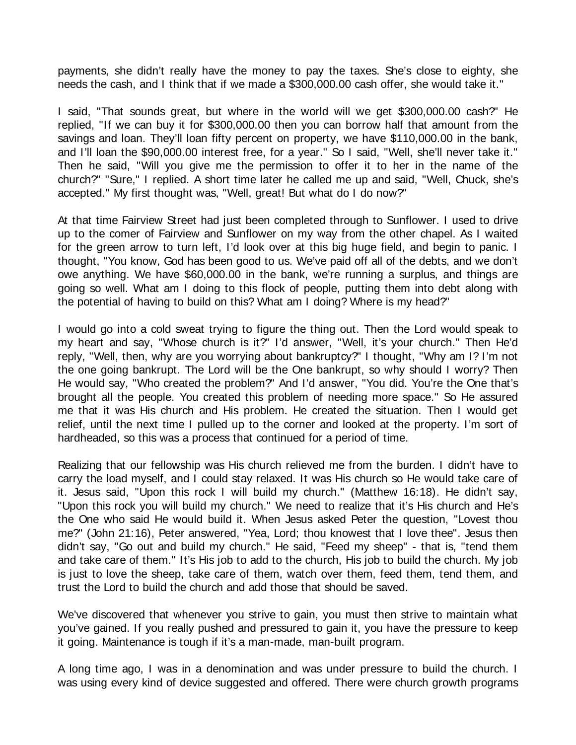payments, she didn't really have the money to pay the taxes. She's close to eighty, she needs the cash, and I think that if we made a $300,000.00 cash offer, she would take it."

I said, "That sounds great, but where in the world will we get $300,000.00 cash?" He replied, "If we can buy it for $300,000.00 then you can borrow half that amount from the savings and loan. They'll loan fifty percent on property, we have $110,000.00 in the bank, and I'll loan the $90,000.00 interest free, for a year." So I said, "Well, she'll never take it." Then he said, "Will you give me the permission to offer it to her in the name of the church?" "Sure," I replied. A short time later he called me up and said, "Well, Chuck, she's accepted." My first thought was, "Well, great! But what do I do now?"

At that time Fairview Street had just been completed through to Sunflower. I used to drive up to the comer of Fairview and Sunflower on my way from the other chapel. As I waited for the green arrow to turn left, I'd look over at this big huge field, and begin to panic. I thought, "You know, God has been good to us. We've paid off all of the debts, and we don't owe anything. We have $60,000.00 in the bank, we're running a surplus, and things are going so well. What am I doing to this flock of people, putting them into debt along with the potential of having to build on this? What am I doing? Where is my head?"

I would go into a cold sweat trying to figure the thing out. Then the Lord would speak to my heart and say, "Whose church is it?" I'd answer, "Well, it's your church." Then He'd reply, "Well, then, why are you worrying about bankruptcy?" I thought, "Why am I? I'm not the one going bankrupt. The Lord will be the One bankrupt, so why should I worry? Then He would say, "Who created the problem?" And I'd answer, "You did. You're the One that's brought all the people. You created this problem of needing more space." So He assured me that it was His church and His problem. He created the situation. Then I would get relief, until the next time I pulled up to the corner and looked at the property. I'm sort of hardheaded, so this was a process that continued for a period of time.

Realizing that our fellowship was His church relieved me from the burden. I didn't have to carry the load myself, and I could stay relaxed. It was His church so He would take care of it. Jesus said, "Upon this rock I will build my church." (Matthew 16:18). He didn't say, "Upon this rock you will build my church." We need to realize that it's His church and He's the One who said He would build it. When Jesus asked Peter the question, "Lovest thou me?" (John 21:16), Peter answered, "Yea, Lord; thou knowest that I love thee". Jesus then didn't say, "Go out and build my church." He said, "Feed my sheep" - that is, "tend them and take care of them." It's His job to add to the church, His job to build the church. My job is just to love the sheep, take care of them, watch over them, feed them, tend them, and trust the Lord to build the church and add those that should be saved.

We've discovered that whenever you strive to gain, you must then strive to maintain what you've gained. If you really pushed and pressured to gain it, you have the pressure to keep it going. Maintenance is tough if it's a man-made, man-built program.

A long time ago, I was in a denomination and was under pressure to build the church. I was using every kind of device suggested and offered. There were church growth programs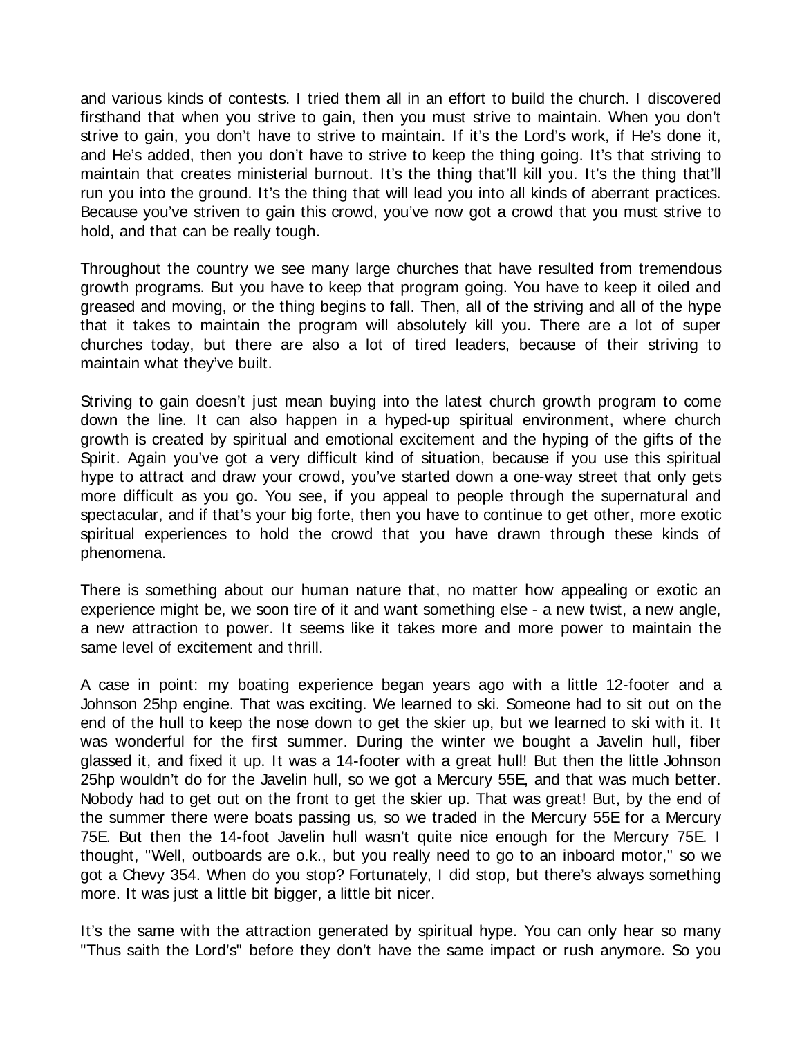and various kinds of contests. I tried them all in an effort to build the church. I discovered firsthand that when you strive to gain, then you must strive to maintain. When you don't strive to gain, you don't have to strive to maintain. If it's the Lord's work, if He's done it, and He's added, then you don't have to strive to keep the thing going. It's that striving to maintain that creates ministerial burnout. It's the thing that'll kill you. It's the thing that'll run you into the ground. It's the thing that will lead you into all kinds of aberrant practices. Because you've striven to gain this crowd, you've now got a crowd that you must strive to hold, and that can be really tough.

Throughout the country we see many large churches that have resulted from tremendous growth programs. But you have to keep that program going. You have to keep it oiled and greased and moving, or the thing begins to fall. Then, all of the striving and all of the hype that it takes to maintain the program will absolutely kill you. There are a lot of super churches today, but there are also a lot of tired leaders, because of their striving to maintain what they've built.

Striving to gain doesn't just mean buying into the latest church growth program to come down the line. It can also happen in a hyped-up spiritual environment, where church growth is created by spiritual and emotional excitement and the hyping of the gifts of the Spirit. Again you've got a very difficult kind of situation, because if you use this spiritual hype to attract and draw your crowd, you've started down a one-way street that only gets more difficult as you go. You see, if you appeal to people through the supernatural and spectacular, and if that's your big forte, then you have to continue to get other, more exotic spiritual experiences to hold the crowd that you have drawn through these kinds of phenomena.

There is something about our human nature that, no matter how appealing or exotic an experience might be, we soon tire of it and want something else - a new twist, a new angle, a new attraction to power. It seems like it takes more and more power to maintain the same level of excitement and thrill.

A case in point: my boating experience began years ago with a little 12-footer and a Johnson 25hp engine. That was exciting. We learned to ski. Someone had to sit out on the end of the hull to keep the nose down to get the skier up, but we learned to ski with it. It was wonderful for the first summer. During the winter we bought a Javelin hull, fiber glassed it, and fixed it up. It was a 14-footer with a great hull! But then the little Johnson 25hp wouldn't do for the Javelin hull, so we got a Mercury 55E, and that was much better. Nobody had to get out on the front to get the skier up. That was great! But, by the end of the summer there were boats passing us, so we traded in the Mercury 55E for a Mercury 75E. But then the 14-foot Javelin hull wasn't quite nice enough for the Mercury 75E. I thought, "Well, outboards are o.k., but you really need to go to an inboard motor," so we got a Chevy 354. When do you stop? Fortunately, I did stop, but there's always something more. It was just a little bit bigger, a little bit nicer.

It's the same with the attraction generated by spiritual hype. You can only hear so many "Thus saith the Lord's" before they don't have the same impact or rush anymore. So you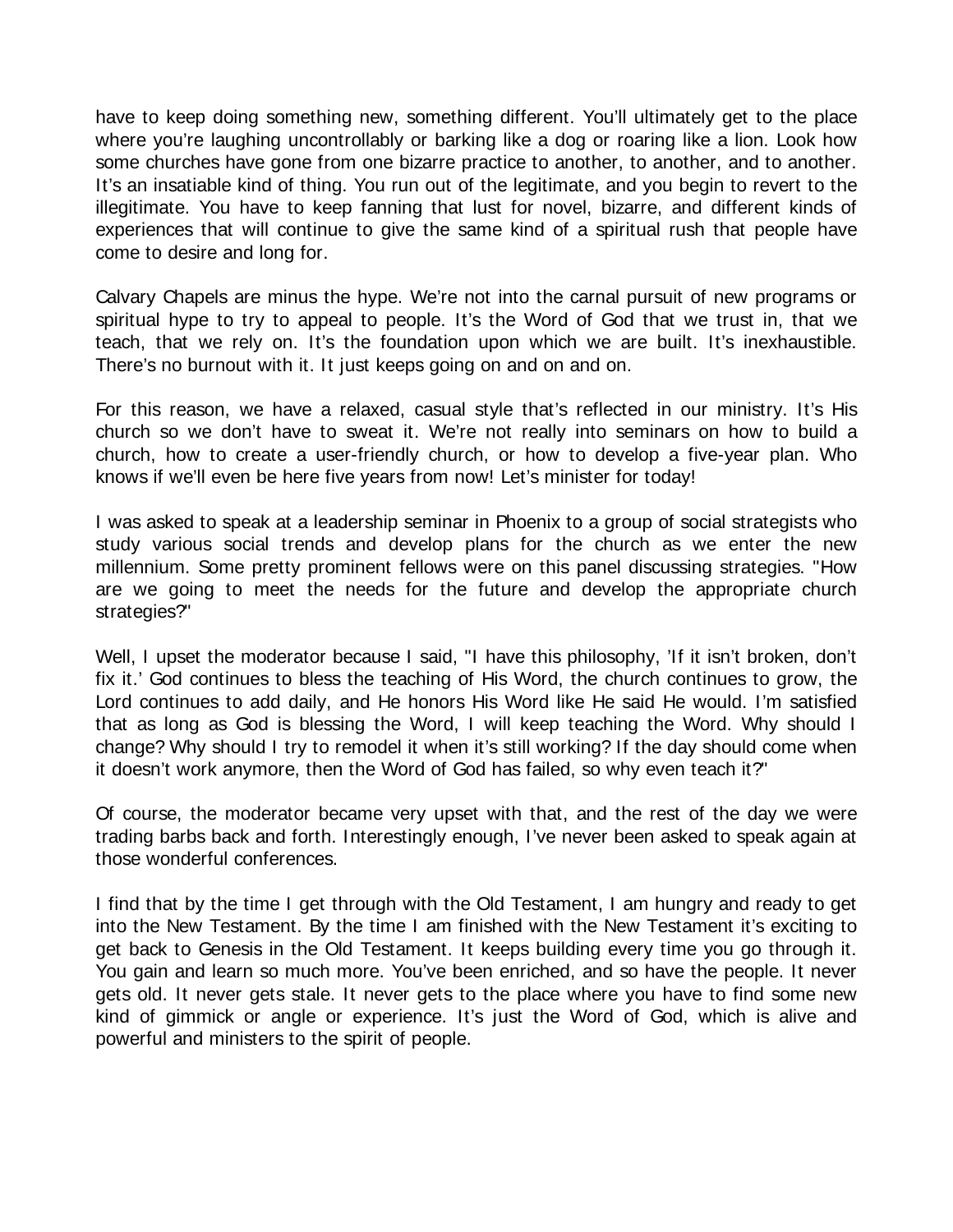have to keep doing something new, something different. You'll ultimately get to the place where you're laughing uncontrollably or barking like a dog or roaring like a lion. Look how some churches have gone from one bizarre practice to another, to another, and to another. It's an insatiable kind of thing. You run out of the legitimate, and you begin to revert to the illegitimate. You have to keep fanning that lust for novel, bizarre, and different kinds of experiences that will continue to give the same kind of a spiritual rush that people have come to desire and long for.

Calvary Chapels are minus the hype. We're not into the carnal pursuit of new programs or spiritual hype to try to appeal to people. It's the Word of God that we trust in, that we teach, that we rely on. It's the foundation upon which we are built. It's inexhaustible. There's no burnout with it. It just keeps going on and on and on.

For this reason, we have a relaxed, casual style that's reflected in our ministry. It's His church so we don't have to sweat it. We're not really into seminars on how to build a church, how to create a user-friendly church, or how to develop a five-year plan. Who knows if we'll even be here five years from now! Let's minister for today!

I was asked to speak at a leadership seminar in Phoenix to a group of social strategists who study various social trends and develop plans for the church as we enter the new millennium. Some pretty prominent fellows were on this panel discussing strategies. "How are we going to meet the needs for the future and develop the appropriate church strategies?"

Well, I upset the moderator because I said, "I have this philosophy, 'If it isn't broken, don't fix it.' God continues to bless the teaching of His Word, the church continues to grow, the Lord continues to add daily, and He honors His Word like He said He would. I'm satisfied that as long as God is blessing the Word, I will keep teaching the Word. Why should I change? Why should I try to remodel it when it's still working? If the day should come when it doesn't work anymore, then the Word of God has failed, so why even teach it?"

Of course, the moderator became very upset with that, and the rest of the day we were trading barbs back and forth. Interestingly enough, I've never been asked to speak again at those wonderful conferences.

I find that by the time I get through with the Old Testament, I am hungry and ready to get into the New Testament. By the time I am finished with the New Testament it's exciting to get back to Genesis in the Old Testament. It keeps building every time you go through it. You gain and learn so much more. You've been enriched, and so have the people. It never gets old. It never gets stale. It never gets to the place where you have to find some new kind of gimmick or angle or experience. It's just the Word of God, which is alive and powerful and ministers to the spirit of people.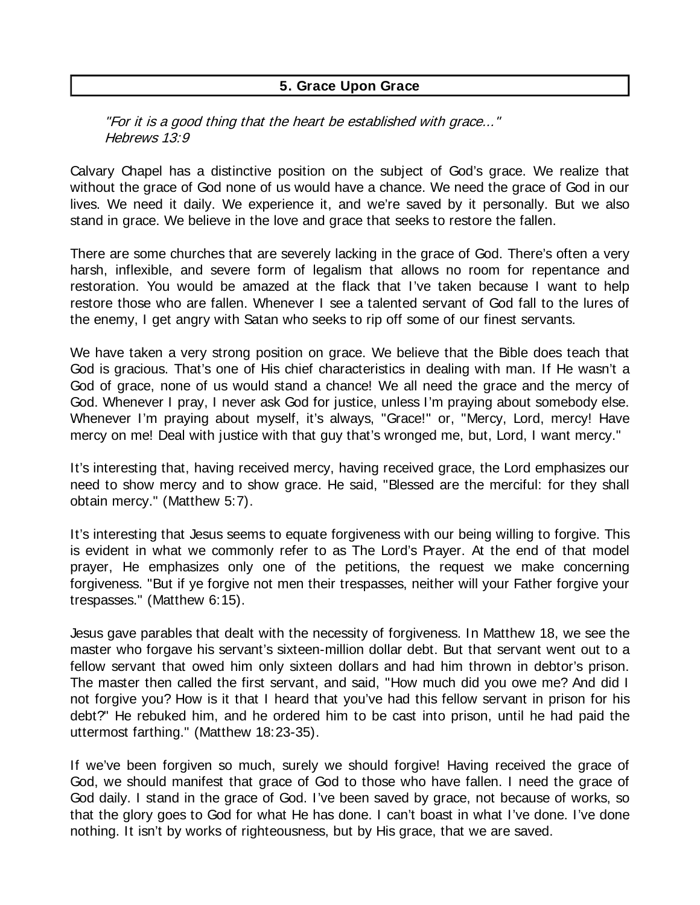## 5. Grace Upon Grace

*"For it is a good thing that the heart be established with grace..."*
*Hebrews 13:9*

Calvary Chapel has a distinctive position on the subject of God's grace. We realize that without the grace of God none of us would have a chance. We need the grace of God in our lives. We need it daily. We experience it, and we're saved by it personally. But we also stand in grace. We believe in the love and grace that seeks to restore the fallen.

There are some churches that are severely lacking in the grace of God. There's often a very harsh, inflexible, and severe form of legalism that allows no room for repentance and restoration. You would be amazed at the flack that I've taken because I want to help restore those who are fallen. Whenever I see a talented servant of God fall to the lures of the enemy, I get angry with Satan who seeks to rip off some of our finest servants.

We have taken a very strong position on grace. We believe that the Bible does teach that God is gracious. That's one of His chief characteristics in dealing with man. If He wasn't a God of grace, none of us would stand a chance! We all need the grace and the mercy of God. Whenever I pray, I never ask God for justice, unless I'm praying about somebody else. Whenever I'm praying about myself, it's always, "Grace!" or, "Mercy, Lord, mercy! Have mercy on me! Deal with justice with that guy that's wronged me, but, Lord, I want mercy."

It's interesting that, having received mercy, having received grace, the Lord emphasizes our need to show mercy and to show grace. He said, "Blessed are the merciful: for they shall obtain mercy." (Matthew 5:7).

It's interesting that Jesus seems to equate forgiveness with our being willing to forgive. This is evident in what we commonly refer to as The Lord's Prayer. At the end of that model prayer, He emphasizes only one of the petitions, the request we make concerning forgiveness. "But if ye forgive not men their trespasses, neither will your Father forgive your trespasses." (Matthew 6:15).

Jesus gave parables that dealt with the necessity of forgiveness. In Matthew 18, we see the master who forgave his servant's sixteen-million dollar debt. But that servant went out to a fellow servant that owed him only sixteen dollars and had him thrown in debtor's prison. The master then called the first servant, and said, "How much did you owe me? And did I not forgive you? How is it that I heard that you've had this fellow servant in prison for his debt?" He rebuked him, and he ordered him to be cast into prison, until he had paid the uttermost farthing." (Matthew 18:23-35).

If we've been forgiven so much, surely we should forgive! Having received the grace of God, we should manifest that grace of God to those who have fallen. I need the grace of God daily. I stand in the grace of God. I've been saved by grace, not because of works, so that the glory goes to God for what He has done. I can't boast in what I've done. I've done nothing. It isn't by works of righteousness, but by His grace, that we are saved.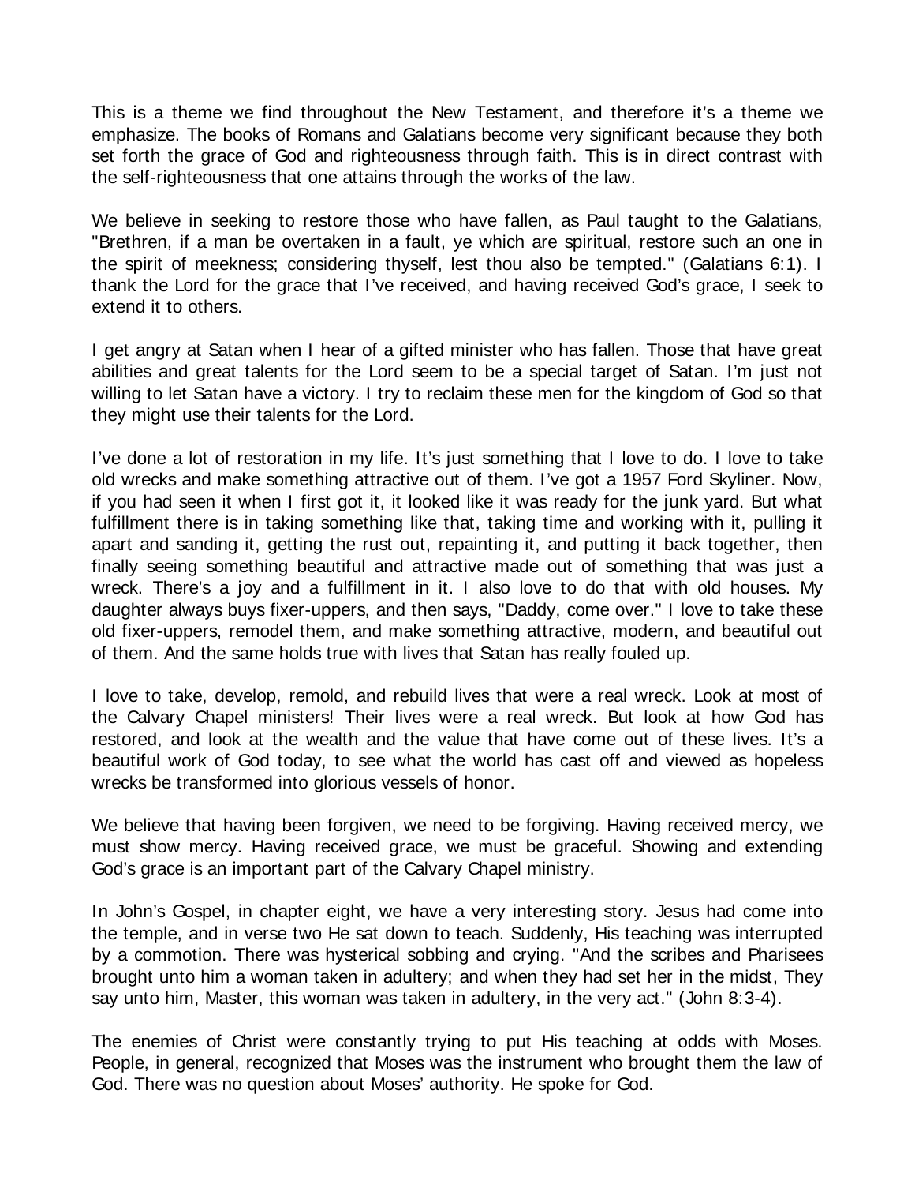This is a theme we find throughout the New Testament, and therefore it's a theme we emphasize. The books of Romans and Galatians become very significant because they both set forth the grace of God and righteousness through faith. This is in direct contrast with the self-righteousness that one attains through the works of the law.

We believe in seeking to restore those who have fallen, as Paul taught to the Galatians, "Brethren, if a man be overtaken in a fault, ye which are spiritual, restore such an one in the spirit of meekness; considering thyself, lest thou also be tempted." (Galatians 6:1). I thank the Lord for the grace that I've received, and having received God's grace, I seek to extend it to others.

I get angry at Satan when I hear of a gifted minister who has fallen. Those that have great abilities and great talents for the Lord seem to be a special target of Satan. I'm just not willing to let Satan have a victory. I try to reclaim these men for the kingdom of God so that they might use their talents for the Lord.

I've done a lot of restoration in my life. It's just something that I love to do. I love to take old wrecks and make something attractive out of them. I've got a 1957 Ford Skyliner. Now, if you had seen it when I first got it, it looked like it was ready for the junk yard. But what fulfillment there is in taking something like that, taking time and working with it, pulling it apart and sanding it, getting the rust out, repainting it, and putting it back together, then finally seeing something beautiful and attractive made out of something that was just a wreck. There's a joy and a fulfillment in it. I also love to do that with old houses. My daughter always buys fixer-uppers, and then says, "Daddy, come over." I love to take these old fixer-uppers, remodel them, and make something attractive, modern, and beautiful out of them. And the same holds true with lives that Satan has really fouled up.

I love to take, develop, remold, and rebuild lives that were a real wreck. Look at most of the Calvary Chapel ministers! Their lives were a real wreck. But look at how God has restored, and look at the wealth and the value that have come out of these lives. It's a beautiful work of God today, to see what the world has cast off and viewed as hopeless wrecks be transformed into glorious vessels of honor.

We believe that having been forgiven, we need to be forgiving. Having received mercy, we must show mercy. Having received grace, we must be graceful. Showing and extending God's grace is an important part of the Calvary Chapel ministry.

In John's Gospel, in chapter eight, we have a very interesting story. Jesus had come into the temple, and in verse two He sat down to teach. Suddenly, His teaching was interrupted by a commotion. There was hysterical sobbing and crying. "And the scribes and Pharisees brought unto him a woman taken in adultery; and when they had set her in the midst, They say unto him, Master, this woman was taken in adultery, in the very act." (John 8:3-4).

The enemies of Christ were constantly trying to put His teaching at odds with Moses. People, in general, recognized that Moses was the instrument who brought them the law of God. There was no question about Moses' authority. He spoke for God.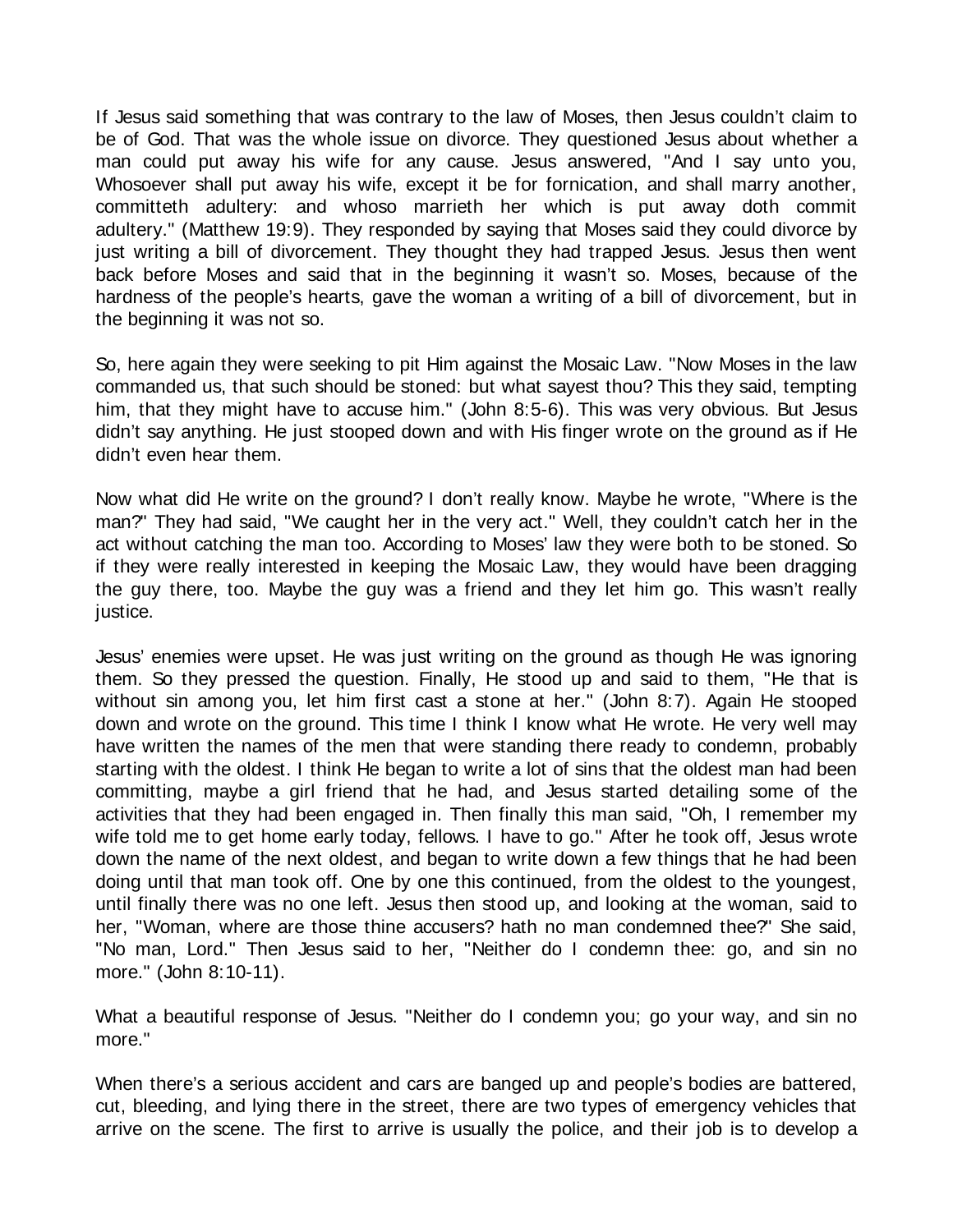If Jesus said something that was contrary to the law of Moses, then Jesus couldn't claim to be of God. That was the whole issue on divorce. They questioned Jesus about whether a man could put away his wife for any cause. Jesus answered, "And I say unto you, Whosoever shall put away his wife, except it be for fornication, and shall marry another, committeth adultery: and whoso marrieth her which is put away doth commit adultery." (Matthew 19:9). They responded by saying that Moses said they could divorce by just writing a bill of divorcement. They thought they had trapped Jesus. Jesus then went back before Moses and said that in the beginning it wasn't so. Moses, because of the hardness of the people's hearts, gave the woman a writing of a bill of divorcement, but in the beginning it was not so.

So, here again they were seeking to pit Him against the Mosaic Law. "Now Moses in the law commanded us, that such should be stoned: but what sayest thou? This they said, tempting him, that they might have to accuse him." (John 8:5-6). This was very obvious. But Jesus didn't say anything. He just stooped down and with His finger wrote on the ground as if He didn't even hear them.

Now what did He write on the ground? I don't really know. Maybe he wrote, "Where is the man?" They had said, "We caught her in the very act." Well, they couldn't catch her in the act without catching the man too. According to Moses' law they were both to be stoned. So if they were really interested in keeping the Mosaic Law, they would have been dragging the guy there, too. Maybe the guy was a friend and they let him go. This wasn't really justice.

Jesus' enemies were upset. He was just writing on the ground as though He was ignoring them. So they pressed the question. Finally, He stood up and said to them, "He that is without sin among you, let him first cast a stone at her." (John 8:7). Again He stooped down and wrote on the ground. This time I think I know what He wrote. He very well may have written the names of the men that were standing there ready to condemn, probably starting with the oldest. I think He began to write a lot of sins that the oldest man had been committing, maybe a girl friend that he had, and Jesus started detailing some of the activities that they had been engaged in. Then finally this man said, "Oh, I remember my wife told me to get home early today, fellows. I have to go." After he took off, Jesus wrote down the name of the next oldest, and began to write down a few things that he had been doing until that man took off. One by one this continued, from the oldest to the youngest, until finally there was no one left. Jesus then stood up, and looking at the woman, said to her, "Woman, where are those thine accusers? hath no man condemned thee?" She said, "No man, Lord." Then Jesus said to her, "Neither do I condemn thee: go, and sin no more." (John 8:10-11).

What a beautiful response of Jesus. "Neither do I condemn you; go your way, and sin no more."

When there's a serious accident and cars are banged up and people's bodies are battered, cut, bleeding, and lying there in the street, there are two types of emergency vehicles that arrive on the scene. The first to arrive is usually the police, and their job is to develop a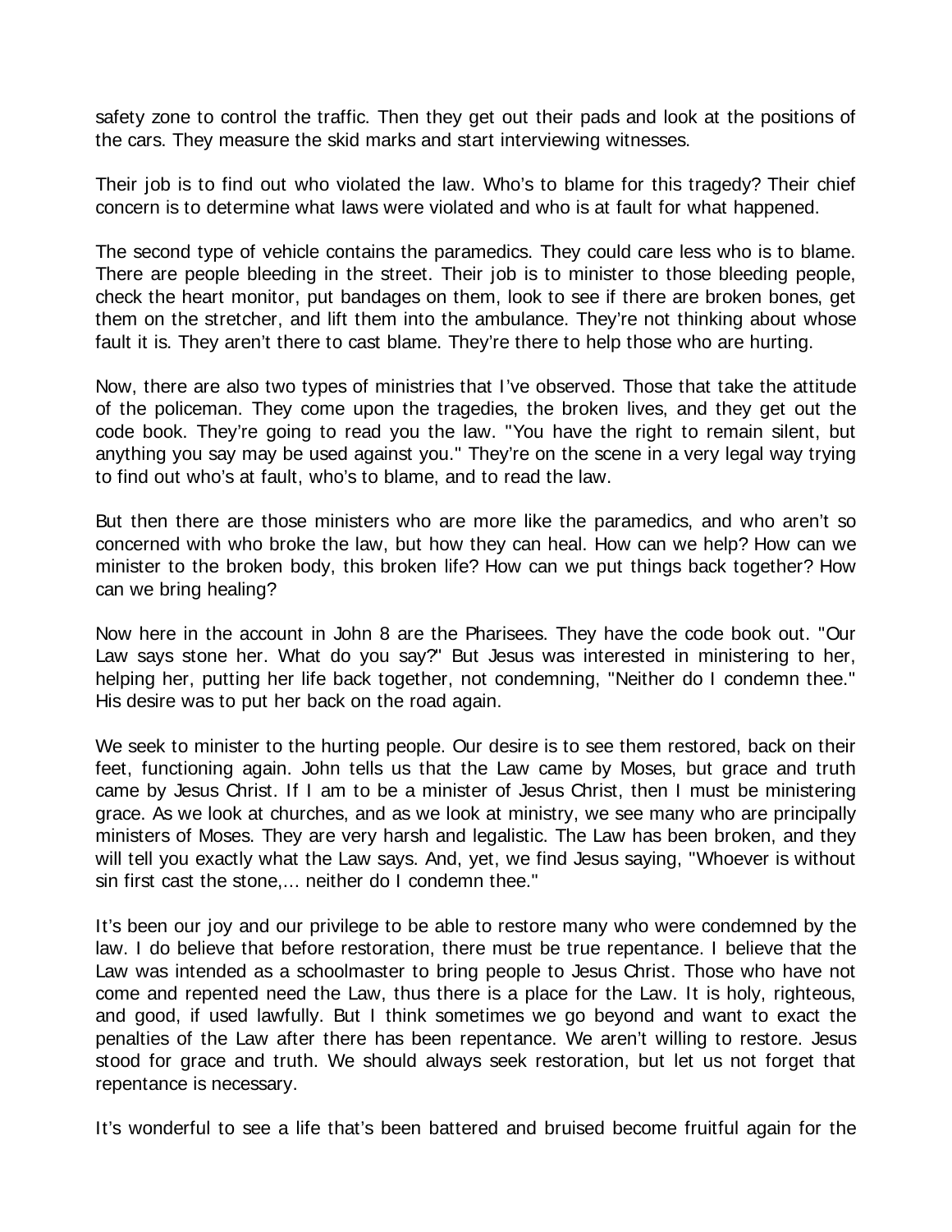safety zone to control the traffic. Then they get out their pads and look at the positions of the cars. They measure the skid marks and start interviewing witnesses.

Their job is to find out who violated the law. Who's to blame for this tragedy? Their chief concern is to determine what laws were violated and who is at fault for what happened.

The second type of vehicle contains the paramedics. They could care less who is to blame. There are people bleeding in the street. Their job is to minister to those bleeding people, check the heart monitor, put bandages on them, look to see if there are broken bones, get them on the stretcher, and lift them into the ambulance. They're not thinking about whose fault it is. They aren't there to cast blame. They're there to help those who are hurting.

Now, there are also two types of ministries that I've observed. Those that take the attitude of the policeman. They come upon the tragedies, the broken lives, and they get out the code book. They're going to read you the law. "You have the right to remain silent, but anything you say may be used against you." They're on the scene in a very legal way trying to find out who's at fault, who's to blame, and to read the law.

But then there are those ministers who are more like the paramedics, and who aren't so concerned with who broke the law, but how they can heal. How can we help? How can we minister to the broken body, this broken life? How can we put things back together? How can we bring healing?

Now here in the account in John 8 are the Pharisees. They have the code book out. "Our Law says stone her. What do you say?" But Jesus was interested in ministering to her, helping her, putting her life back together, not condemning, "Neither do I condemn thee." His desire was to put her back on the road again.

We seek to minister to the hurting people. Our desire is to see them restored, back on their feet, functioning again. John tells us that the Law came by Moses, but grace and truth came by Jesus Christ. If I am to be a minister of Jesus Christ, then I must be ministering grace. As we look at churches, and as we look at ministry, we see many who are principally ministers of Moses. They are very harsh and legalistic. The Law has been broken, and they will tell you exactly what the Law says. And, yet, we find Jesus saying, "Whoever is without sin first cast the stone,... neither do I condemn thee."

It's been our joy and our privilege to be able to restore many who were condemned by the law. I do believe that before restoration, there must be true repentance. I believe that the Law was intended as a schoolmaster to bring people to Jesus Christ. Those who have not come and repented need the Law, thus there is a place for the Law. It is holy, righteous, and good, if used lawfully. But I think sometimes we go beyond and want to exact the penalties of the Law after there has been repentance. We aren't willing to restore. Jesus stood for grace and truth. We should always seek restoration, but let us not forget that repentance is necessary.

It's wonderful to see a life that's been battered and bruised become fruitful again for the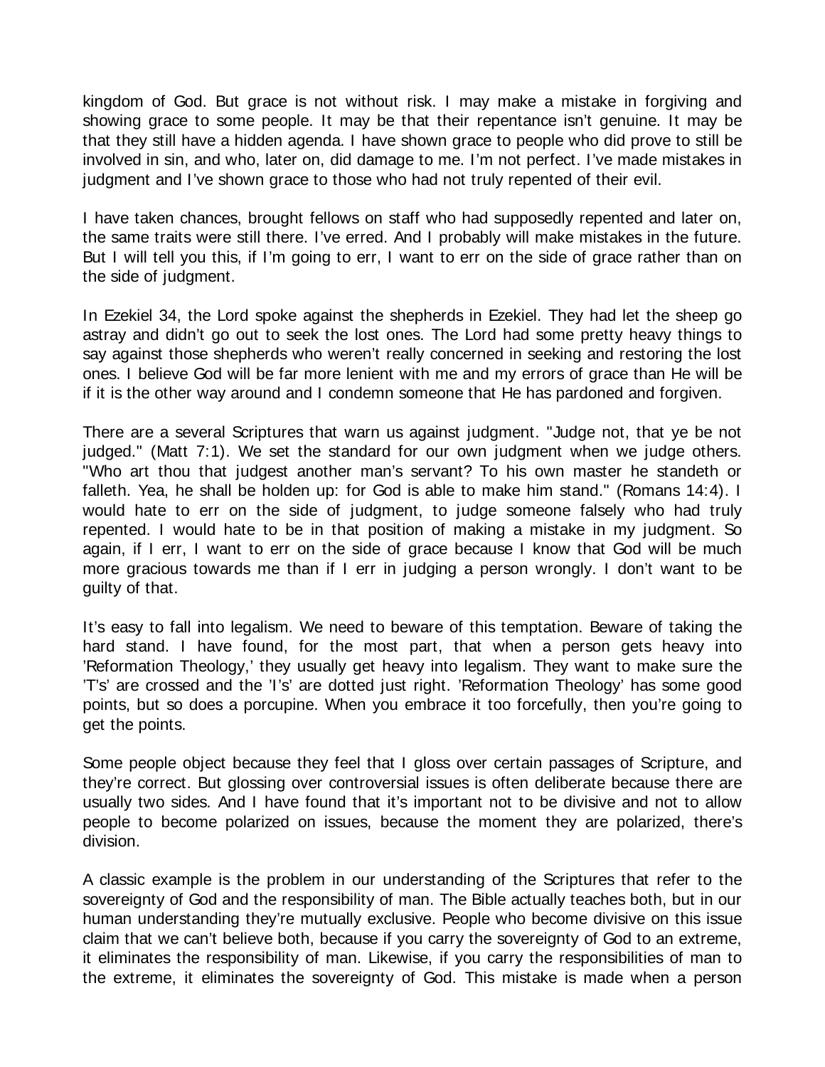kingdom of God. But grace is not without risk. I may make a mistake in forgiving and showing grace to some people. It may be that their repentance isn't genuine. It may be that they still have a hidden agenda. I have shown grace to people who did prove to still be involved in sin, and who, later on, did damage to me. I'm not perfect. I've made mistakes in judgment and I've shown grace to those who had not truly repented of their evil.

I have taken chances, brought fellows on staff who had supposedly repented and later on, the same traits were still there. I've erred. And I probably will make mistakes in the future. But I will tell you this, if I'm going to err, I want to err on the side of grace rather than on the side of judgment.

In Ezekiel 34, the Lord spoke against the shepherds in Ezekiel. They had let the sheep go astray and didn't go out to seek the lost ones. The Lord had some pretty heavy things to say against those shepherds who weren't really concerned in seeking and restoring the lost ones. I believe God will be far more lenient with me and my errors of grace than He will be if it is the other way around and I condemn someone that He has pardoned and forgiven.

There are a several Scriptures that warn us against judgment. "Judge not, that ye be not judged." (Matt 7:1). We set the standard for our own judgment when we judge others. "Who art thou that judgest another man's servant? To his own master he standeth or falleth. Yea, he shall be holden up: for God is able to make him stand." (Romans 14:4). I would hate to err on the side of judgment, to judge someone falsely who had truly repented. I would hate to be in that position of making a mistake in my judgment. So again, if I err, I want to err on the side of grace because I know that God will be much more gracious towards me than if I err in judging a person wrongly. I don't want to be guilty of that.

It's easy to fall into legalism. We need to beware of this temptation. Beware of taking the hard stand. I have found, for the most part, that when a person gets heavy into 'Reformation Theology,' they usually get heavy into legalism. They want to make sure the 'T's' are crossed and the 'I's' are dotted just right. 'Reformation Theology' has some good points, but so does a porcupine. When you embrace it too forcefully, then you're going to get the points.

Some people object because they feel that I gloss over certain passages of Scripture, and they're correct. But glossing over controversial issues is often deliberate because there are usually two sides. And I have found that it's important not to be divisive and not to allow people to become polarized on issues, because the moment they are polarized, there's division.

A classic example is the problem in our understanding of the Scriptures that refer to the sovereignty of God and the responsibility of man. The Bible actually teaches both, but in our human understanding they're mutually exclusive. People who become divisive on this issue claim that we can't believe both, because if you carry the sovereignty of God to an extreme, it eliminates the responsibility of man. Likewise, if you carry the responsibilities of man to the extreme, it eliminates the sovereignty of God. This mistake is made when a person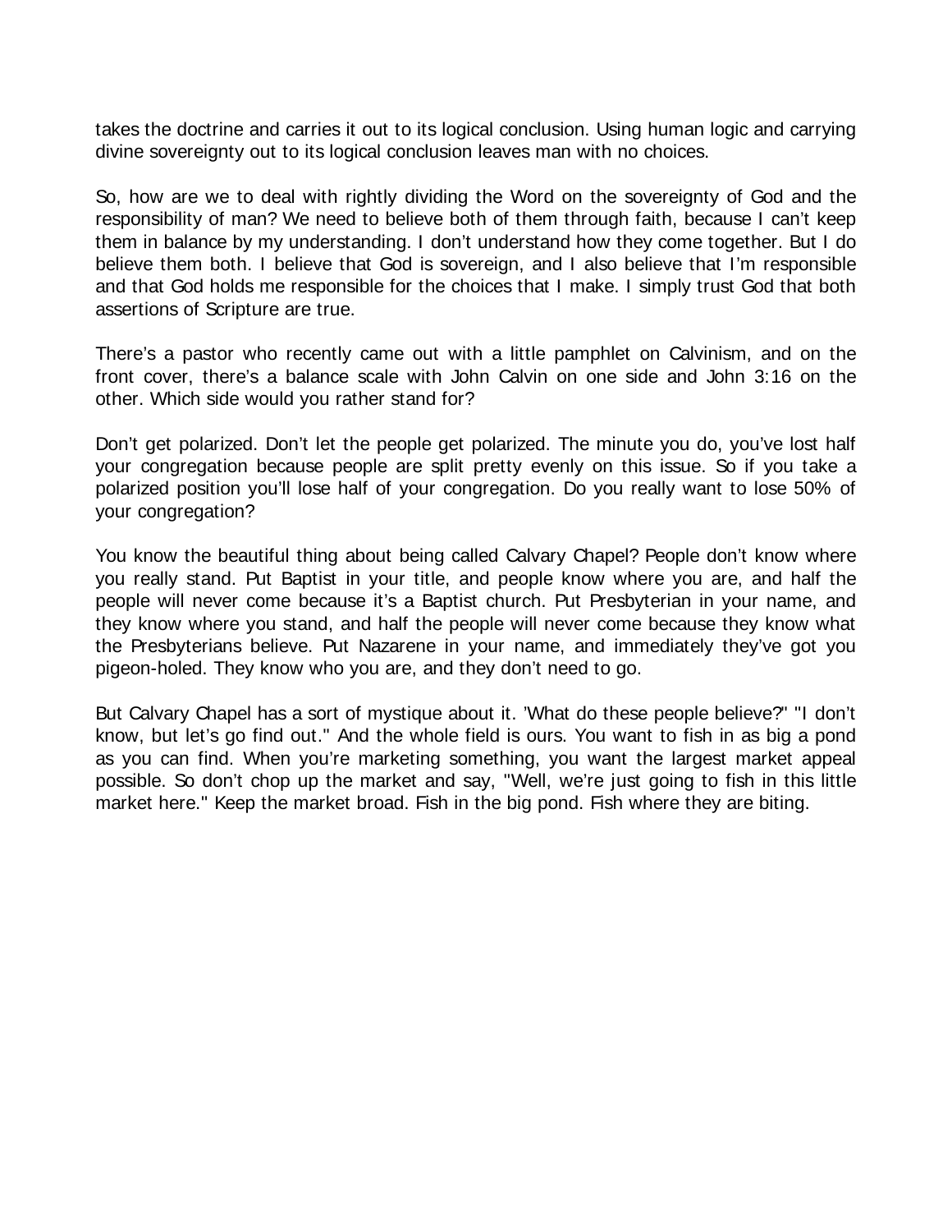takes the doctrine and carries it out to its logical conclusion. Using human logic and carrying divine sovereignty out to its logical conclusion leaves man with no choices.

So, how are we to deal with rightly dividing the Word on the sovereignty of God and the responsibility of man? We need to believe both of them through faith, because I can't keep them in balance by my understanding. I don't understand how they come together. But I do believe them both. I believe that God is sovereign, and I also believe that I'm responsible and that God holds me responsible for the choices that I make. I simply trust God that both assertions of Scripture are true.

There's a pastor who recently came out with a little pamphlet on Calvinism, and on the front cover, there's a balance scale with John Calvin on one side and John 3:16 on the other. Which side would you rather stand for?

Don't get polarized. Don't let the people get polarized. The minute you do, you've lost half your congregation because people are split pretty evenly on this issue. So if you take a polarized position you'll lose half of your congregation. Do you really want to lose 50% of your congregation?

You know the beautiful thing about being called Calvary Chapel? People don't know where you really stand. Put Baptist in your title, and people know where you are, and half the people will never come because it's a Baptist church. Put Presbyterian in your name, and they know where you stand, and half the people will never come because they know what the Presbyterians believe. Put Nazarene in your name, and immediately they've got you pigeon-holed. They know who you are, and they don't need to go.

But Calvary Chapel has a sort of mystique about it. 'What do these people believe?" "I don't know, but let's go find out." And the whole field is ours. You want to fish in as big a pond as you can find. When you're marketing something, you want the largest market appeal possible. So don't chop up the market and say, "Well, we're just going to fish in this little market here." Keep the market broad. Fish in the big pond. Fish where they are biting.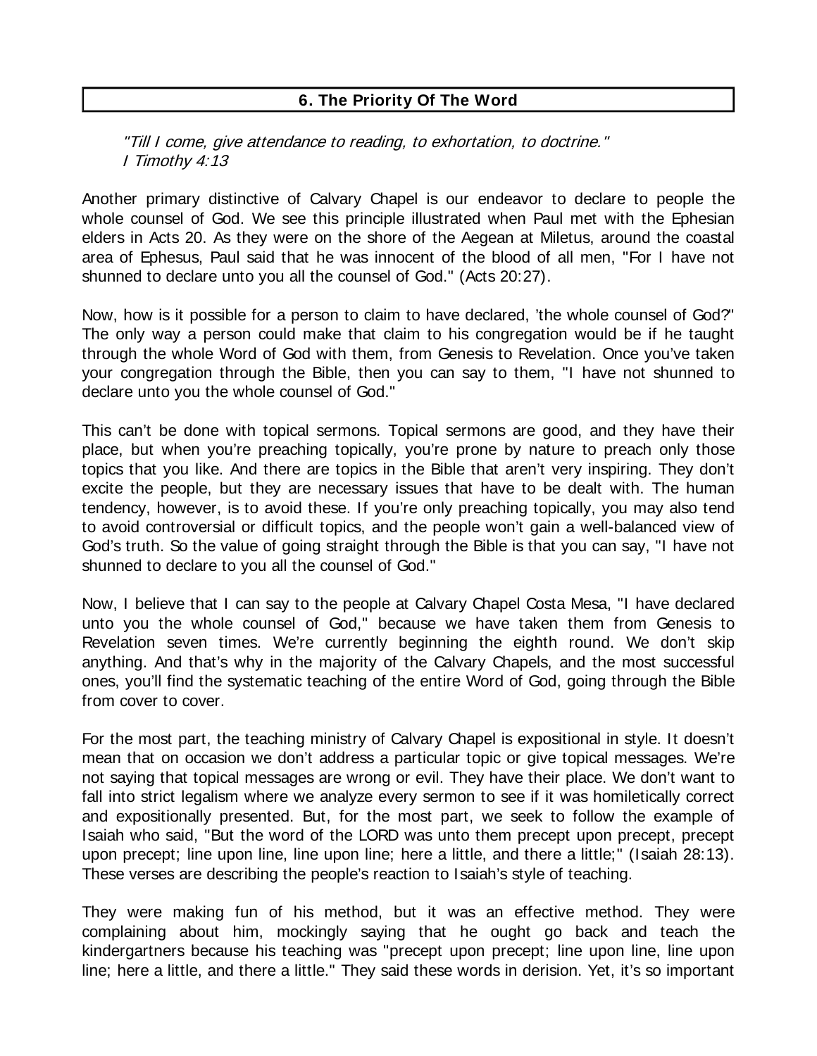## 6. The Priority Of The Word

*"Till I come, give attendance to reading, to exhortation, to doctrine."*
*I Timothy 4:13*

Another primary distinctive of Calvary Chapel is our endeavor to declare to people the whole counsel of God. We see this principle illustrated when Paul met with the Ephesian elders in Acts 20. As they were on the shore of the Aegean at Miletus, around the coastal area of Ephesus, Paul said that he was innocent of the blood of all men, "For I have not shunned to declare unto you all the counsel of God." (Acts 20:27).

Now, how is it possible for a person to claim to have declared, 'the whole counsel of God?" The only way a person could make that claim to his congregation would be if he taught through the whole Word of God with them, from Genesis to Revelation. Once you've taken your congregation through the Bible, then you can say to them, "I have not shunned to declare unto you the whole counsel of God."

This can't be done with topical sermons. Topical sermons are good, and they have their place, but when you're preaching topically, you're prone by nature to preach only those topics that you like. And there are topics in the Bible that aren't very inspiring. They don't excite the people, but they are necessary issues that have to be dealt with. The human tendency, however, is to avoid these. If you're only preaching topically, you may also tend to avoid controversial or difficult topics, and the people won't gain a well-balanced view of God's truth. So the value of going straight through the Bible is that you can say, "I have not shunned to declare to you all the counsel of God."

Now, I believe that I can say to the people at Calvary Chapel Costa Mesa, "I have declared unto you the whole counsel of God," because we have taken them from Genesis to Revelation seven times. We're currently beginning the eighth round. We don't skip anything. And that's why in the majority of the Calvary Chapels, and the most successful ones, you'll find the systematic teaching of the entire Word of God, going through the Bible from cover to cover.

For the most part, the teaching ministry of Calvary Chapel is expositional in style. It doesn't mean that on occasion we don't address a particular topic or give topical messages. We're not saying that topical messages are wrong or evil. They have their place. We don't want to fall into strict legalism where we analyze every sermon to see if it was homiletically correct and expositionally presented. But, for the most part, we seek to follow the example of Isaiah who said, "But the word of the LORD was unto them precept upon precept, precept upon precept; line upon line, line upon line; here a little, and there a little;" (Isaiah 28:13). These verses are describing the people's reaction to Isaiah's style of teaching.

They were making fun of his method, but it was an effective method. They were complaining about him, mockingly saying that he ought go back and teach the kindergartners because his teaching was "precept upon precept; line upon line, line upon line; here a little, and there a little." They said these words in derision. Yet, it's so important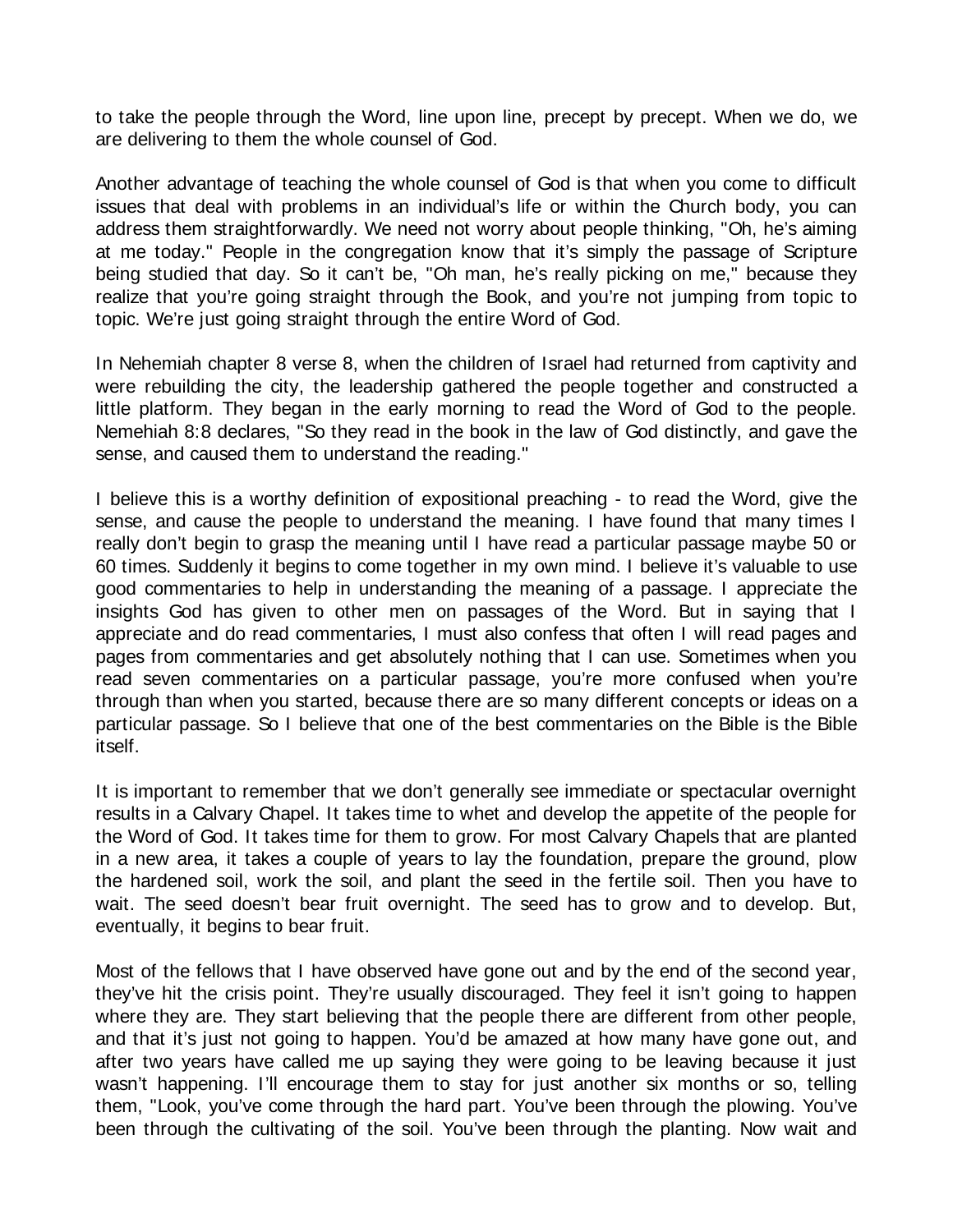to take the people through the Word, line upon line, precept by precept. When we do, we are delivering to them the whole counsel of God.

Another advantage of teaching the whole counsel of God is that when you come to difficult issues that deal with problems in an individual's life or within the Church body, you can address them straightforwardly. We need not worry about people thinking, "Oh, he's aiming at me today." People in the congregation know that it's simply the passage of Scripture being studied that day. So it can't be, "Oh man, he's really picking on me," because they realize that you're going straight through the Book, and you're not jumping from topic to topic. We're just going straight through the entire Word of God.

In Nehemiah chapter 8 verse 8, when the children of Israel had returned from captivity and were rebuilding the city, the leadership gathered the people together and constructed a little platform. They began in the early morning to read the Word of God to the people. Nemehiah 8:8 declares, "So they read in the book in the law of God distinctly, and gave the sense, and caused them to understand the reading."

I believe this is a worthy definition of expositional preaching - to read the Word, give the sense, and cause the people to understand the meaning. I have found that many times I really don't begin to grasp the meaning until I have read a particular passage maybe 50 or 60 times. Suddenly it begins to come together in my own mind. I believe it's valuable to use good commentaries to help in understanding the meaning of a passage. I appreciate the insights God has given to other men on passages of the Word. But in saying that I appreciate and do read commentaries, I must also confess that often I will read pages and pages from commentaries and get absolutely nothing that I can use. Sometimes when you read seven commentaries on a particular passage, you're more confused when you're through than when you started, because there are so many different concepts or ideas on a particular passage. So I believe that one of the best commentaries on the Bible is the Bible itself.

It is important to remember that we don't generally see immediate or spectacular overnight results in a Calvary Chapel. It takes time to whet and develop the appetite of the people for the Word of God. It takes time for them to grow. For most Calvary Chapels that are planted in a new area, it takes a couple of years to lay the foundation, prepare the ground, plow the hardened soil, work the soil, and plant the seed in the fertile soil. Then you have to wait. The seed doesn't bear fruit overnight. The seed has to grow and to develop. But, eventually, it begins to bear fruit.

Most of the fellows that I have observed have gone out and by the end of the second year, they've hit the crisis point. They're usually discouraged. They feel it isn't going to happen where they are. They start believing that the people there are different from other people, and that it's just not going to happen. You'd be amazed at how many have gone out, and after two years have called me up saying they were going to be leaving because it just wasn't happening. I'll encourage them to stay for just another six months or so, telling them, "Look, you've come through the hard part. You've been through the plowing. You've been through the cultivating of the soil. You've been through the planting. Now wait and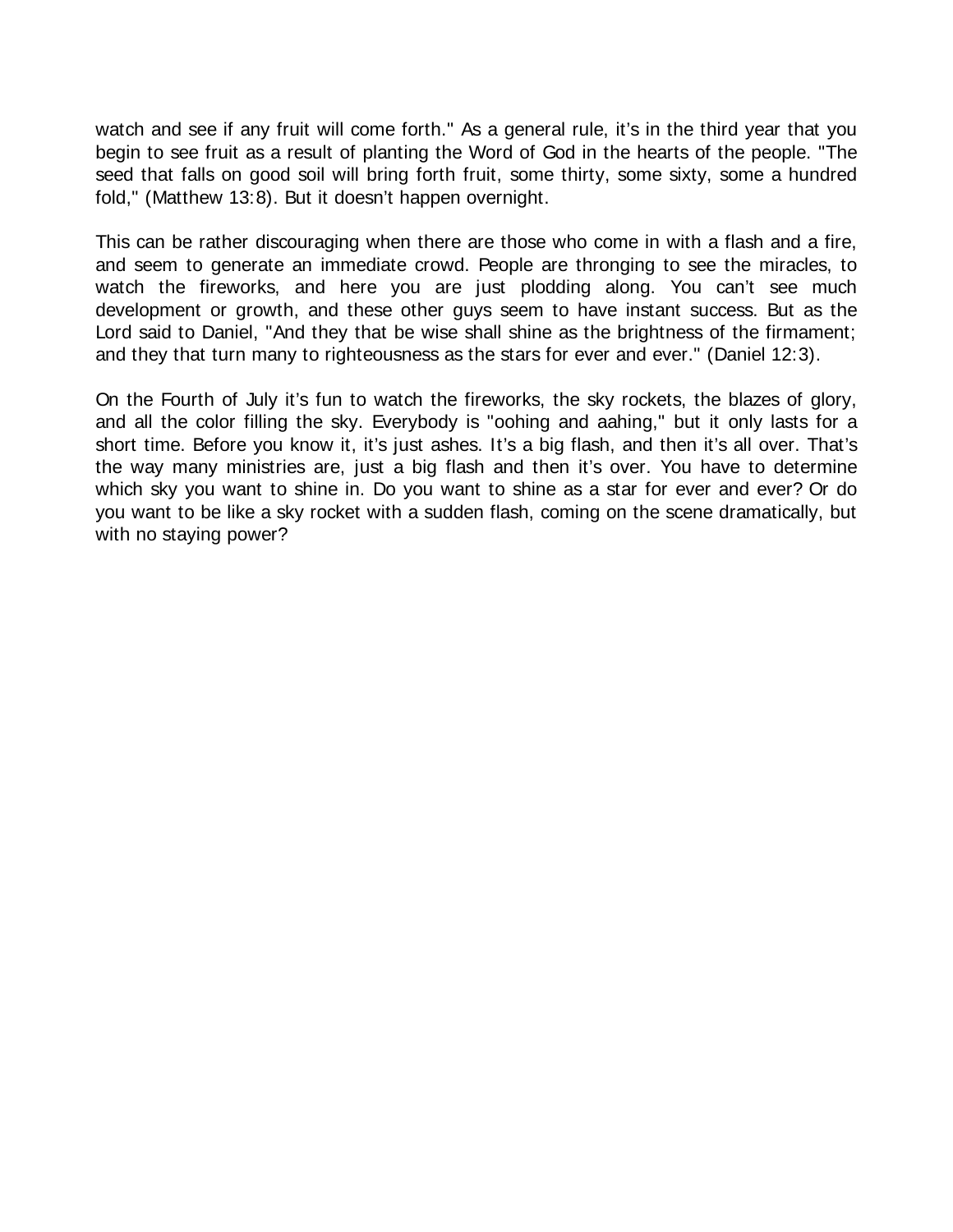watch and see if any fruit will come forth." As a general rule, it's in the third year that you begin to see fruit as a result of planting the Word of God in the hearts of the people. "The seed that falls on good soil will bring forth fruit, some thirty, some sixty, some a hundred fold," (Matthew 13:8). But it doesn't happen overnight.

This can be rather discouraging when there are those who come in with a flash and a fire, and seem to generate an immediate crowd. People are thronging to see the miracles, to watch the fireworks, and here you are just plodding along. You can't see much development or growth, and these other guys seem to have instant success. But as the Lord said to Daniel, "And they that be wise shall shine as the brightness of the firmament; and they that turn many to righteousness as the stars for ever and ever." (Daniel 12:3).

On the Fourth of July it's fun to watch the fireworks, the sky rockets, the blazes of glory, and all the color filling the sky. Everybody is "oohing and aahing," but it only lasts for a short time. Before you know it, it's just ashes. It's a big flash, and then it's all over. That's the way many ministries are, just a big flash and then it's over. You have to determine which sky you want to shine in. Do you want to shine as a star for ever and ever? Or do you want to be like a sky rocket with a sudden flash, coming on the scene dramatically, but with no staying power?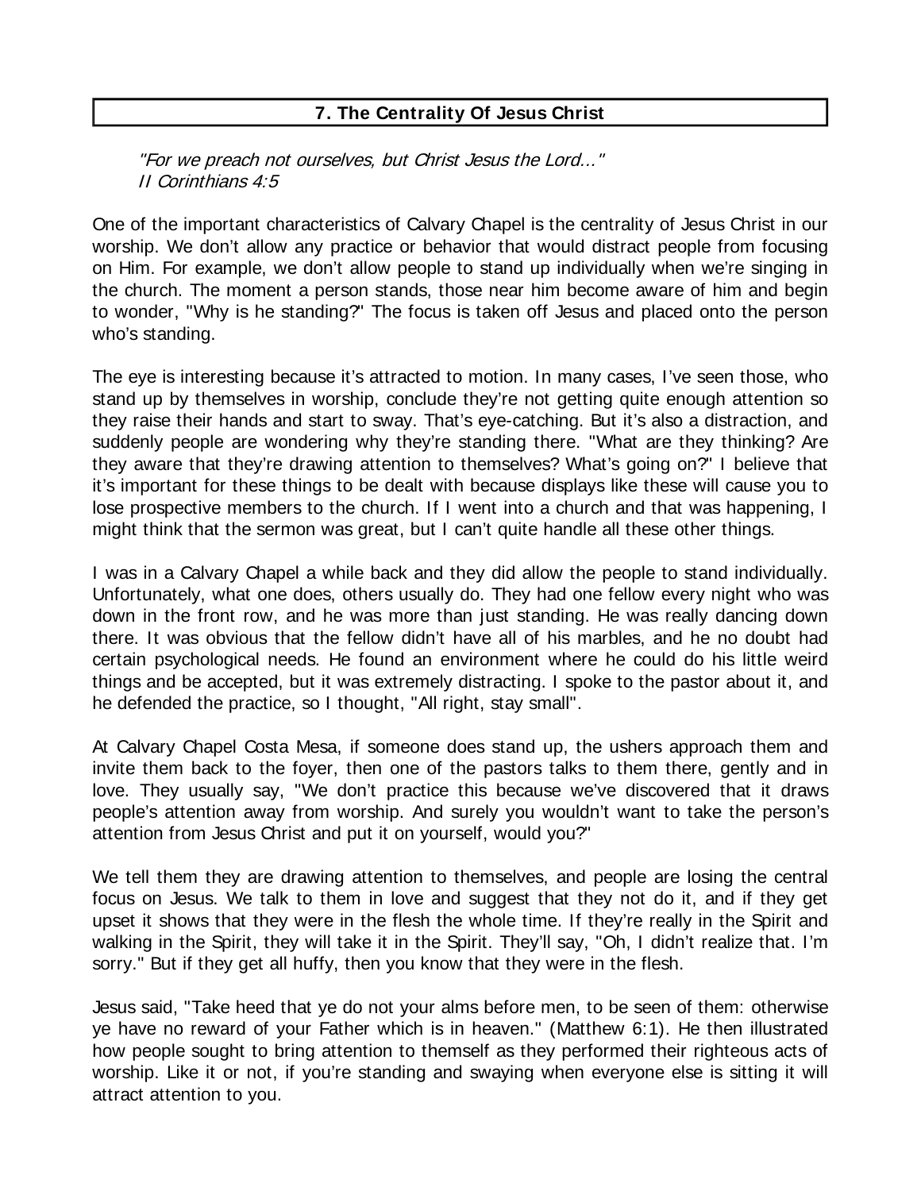## 7. The Centrality Of Jesus Christ

*"For we preach not ourselves, but Christ Jesus the Lord..."*
*II Corinthians 4:5*

One of the important characteristics of Calvary Chapel is the centrality of Jesus Christ in our worship. We don't allow any practice or behavior that would distract people from focusing on Him. For example, we don't allow people to stand up individually when we're singing in the church. The moment a person stands, those near him become aware of him and begin to wonder, "Why is he standing?" The focus is taken off Jesus and placed onto the person who's standing.

The eye is interesting because it's attracted to motion. In many cases, I've seen those, who stand up by themselves in worship, conclude they're not getting quite enough attention so they raise their hands and start to sway. That's eye-catching. But it's also a distraction, and suddenly people are wondering why they're standing there. "What are they thinking? Are they aware that they're drawing attention to themselves? What's going on?" I believe that it's important for these things to be dealt with because displays like these will cause you to lose prospective members to the church. If I went into a church and that was happening, I might think that the sermon was great, but I can't quite handle all these other things.

I was in a Calvary Chapel a while back and they did allow the people to stand individually. Unfortunately, what one does, others usually do. They had one fellow every night who was down in the front row, and he was more than just standing. He was really dancing down there. It was obvious that the fellow didn't have all of his marbles, and he no doubt had certain psychological needs. He found an environment where he could do his little weird things and be accepted, but it was extremely distracting. I spoke to the pastor about it, and he defended the practice, so I thought, "All right, stay small".

At Calvary Chapel Costa Mesa, if someone does stand up, the ushers approach them and invite them back to the foyer, then one of the pastors talks to them there, gently and in love. They usually say, "We don't practice this because we've discovered that it draws people's attention away from worship. And surely you wouldn't want to take the person's attention from Jesus Christ and put it on yourself, would you?"

We tell them they are drawing attention to themselves, and people are losing the central focus on Jesus. We talk to them in love and suggest that they not do it, and if they get upset it shows that they were in the flesh the whole time. If they're really in the Spirit and walking in the Spirit, they will take it in the Spirit. They'll say, "Oh, I didn't realize that. I'm sorry." But if they get all huffy, then you know that they were in the flesh.

Jesus said, "Take heed that ye do not your alms before men, to be seen of them: otherwise ye have no reward of your Father which is in heaven." (Matthew 6:1). He then illustrated how people sought to bring attention to themself as they performed their righteous acts of worship. Like it or not, if you're standing and swaying when everyone else is sitting it will attract attention to you.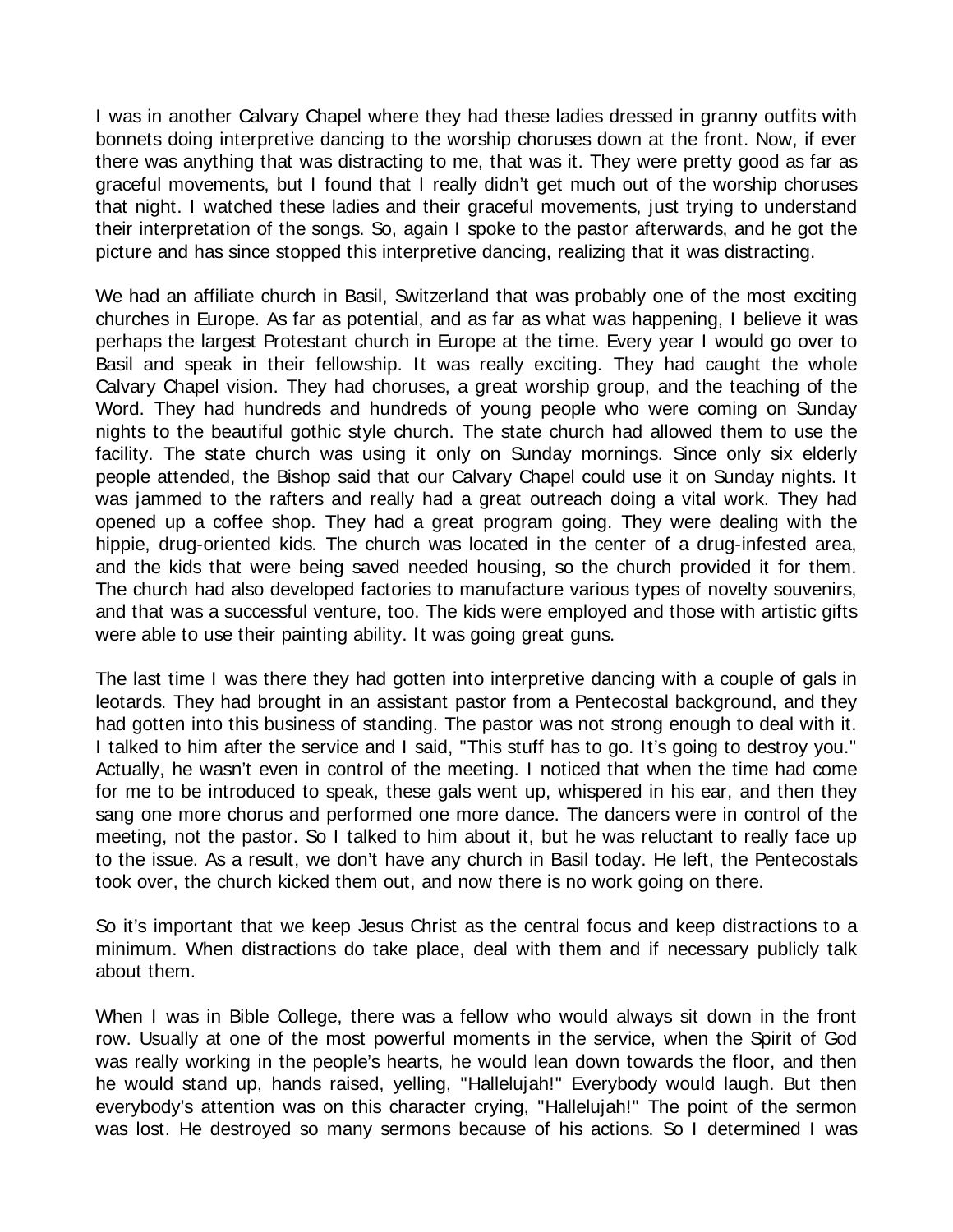I was in another Calvary Chapel where they had these ladies dressed in granny outfits with bonnets doing interpretive dancing to the worship choruses down at the front. Now, if ever there was anything that was distracting to me, that was it. They were pretty good as far as graceful movements, but I found that I really didn't get much out of the worship choruses that night. I watched these ladies and their graceful movements, just trying to understand their interpretation of the songs. So, again I spoke to the pastor afterwards, and he got the picture and has since stopped this interpretive dancing, realizing that it was distracting.

We had an affiliate church in Basil, Switzerland that was probably one of the most exciting churches in Europe. As far as potential, and as far as what was happening, I believe it was perhaps the largest Protestant church in Europe at the time. Every year I would go over to Basil and speak in their fellowship. It was really exciting. They had caught the whole Calvary Chapel vision. They had choruses, a great worship group, and the teaching of the Word. They had hundreds and hundreds of young people who were coming on Sunday nights to the beautiful gothic style church. The state church had allowed them to use the facility. The state church was using it only on Sunday mornings. Since only six elderly people attended, the Bishop said that our Calvary Chapel could use it on Sunday nights. It was jammed to the rafters and really had a great outreach doing a vital work. They had opened up a coffee shop. They had a great program going. They were dealing with the hippie, drug-oriented kids. The church was located in the center of a drug-infested area, and the kids that were being saved needed housing, so the church provided it for them. The church had also developed factories to manufacture various types of novelty souvenirs, and that was a successful venture, too. The kids were employed and those with artistic gifts were able to use their painting ability. It was going great guns.

The last time I was there they had gotten into interpretive dancing with a couple of gals in leotards. They had brought in an assistant pastor from a Pentecostal background, and they had gotten into this business of standing. The pastor was not strong enough to deal with it. I talked to him after the service and I said, "This stuff has to go. It's going to destroy you." Actually, he wasn't even in control of the meeting. I noticed that when the time had come for me to be introduced to speak, these gals went up, whispered in his ear, and then they sang one more chorus and performed one more dance. The dancers were in control of the meeting, not the pastor. So I talked to him about it, but he was reluctant to really face up to the issue. As a result, we don't have any church in Basil today. He left, the Pentecostals took over, the church kicked them out, and now there is no work going on there.

So it's important that we keep Jesus Christ as the central focus and keep distractions to a minimum. When distractions do take place, deal with them and if necessary publicly talk about them.

When I was in Bible College, there was a fellow who would always sit down in the front row. Usually at one of the most powerful moments in the service, when the Spirit of God was really working in the people's hearts, he would lean down towards the floor, and then he would stand up, hands raised, yelling, "Hallelujah!" Everybody would laugh. But then everybody's attention was on this character crying, "Hallelujah!" The point of the sermon was lost. He destroyed so many sermons because of his actions. So I determined I was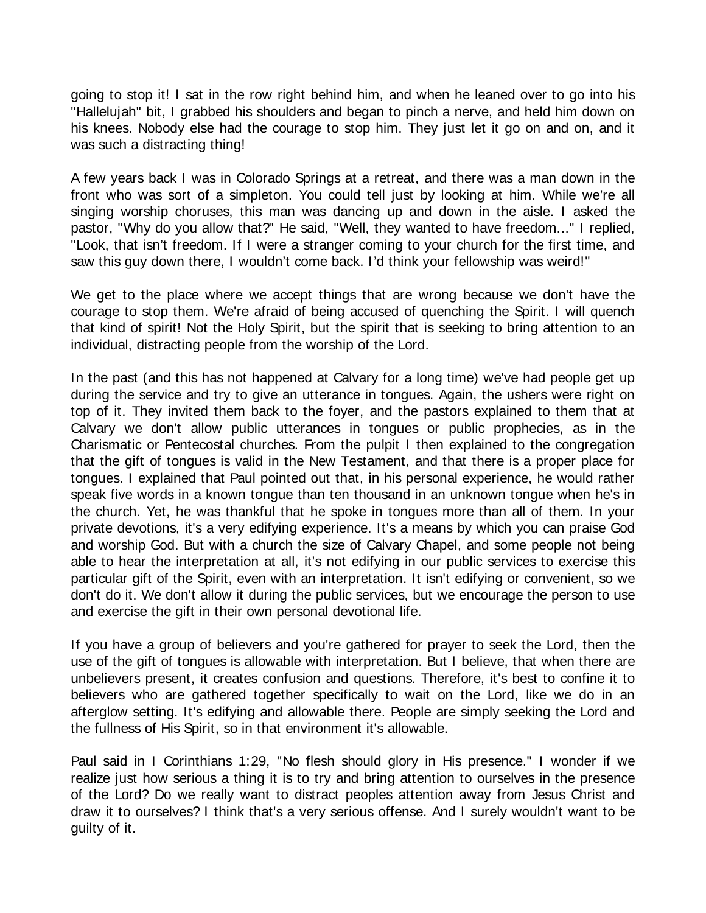going to stop it! I sat in the row right behind him, and when he leaned over to go into his "Hallelujah" bit, I grabbed his shoulders and began to pinch a nerve, and held him down on his knees. Nobody else had the courage to stop him. They just let it go on and on, and it was such a distracting thing!

A few years back I was in Colorado Springs at a retreat, and there was a man down in the front who was sort of a simpleton. You could tell just by looking at him. While we're all singing worship choruses, this man was dancing up and down in the aisle. I asked the pastor, "Why do you allow that?" He said, "Well, they wanted to have freedom..." I replied, "Look, that isn't freedom. If I were a stranger coming to your church for the first time, and saw this guy down there, I wouldn't come back. I'd think your fellowship was weird!"

We get to the place where we accept things that are wrong because we don't have the courage to stop them. We're afraid of being accused of quenching the Spirit. I will quench that kind of spirit! Not the Holy Spirit, but the spirit that is seeking to bring attention to an individual, distracting people from the worship of the Lord.

In the past (and this has not happened at Calvary for a long time) we've had people get up during the service and try to give an utterance in tongues. Again, the ushers were right on top of it. They invited them back to the foyer, and the pastors explained to them that at Calvary we don't allow public utterances in tongues or public prophecies, as in the Charismatic or Pentecostal churches. From the pulpit I then explained to the congregation that the gift of tongues is valid in the New Testament, and that there is a proper place for tongues. I explained that Paul pointed out that, in his personal experience, he would rather speak five words in a known tongue than ten thousand in an unknown tongue when he's in the church. Yet, he was thankful that he spoke in tongues more than all of them. In your private devotions, it's a very edifying experience. It's a means by which you can praise God and worship God. But with a church the size of Calvary Chapel, and some people not being able to hear the interpretation at all, it's not edifying in our public services to exercise this particular gift of the Spirit, even with an interpretation. It isn't edifying or convenient, so we don't do it. We don't allow it during the public services, but we encourage the person to use and exercise the gift in their own personal devotional life.

If you have a group of believers and you're gathered for prayer to seek the Lord, then the use of the gift of tongues is allowable with interpretation. But I believe, that when there are unbelievers present, it creates confusion and questions. Therefore, it's best to confine it to believers who are gathered together specifically to wait on the Lord, like we do in an afterglow setting. It's edifying and allowable there. People are simply seeking the Lord and the fullness of His Spirit, so in that environment it's allowable.

Paul said in I Corinthians 1:29, "No flesh should glory in His presence." I wonder if we realize just how serious a thing it is to try and bring attention to ourselves in the presence of the Lord? Do we really want to distract peoples attention away from Jesus Christ and draw it to ourselves? I think that's a very serious offense. And I surely wouldn't want to be guilty of it.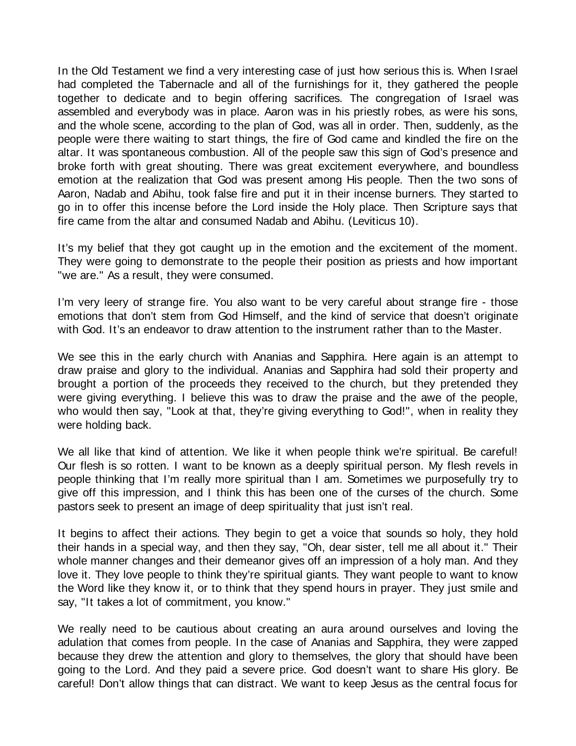In the Old Testament we find a very interesting case of just how serious this is. When Israel had completed the Tabernacle and all of the furnishings for it, they gathered the people together to dedicate and to begin offering sacrifices. The congregation of Israel was assembled and everybody was in place. Aaron was in his priestly robes, as were his sons, and the whole scene, according to the plan of God, was all in order. Then, suddenly, as the people were there waiting to start things, the fire of God came and kindled the fire on the altar. It was spontaneous combustion. All of the people saw this sign of God's presence and broke forth with great shouting. There was great excitement everywhere, and boundless emotion at the realization that God was present among His people. Then the two sons of Aaron, Nadab and Abihu, took false fire and put it in their incense burners. They started to go in to offer this incense before the Lord inside the Holy place. Then Scripture says that fire came from the altar and consumed Nadab and Abihu. (Leviticus 10).

It's my belief that they got caught up in the emotion and the excitement of the moment. They were going to demonstrate to the people their position as priests and how important "we are." As a result, they were consumed.

I'm very leery of strange fire. You also want to be very careful about strange fire - those emotions that don't stem from God Himself, and the kind of service that doesn't originate with God. It's an endeavor to draw attention to the instrument rather than to the Master.

We see this in the early church with Ananias and Sapphira. Here again is an attempt to draw praise and glory to the individual. Ananias and Sapphira had sold their property and brought a portion of the proceeds they received to the church, but they pretended they were giving everything. I believe this was to draw the praise and the awe of the people, who would then say, "Look at that, they're giving everything to God!", when in reality they were holding back.

We all like that kind of attention. We like it when people think we're spiritual. Be careful! Our flesh is so rotten. I want to be known as a deeply spiritual person. My flesh revels in people thinking that I'm really more spiritual than I am. Sometimes we purposefully try to give off this impression, and I think this has been one of the curses of the church. Some pastors seek to present an image of deep spirituality that just isn't real.

It begins to affect their actions. They begin to get a voice that sounds so holy, they hold their hands in a special way, and then they say, "Oh, dear sister, tell me all about it." Their whole manner changes and their demeanor gives off an impression of a holy man. And they love it. They love people to think they're spiritual giants. They want people to want to know the Word like they know it, or to think that they spend hours in prayer. They just smile and say, "It takes a lot of commitment, you know."

We really need to be cautious about creating an aura around ourselves and loving the adulation that comes from people. In the case of Ananias and Sapphira, they were zapped because they drew the attention and glory to themselves, the glory that should have been going to the Lord. And they paid a severe price. God doesn't want to share His glory. Be careful! Don't allow things that can distract. We want to keep Jesus as the central focus for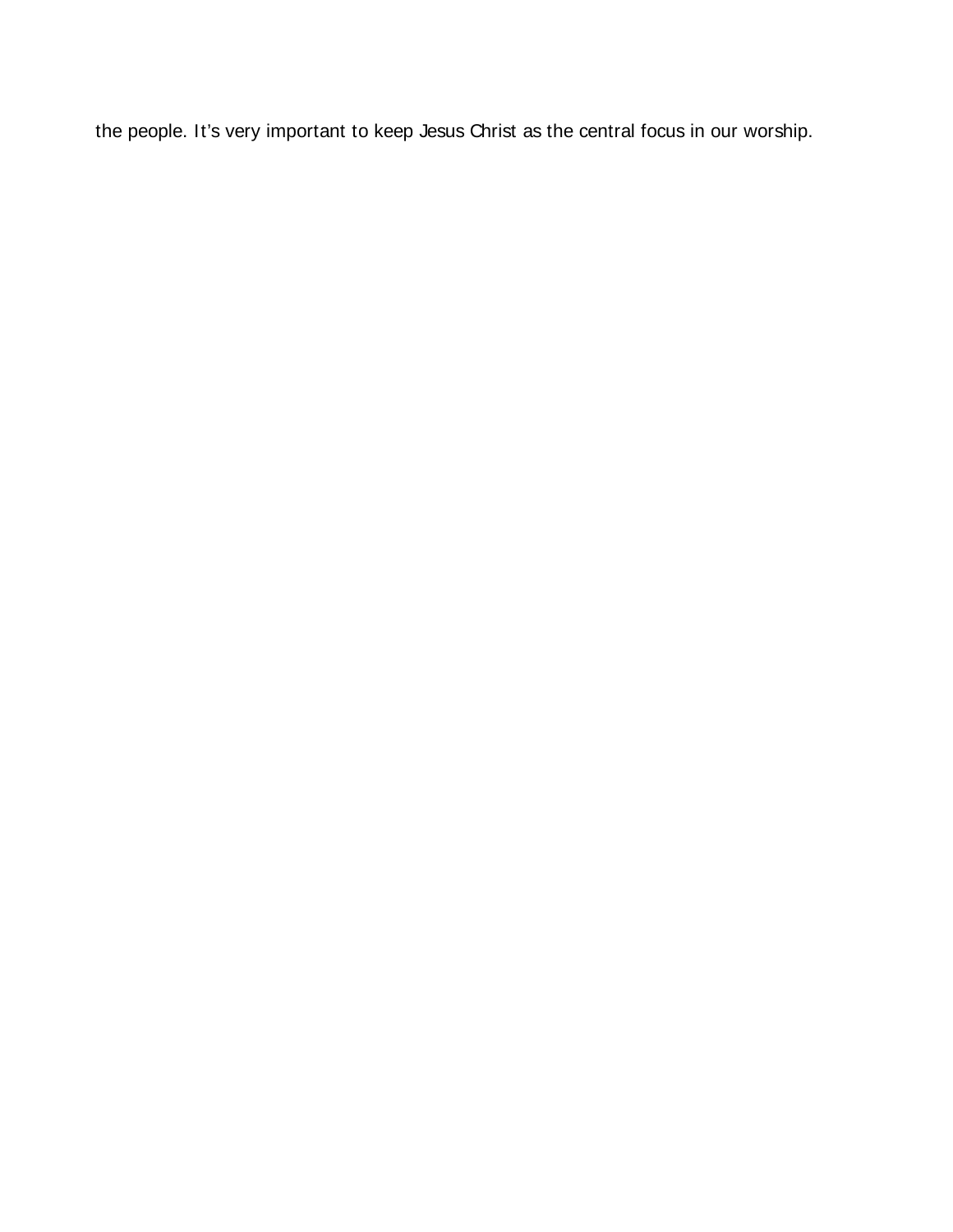the people. It’s very important to keep Jesus Christ as the central focus in our worship.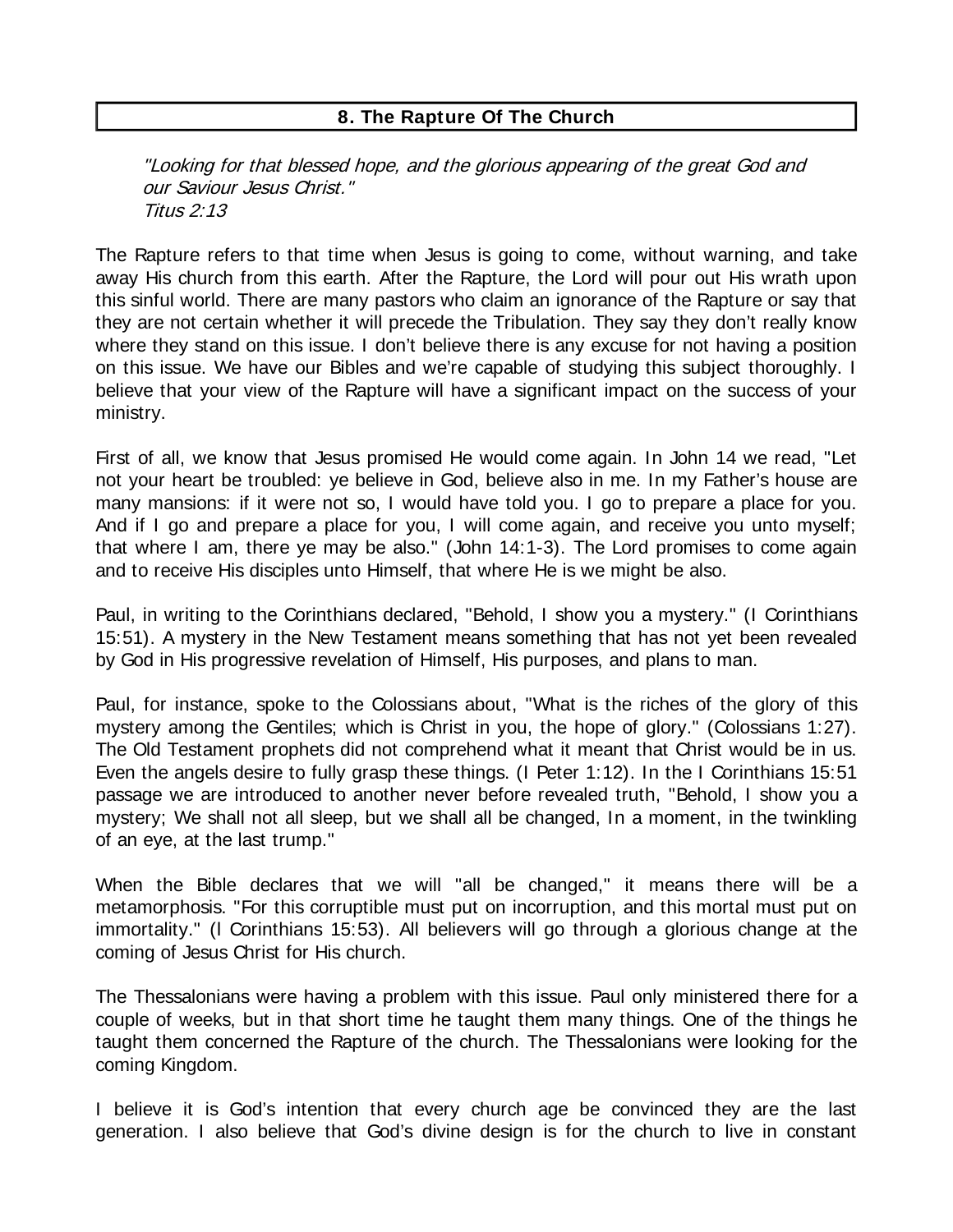## 8. The Rapture Of The Church

*"Looking for that blessed hope, and the glorious appearing of the great God and our Saviour Jesus Christ."*
*Titus 2:13*

The Rapture refers to that time when Jesus is going to come, without warning, and take away His church from this earth. After the Rapture, the Lord will pour out His wrath upon this sinful world. There are many pastors who claim an ignorance of the Rapture or say that they are not certain whether it will precede the Tribulation. They say they don't really know where they stand on this issue. I don't believe there is any excuse for not having a position on this issue. We have our Bibles and we're capable of studying this subject thoroughly. I believe that your view of the Rapture will have a significant impact on the success of your ministry.

First of all, we know that Jesus promised He would come again. In John 14 we read, "Let not your heart be troubled: ye believe in God, believe also in me. In my Father's house are many mansions: if it were not so, I would have told you. I go to prepare a place for you. And if I go and prepare a place for you, I will come again, and receive you unto myself; that where I am, there ye may be also." (John 14:1-3). The Lord promises to come again and to receive His disciples unto Himself, that where He is we might be also.

Paul, in writing to the Corinthians declared, "Behold, I show you a mystery." (I Corinthians 15:51). A mystery in the New Testament means something that has not yet been revealed by God in His progressive revelation of Himself, His purposes, and plans to man.

Paul, for instance, spoke to the Colossians about, "What is the riches of the glory of this mystery among the Gentiles; which is Christ in you, the hope of glory." (Colossians 1:27). The Old Testament prophets did not comprehend what it meant that Christ would be in us. Even the angels desire to fully grasp these things. (I Peter 1:12). In the I Corinthians 15:51 passage we are introduced to another never before revealed truth, "Behold, I show you a mystery; We shall not all sleep, but we shall all be changed, In a moment, in the twinkling of an eye, at the last trump."

When the Bible declares that we will "all be changed," it means there will be a metamorphosis. "For this corruptible must put on incorruption, and this mortal must put on immortality." (I Corinthians 15:53). All believers will go through a glorious change at the coming of Jesus Christ for His church.

The Thessalonians were having a problem with this issue. Paul only ministered there for a couple of weeks, but in that short time he taught them many things. One of the things he taught them concerned the Rapture of the church. The Thessalonians were looking for the coming Kingdom.

I believe it is God's intention that every church age be convinced they are the last generation. I also believe that God's divine design is for the church to live in constant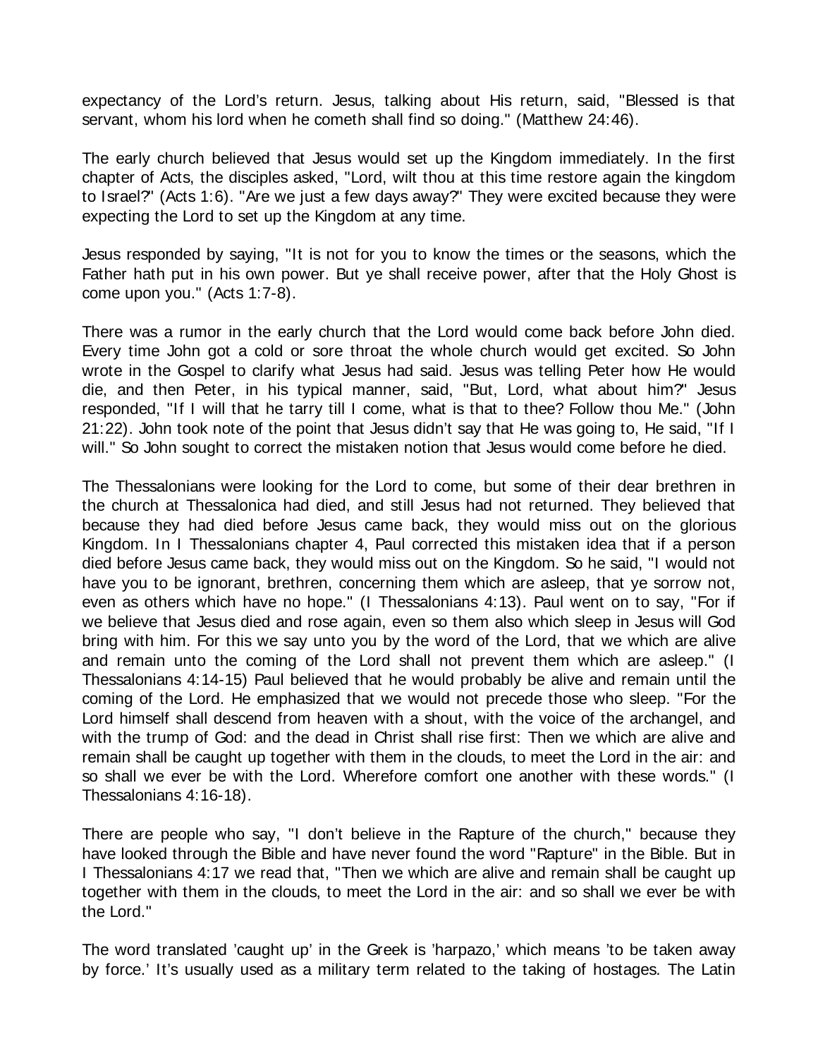expectancy of the Lord’s return. Jesus, talking about His return, said, "Blessed is that servant, whom his lord when he cometh shall find so doing." (Matthew 24:46).

The early church believed that Jesus would set up the Kingdom immediately. In the first chapter of Acts, the disciples asked, "Lord, wilt thou at this time restore again the kingdom to Israel?" (Acts 1:6). "Are we just a few days away?" They were excited because they were expecting the Lord to set up the Kingdom at any time.

Jesus responded by saying, "It is not for you to know the times or the seasons, which the Father hath put in his own power. But ye shall receive power, after that the Holy Ghost is come upon you." (Acts 1:7-8).

There was a rumor in the early church that the Lord would come back before John died. Every time John got a cold or sore throat the whole church would get excited. So John wrote in the Gospel to clarify what Jesus had said. Jesus was telling Peter how He would die, and then Peter, in his typical manner, said, "But, Lord, what about him?" Jesus responded, "If I will that he tarry till I come, what is that to thee? Follow thou Me." (John 21:22). John took note of the point that Jesus didn’t say that He was going to, He said, "If I will." So John sought to correct the mistaken notion that Jesus would come before he died.

The Thessalonians were looking for the Lord to come, but some of their dear brethren in the church at Thessalonica had died, and still Jesus had not returned. They believed that because they had died before Jesus came back, they would miss out on the glorious Kingdom. In I Thessalonians chapter 4, Paul corrected this mistaken idea that if a person died before Jesus came back, they would miss out on the Kingdom. So he said, "I would not have you to be ignorant, brethren, concerning them which are asleep, that ye sorrow not, even as others which have no hope." (I Thessalonians 4:13). Paul went on to say, "For if we believe that Jesus died and rose again, even so them also which sleep in Jesus will God bring with him. For this we say unto you by the word of the Lord, that we which are alive and remain unto the coming of the Lord shall not prevent them which are asleep." (I Thessalonians 4:14-15) Paul believed that he would probably be alive and remain until the coming of the Lord. He emphasized that we would not precede those who sleep. "For the Lord himself shall descend from heaven with a shout, with the voice of the archangel, and with the trump of God: and the dead in Christ shall rise first: Then we which are alive and remain shall be caught up together with them in the clouds, to meet the Lord in the air: and so shall we ever be with the Lord. Wherefore comfort one another with these words." (I Thessalonians 4:16-18).

There are people who say, "I don’t believe in the Rapture of the church," because they have looked through the Bible and have never found the word "Rapture" in the Bible. But in I Thessalonians 4:17 we read that, "Then we which are alive and remain shall be caught up together with them in the clouds, to meet the Lord in the air: and so shall we ever be with the Lord."

The word translated ’caught up’ in the Greek is ’harpazo,’ which means ’to be taken away by force.’ It’s usually used as a military term related to the taking of hostages. The Latin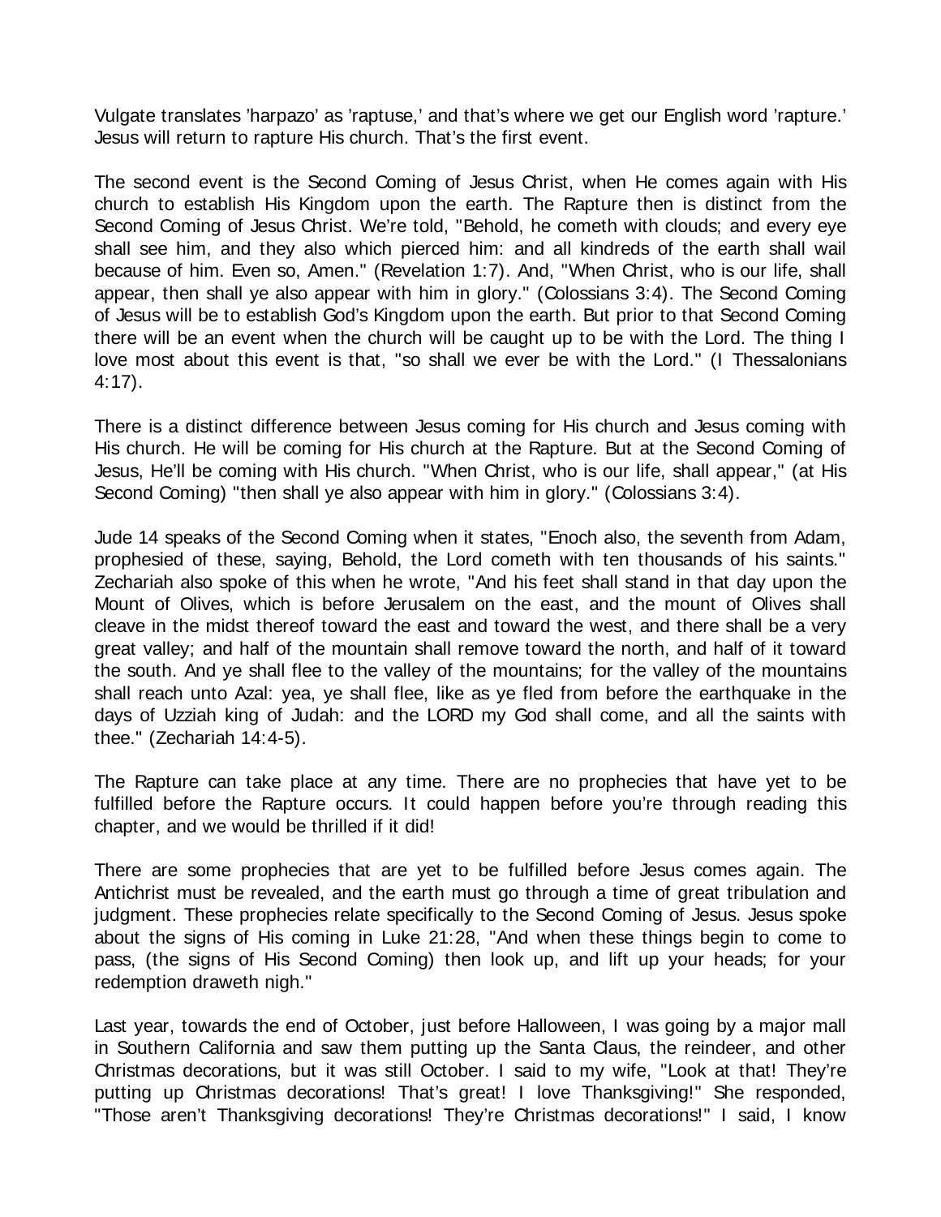Vulgate translates 'harpazo' as 'raptuse,' and that's where we get our English word 'rapture.' Jesus will return to rapture His church. That's the first event.

The second event is the Second Coming of Jesus Christ, when He comes again with His church to establish His Kingdom upon the earth. The Rapture then is distinct from the Second Coming of Jesus Christ. We're told, "Behold, he cometh with clouds; and every eye shall see him, and they also which pierced him: and all kindreds of the earth shall wail because of him. Even so, Amen." (Revelation 1:7). And, "When Christ, who is our life, shall appear, then shall ye also appear with him in glory." (Colossians 3:4). The Second Coming of Jesus will be to establish God's Kingdom upon the earth. But prior to that Second Coming there will be an event when the church will be caught up to be with the Lord. The thing I love most about this event is that, "so shall we ever be with the Lord." (I Thessalonians 4:17).

There is a distinct difference between Jesus coming for His church and Jesus coming with His church. He will be coming for His church at the Rapture. But at the Second Coming of Jesus, He'll be coming with His church. "When Christ, who is our life, shall appear," (at His Second Coming) "then shall ye also appear with him in glory." (Colossians 3:4).

Jude 14 speaks of the Second Coming when it states, "Enoch also, the seventh from Adam, prophesied of these, saying, Behold, the Lord cometh with ten thousands of his saints." Zechariah also spoke of this when he wrote, "And his feet shall stand in that day upon the Mount of Olives, which is before Jerusalem on the east, and the mount of Olives shall cleave in the midst thereof toward the east and toward the west, and there shall be a very great valley; and half of the mountain shall remove toward the north, and half of it toward the south. And ye shall flee to the valley of the mountains; for the valley of the mountains shall reach unto Azal: yea, ye shall flee, like as ye fled from before the earthquake in the days of Uzziah king of Judah: and the LORD my God shall come, and all the saints with thee." (Zechariah 14:4-5).

The Rapture can take place at any time. There are no prophecies that have yet to be fulfilled before the Rapture occurs. It could happen before you're through reading this chapter, and we would be thrilled if it did!

There are some prophecies that are yet to be fulfilled before Jesus comes again. The Antichrist must be revealed, and the earth must go through a time of great tribulation and judgment. These prophecies relate specifically to the Second Coming of Jesus. Jesus spoke about the signs of His coming in Luke 21:28, "And when these things begin to come to pass, (the signs of His Second Coming) then look up, and lift up your heads; for your redemption draweth nigh."

Last year, towards the end of October, just before Halloween, I was going by a major mall in Southern California and saw them putting up the Santa Claus, the reindeer, and other Christmas decorations, but it was still October. I said to my wife, "Look at that! They're putting up Christmas decorations! That's great! I love Thanksgiving!" She responded, "Those aren't Thanksgiving decorations! They're Christmas decorations!" I said, I know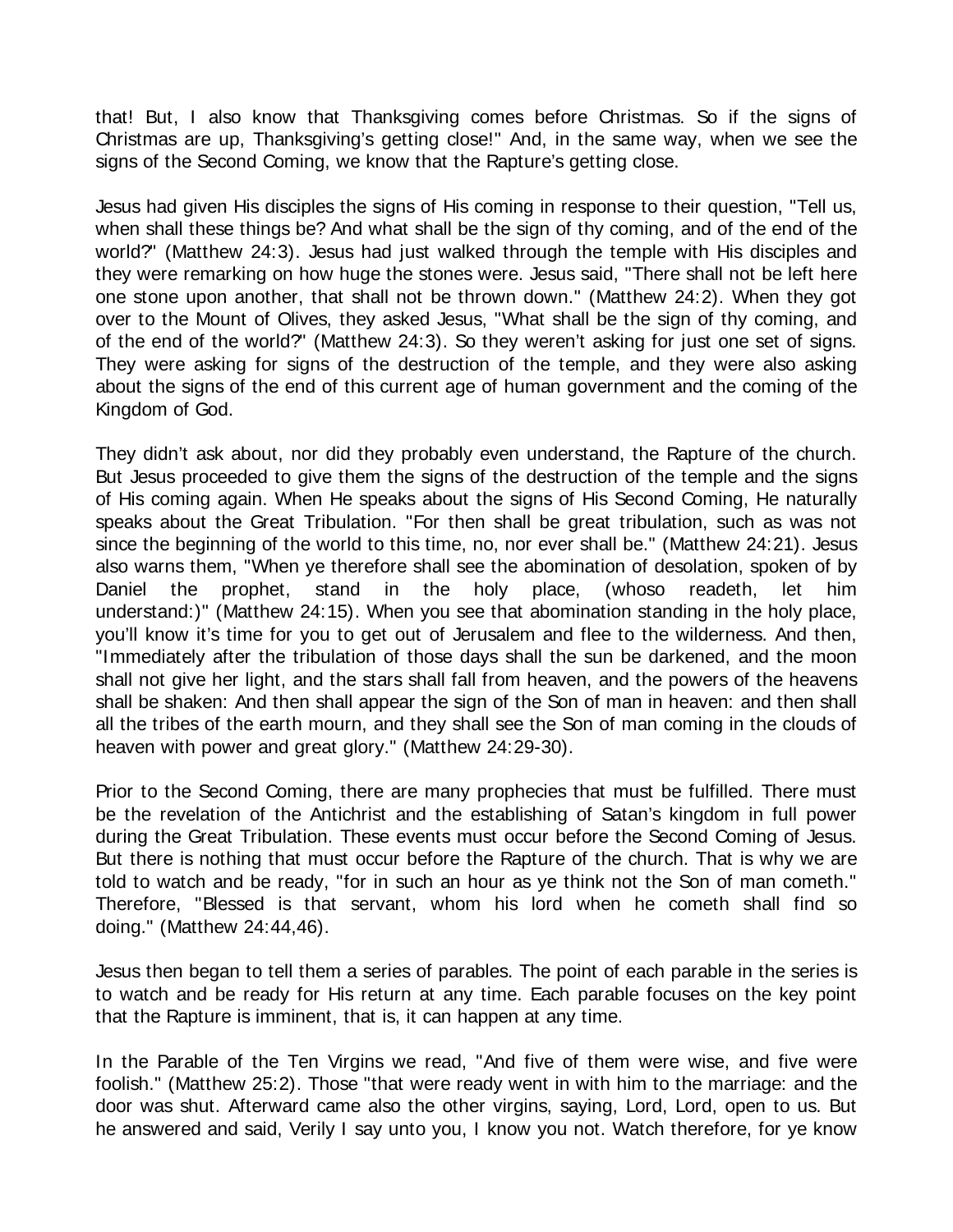that! But, I also know that Thanksgiving comes before Christmas. So if the signs of Christmas are up, Thanksgiving's getting close!" And, in the same way, when we see the signs of the Second Coming, we know that the Rapture's getting close.

Jesus had given His disciples the signs of His coming in response to their question, "Tell us, when shall these things be? And what shall be the sign of thy coming, and of the end of the world?" (Matthew 24:3). Jesus had just walked through the temple with His disciples and they were remarking on how huge the stones were. Jesus said, "There shall not be left here one stone upon another, that shall not be thrown down." (Matthew 24:2). When they got over to the Mount of Olives, they asked Jesus, "What shall be the sign of thy coming, and of the end of the world?" (Matthew 24:3). So they weren't asking for just one set of signs. They were asking for signs of the destruction of the temple, and they were also asking about the signs of the end of this current age of human government and the coming of the Kingdom of God.

They didn't ask about, nor did they probably even understand, the Rapture of the church. But Jesus proceeded to give them the signs of the destruction of the temple and the signs of His coming again. When He speaks about the signs of His Second Coming, He naturally speaks about the Great Tribulation. "For then shall be great tribulation, such as was not since the beginning of the world to this time, no, nor ever shall be." (Matthew 24:21). Jesus also warns them, "When ye therefore shall see the abomination of desolation, spoken of by Daniel the prophet, stand in the holy place, (whoso readeth, let him understand:)" (Matthew 24:15). When you see that abomination standing in the holy place, you'll know it's time for you to get out of Jerusalem and flee to the wilderness. And then, "Immediately after the tribulation of those days shall the sun be darkened, and the moon shall not give her light, and the stars shall fall from heaven, and the powers of the heavens shall be shaken: And then shall appear the sign of the Son of man in heaven: and then shall all the tribes of the earth mourn, and they shall see the Son of man coming in the clouds of heaven with power and great glory." (Matthew 24:29-30).

Prior to the Second Coming, there are many prophecies that must be fulfilled. There must be the revelation of the Antichrist and the establishing of Satan's kingdom in full power during the Great Tribulation. These events must occur before the Second Coming of Jesus. But there is nothing that must occur before the Rapture of the church. That is why we are told to watch and be ready, "for in such an hour as ye think not the Son of man cometh." Therefore, "Blessed is that servant, whom his lord when he cometh shall find so doing." (Matthew 24:44,46).

Jesus then began to tell them a series of parables. The point of each parable in the series is to watch and be ready for His return at any time. Each parable focuses on the key point that the Rapture is imminent, that is, it can happen at any time.

In the Parable of the Ten Virgins we read, "And five of them were wise, and five were foolish." (Matthew 25:2). Those "that were ready went in with him to the marriage: and the door was shut. Afterward came also the other virgins, saying, Lord, Lord, open to us. But he answered and said, Verily I say unto you, I know you not. Watch therefore, for ye know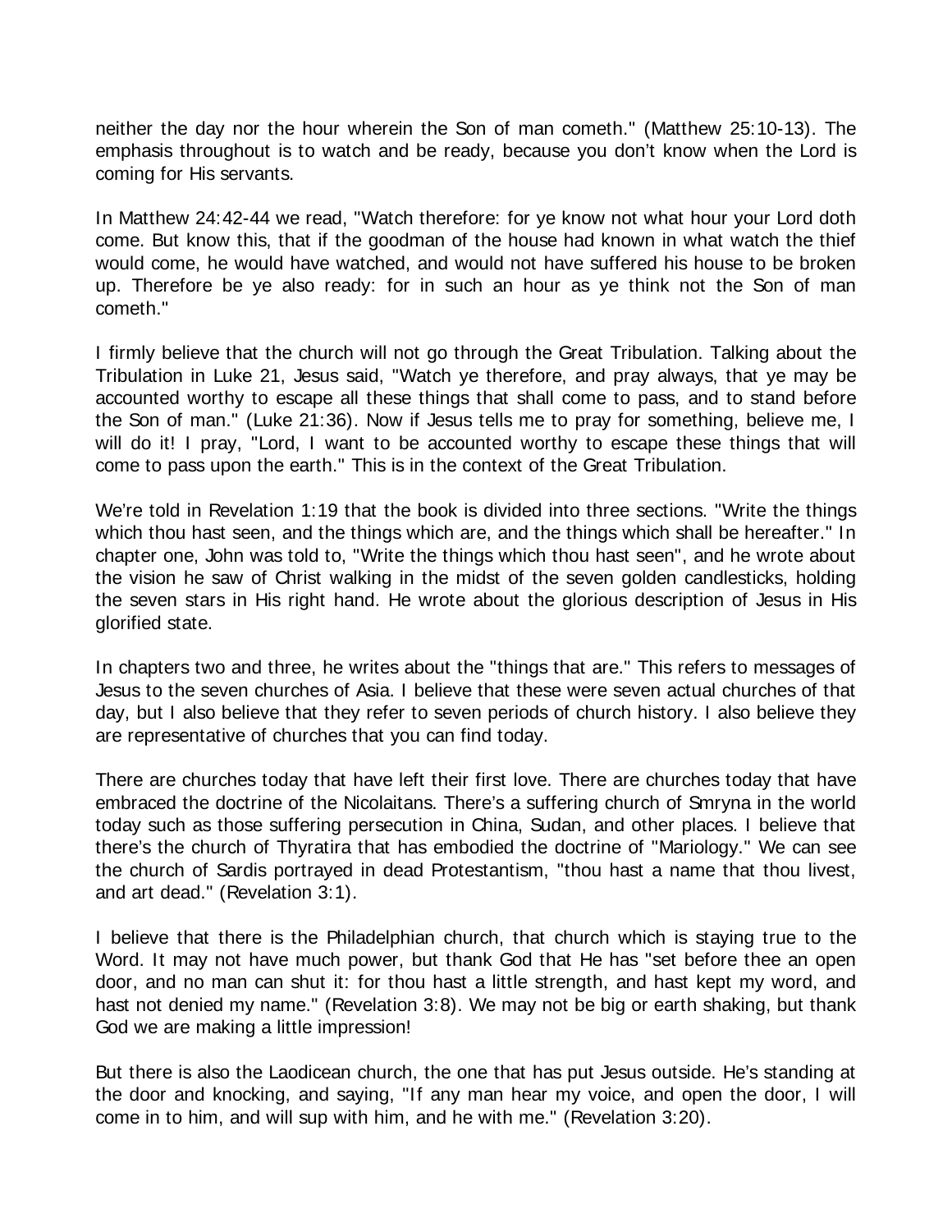neither the day nor the hour wherein the Son of man cometh." (Matthew 25:10-13). The emphasis throughout is to watch and be ready, because you don't know when the Lord is coming for His servants.

In Matthew 24:42-44 we read, "Watch therefore: for ye know not what hour your Lord doth come. But know this, that if the goodman of the house had known in what watch the thief would come, he would have watched, and would not have suffered his house to be broken up. Therefore be ye also ready: for in such an hour as ye think not the Son of man cometh."

I firmly believe that the church will not go through the Great Tribulation. Talking about the Tribulation in Luke 21, Jesus said, "Watch ye therefore, and pray always, that ye may be accounted worthy to escape all these things that shall come to pass, and to stand before the Son of man." (Luke 21:36). Now if Jesus tells me to pray for something, believe me, I will do it! I pray, "Lord, I want to be accounted worthy to escape these things that will come to pass upon the earth." This is in the context of the Great Tribulation.

We're told in Revelation 1:19 that the book is divided into three sections. "Write the things which thou hast seen, and the things which are, and the things which shall be hereafter." In chapter one, John was told to, "Write the things which thou hast seen", and he wrote about the vision he saw of Christ walking in the midst of the seven golden candlesticks, holding the seven stars in His right hand. He wrote about the glorious description of Jesus in His glorified state.

In chapters two and three, he writes about the "things that are." This refers to messages of Jesus to the seven churches of Asia. I believe that these were seven actual churches of that day, but I also believe that they refer to seven periods of church history. I also believe they are representative of churches that you can find today.

There are churches today that have left their first love. There are churches today that have embraced the doctrine of the Nicolaitans. There's a suffering church of Smryna in the world today such as those suffering persecution in China, Sudan, and other places. I believe that there's the church of Thyratira that has embodied the doctrine of "Mariology." We can see the church of Sardis portrayed in dead Protestantism, "thou hast a name that thou livest, and art dead." (Revelation 3:1).

I believe that there is the Philadelphian church, that church which is staying true to the Word. It may not have much power, but thank God that He has "set before thee an open door, and no man can shut it: for thou hast a little strength, and hast kept my word, and hast not denied my name." (Revelation 3:8). We may not be big or earth shaking, but thank God we are making a little impression!

But there is also the Laodicean church, the one that has put Jesus outside. He's standing at the door and knocking, and saying, "If any man hear my voice, and open the door, I will come in to him, and will sup with him, and he with me." (Revelation 3:20).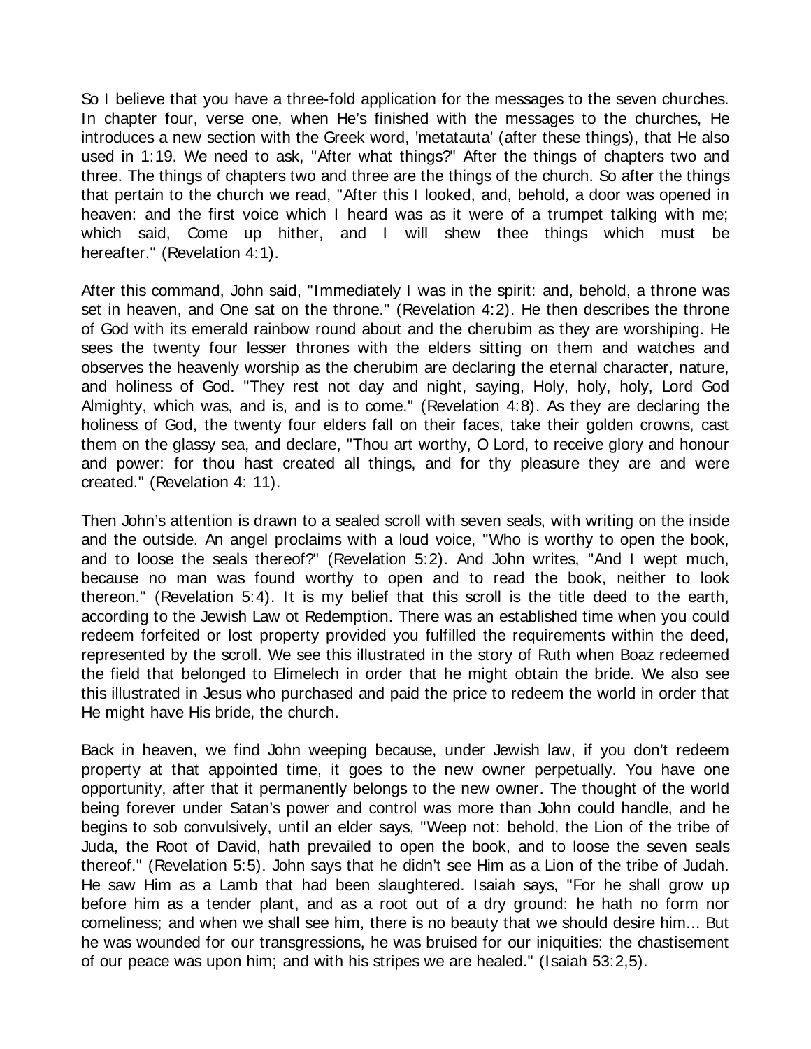So I believe that you have a three-fold application for the messages to the seven churches. In chapter four, verse one, when He's finished with the messages to the churches, He introduces a new section with the Greek word, 'metatauta' (after these things), that He also used in 1:19. We need to ask, "After what things?" After the things of chapters two and three. The things of chapters two and three are the things of the church. So after the things that pertain to the church we read, "After this I looked, and, behold, a door was opened in heaven: and the first voice which I heard was as it were of a trumpet talking with me; which said, Come up hither, and I will shew thee things which must be hereafter." (Revelation 4:1).

After this command, John said, "Immediately I was in the spirit: and, behold, a throne was set in heaven, and One sat on the throne." (Revelation 4:2). He then describes the throne of God with its emerald rainbow round about and the cherubim as they are worshiping. He sees the twenty four lesser thrones with the elders sitting on them and watches and observes the heavenly worship as the cherubim are declaring the eternal character, nature, and holiness of God. "They rest not day and night, saying, Holy, holy, holy, Lord God Almighty, which was, and is, and is to come." (Revelation 4:8). As they are declaring the holiness of God, the twenty four elders fall on their faces, take their golden crowns, cast them on the glassy sea, and declare, "Thou art worthy, O Lord, to receive glory and honour and power: for thou hast created all things, and for thy pleasure they are and were created." (Revelation 4: 11).

Then John's attention is drawn to a sealed scroll with seven seals, with writing on the inside and the outside. An angel proclaims with a loud voice, "Who is worthy to open the book, and to loose the seals thereof?" (Revelation 5:2). And John writes, "And I wept much, because no man was found worthy to open and to read the book, neither to look thereon." (Revelation 5:4). It is my belief that this scroll is the title deed to the earth, according to the Jewish Law ot Redemption. There was an established time when you could redeem forfeited or lost property provided you fulfilled the requirements within the deed, represented by the scroll. We see this illustrated in the story of Ruth when Boaz redeemed the field that belonged to Elimelech in order that he might obtain the bride. We also see this illustrated in Jesus who purchased and paid the price to redeem the world in order that He might have His bride, the church.

Back in heaven, we find John weeping because, under Jewish law, if you don't redeem property at that appointed time, it goes to the new owner perpetually. You have one opportunity, after that it permanently belongs to the new owner. The thought of the world being forever under Satan's power and control was more than John could handle, and he begins to sob convulsively, until an elder says, "Weep not: behold, the Lion of the tribe of Juda, the Root of David, hath prevailed to open the book, and to loose the seven seals thereof." (Revelation 5:5). John says that he didn't see Him as a Lion of the tribe of Judah. He saw Him as a Lamb that had been slaughtered. Isaiah says, "For he shall grow up before him as a tender plant, and as a root out of a dry ground: he hath no form nor comeliness; and when we shall see him, there is no beauty that we should desire him... But he was wounded for our transgressions, he was bruised for our iniquities: the chastisement of our peace was upon him; and with his stripes we are healed." (Isaiah 53:2,5).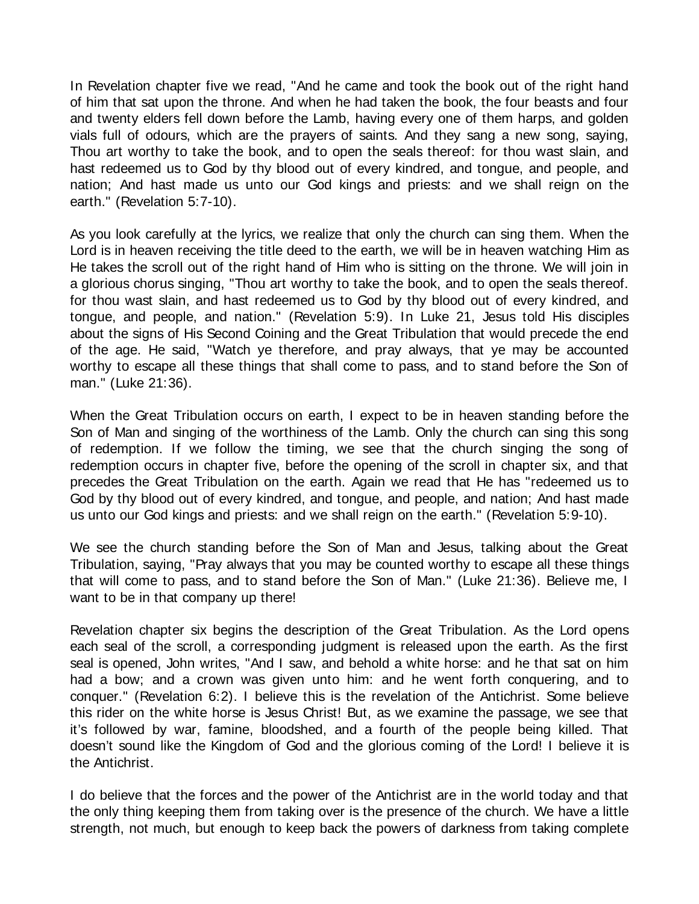In Revelation chapter five we read, "And he came and took the book out of the right hand of him that sat upon the throne. And when he had taken the book, the four beasts and four and twenty elders fell down before the Lamb, having every one of them harps, and golden vials full of odours, which are the prayers of saints. And they sang a new song, saying, Thou art worthy to take the book, and to open the seals thereof: for thou wast slain, and hast redeemed us to God by thy blood out of every kindred, and tongue, and people, and nation; And hast made us unto our God kings and priests: and we shall reign on the earth." (Revelation 5:7-10).

As you look carefully at the lyrics, we realize that only the church can sing them. When the Lord is in heaven receiving the title deed to the earth, we will be in heaven watching Him as He takes the scroll out of the right hand of Him who is sitting on the throne. We will join in a glorious chorus singing, "Thou art worthy to take the book, and to open the seals thereof. for thou wast slain, and hast redeemed us to God by thy blood out of every kindred, and tongue, and people, and nation." (Revelation 5:9). In Luke 21, Jesus told His disciples about the signs of His Second Coining and the Great Tribulation that would precede the end of the age. He said, "Watch ye therefore, and pray always, that ye may be accounted worthy to escape all these things that shall come to pass, and to stand before the Son of man." (Luke 21:36).

When the Great Tribulation occurs on earth, I expect to be in heaven standing before the Son of Man and singing of the worthiness of the Lamb. Only the church can sing this song of redemption. If we follow the timing, we see that the church singing the song of redemption occurs in chapter five, before the opening of the scroll in chapter six, and that precedes the Great Tribulation on the earth. Again we read that He has "redeemed us to God by thy blood out of every kindred, and tongue, and people, and nation; And hast made us unto our God kings and priests: and we shall reign on the earth." (Revelation 5:9-10).

We see the church standing before the Son of Man and Jesus, talking about the Great Tribulation, saying, "Pray always that you may be counted worthy to escape all these things that will come to pass, and to stand before the Son of Man." (Luke 21:36). Believe me, I want to be in that company up there!

Revelation chapter six begins the description of the Great Tribulation. As the Lord opens each seal of the scroll, a corresponding judgment is released upon the earth. As the first seal is opened, John writes, "And I saw, and behold a white horse: and he that sat on him had a bow; and a crown was given unto him: and he went forth conquering, and to conquer." (Revelation 6:2). I believe this is the revelation of the Antichrist. Some believe this rider on the white horse is Jesus Christ! But, as we examine the passage, we see that it's followed by war, famine, bloodshed, and a fourth of the people being killed. That doesn't sound like the Kingdom of God and the glorious coming of the Lord! I believe it is the Antichrist.

I do believe that the forces and the power of the Antichrist are in the world today and that the only thing keeping them from taking over is the presence of the church. We have a little strength, not much, but enough to keep back the powers of darkness from taking complete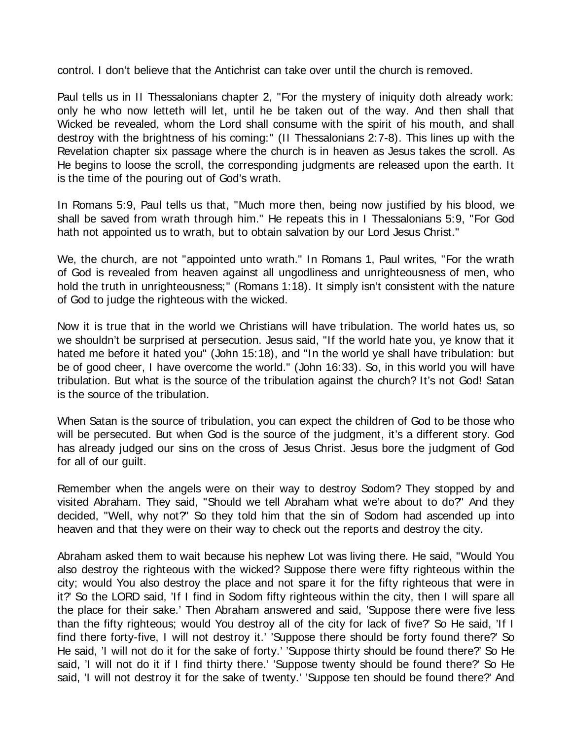control. I don't believe that the Antichrist can take over until the church is removed.

Paul tells us in II Thessalonians chapter 2, "For the mystery of iniquity doth already work: only he who now letteth will let, until he be taken out of the way. And then shall that Wicked be revealed, whom the Lord shall consume with the spirit of his mouth, and shall destroy with the brightness of his coming:" (II Thessalonians 2:7-8). This lines up with the Revelation chapter six passage where the church is in heaven as Jesus takes the scroll. As He begins to loose the scroll, the corresponding judgments are released upon the earth. It is the time of the pouring out of God's wrath.

In Romans 5:9, Paul tells us that, "Much more then, being now justified by his blood, we shall be saved from wrath through him." He repeats this in I Thessalonians 5:9, "For God hath not appointed us to wrath, but to obtain salvation by our Lord Jesus Christ."

We, the church, are not "appointed unto wrath." In Romans 1, Paul writes, "For the wrath of God is revealed from heaven against all ungodliness and unrighteousness of men, who hold the truth in unrighteousness;" (Romans 1:18). It simply isn't consistent with the nature of God to judge the righteous with the wicked.

Now it is true that in the world we Christians will have tribulation. The world hates us, so we shouldn't be surprised at persecution. Jesus said, "If the world hate you, ye know that it hated me before it hated you" (John 15:18), and "In the world ye shall have tribulation: but be of good cheer, I have overcome the world." (John 16:33). So, in this world you will have tribulation. But what is the source of the tribulation against the church? It's not God! Satan is the source of the tribulation.

When Satan is the source of tribulation, you can expect the children of God to be those who will be persecuted. But when God is the source of the judgment, it's a different story. God has already judged our sins on the cross of Jesus Christ. Jesus bore the judgment of God for all of our guilt.

Remember when the angels were on their way to destroy Sodom? They stopped by and visited Abraham. They said, "Should we tell Abraham what we're about to do?" And they decided, "Well, why not?" So they told him that the sin of Sodom had ascended up into heaven and that they were on their way to check out the reports and destroy the city.

Abraham asked them to wait because his nephew Lot was living there. He said, "Would You also destroy the righteous with the wicked? Suppose there were fifty righteous within the city; would You also destroy the place and not spare it for the fifty righteous that were in it?' So the LORD said, 'If I find in Sodom fifty righteous within the city, then I will spare all the place for their sake.' Then Abraham answered and said, 'Suppose there were five less than the fifty righteous; would You destroy all of the city for lack of five?' So He said, 'If I find there forty-five, I will not destroy it.' 'Suppose there should be forty found there?' So He said, 'I will not do it for the sake of forty.' 'Suppose thirty should be found there?' So He said, 'I will not do it if I find thirty there.' 'Suppose twenty should be found there?' So He said, 'I will not destroy it for the sake of twenty.' 'Suppose ten should be found there?' And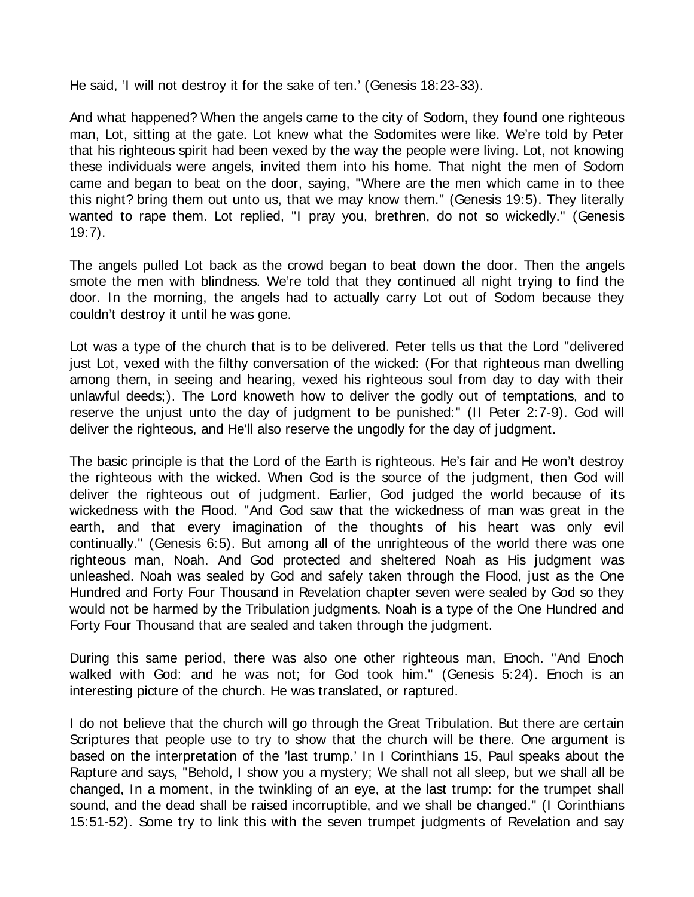He said, 'I will not destroy it for the sake of ten.' (Genesis 18:23-33).

And what happened? When the angels came to the city of Sodom, they found one righteous man, Lot, sitting at the gate. Lot knew what the Sodomites were like. We're told by Peter that his righteous spirit had been vexed by the way the people were living. Lot, not knowing these individuals were angels, invited them into his home. That night the men of Sodom came and began to beat on the door, saying, "Where are the men which came in to thee this night? bring them out unto us, that we may know them." (Genesis 19:5). They literally wanted to rape them. Lot replied, "I pray you, brethren, do not so wickedly." (Genesis 19:7).

The angels pulled Lot back as the crowd began to beat down the door. Then the angels smote the men with blindness. We're told that they continued all night trying to find the door. In the morning, the angels had to actually carry Lot out of Sodom because they couldn't destroy it until he was gone.

Lot was a type of the church that is to be delivered. Peter tells us that the Lord "delivered just Lot, vexed with the filthy conversation of the wicked: (For that righteous man dwelling among them, in seeing and hearing, vexed his righteous soul from day to day with their unlawful deeds;). The Lord knoweth how to deliver the godly out of temptations, and to reserve the unjust unto the day of judgment to be punished:" (II Peter 2:7-9). God will deliver the righteous, and He'll also reserve the ungodly for the day of judgment.

The basic principle is that the Lord of the Earth is righteous. He's fair and He won't destroy the righteous with the wicked. When God is the source of the judgment, then God will deliver the righteous out of judgment. Earlier, God judged the world because of its wickedness with the Flood. "And God saw that the wickedness of man was great in the earth, and that every imagination of the thoughts of his heart was only evil continually." (Genesis 6:5). But among all of the unrighteous of the world there was one righteous man, Noah. And God protected and sheltered Noah as His judgment was unleashed. Noah was sealed by God and safely taken through the Flood, just as the One Hundred and Forty Four Thousand in Revelation chapter seven were sealed by God so they would not be harmed by the Tribulation judgments. Noah is a type of the One Hundred and Forty Four Thousand that are sealed and taken through the judgment.

During this same period, there was also one other righteous man, Enoch. "And Enoch walked with God: and he was not; for God took him." (Genesis 5:24). Enoch is an interesting picture of the church. He was translated, or raptured.

I do not believe that the church will go through the Great Tribulation. But there are certain Scriptures that people use to try to show that the church will be there. One argument is based on the interpretation of the 'last trump.' In I Corinthians 15, Paul speaks about the Rapture and says, "Behold, I show you a mystery; We shall not all sleep, but we shall all be changed, In a moment, in the twinkling of an eye, at the last trump: for the trumpet shall sound, and the dead shall be raised incorruptible, and we shall be changed." (I Corinthians 15:51-52). Some try to link this with the seven trumpet judgments of Revelation and say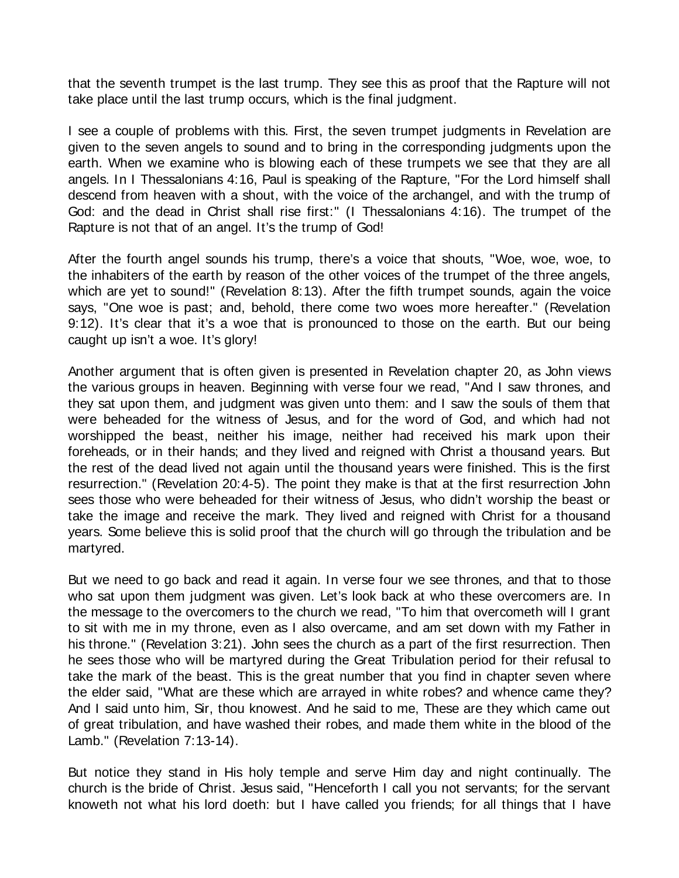that the seventh trumpet is the last trump. They see this as proof that the Rapture will not take place until the last trump occurs, which is the final judgment.

I see a couple of problems with this. First, the seven trumpet judgments in Revelation are given to the seven angels to sound and to bring in the corresponding judgments upon the earth. When we examine who is blowing each of these trumpets we see that they are all angels. In I Thessalonians 4:16, Paul is speaking of the Rapture, "For the Lord himself shall descend from heaven with a shout, with the voice of the archangel, and with the trump of God: and the dead in Christ shall rise first:" (I Thessalonians 4:16). The trumpet of the Rapture is not that of an angel. It's the trump of God!

After the fourth angel sounds his trump, there's a voice that shouts, "Woe, woe, woe, to the inhabiters of the earth by reason of the other voices of the trumpet of the three angels, which are yet to sound!" (Revelation 8:13). After the fifth trumpet sounds, again the voice says, "One woe is past; and, behold, there come two woes more hereafter." (Revelation 9:12). It's clear that it's a woe that is pronounced to those on the earth. But our being caught up isn't a woe. It's glory!

Another argument that is often given is presented in Revelation chapter 20, as John views the various groups in heaven. Beginning with verse four we read, "And I saw thrones, and they sat upon them, and judgment was given unto them: and I saw the souls of them that were beheaded for the witness of Jesus, and for the word of God, and which had not worshipped the beast, neither his image, neither had received his mark upon their foreheads, or in their hands; and they lived and reigned with Christ a thousand years. But the rest of the dead lived not again until the thousand years were finished. This is the first resurrection." (Revelation 20:4-5). The point they make is that at the first resurrection John sees those who were beheaded for their witness of Jesus, who didn't worship the beast or take the image and receive the mark. They lived and reigned with Christ for a thousand years. Some believe this is solid proof that the church will go through the tribulation and be martyred.

But we need to go back and read it again. In verse four we see thrones, and that to those who sat upon them judgment was given. Let's look back at who these overcomers are. In the message to the overcomers to the church we read, "To him that overcometh will I grant to sit with me in my throne, even as I also overcame, and am set down with my Father in his throne." (Revelation 3:21). John sees the church as a part of the first resurrection. Then he sees those who will be martyred during the Great Tribulation period for their refusal to take the mark of the beast. This is the great number that you find in chapter seven where the elder said, "What are these which are arrayed in white robes? and whence came they? And I said unto him, Sir, thou knowest. And he said to me, These are they which came out of great tribulation, and have washed their robes, and made them white in the blood of the Lamb." (Revelation 7:13-14).

But notice they stand in His holy temple and serve Him day and night continually. The church is the bride of Christ. Jesus said, "Henceforth I call you not servants; for the servant knoweth not what his lord doeth: but I have called you friends; for all things that I have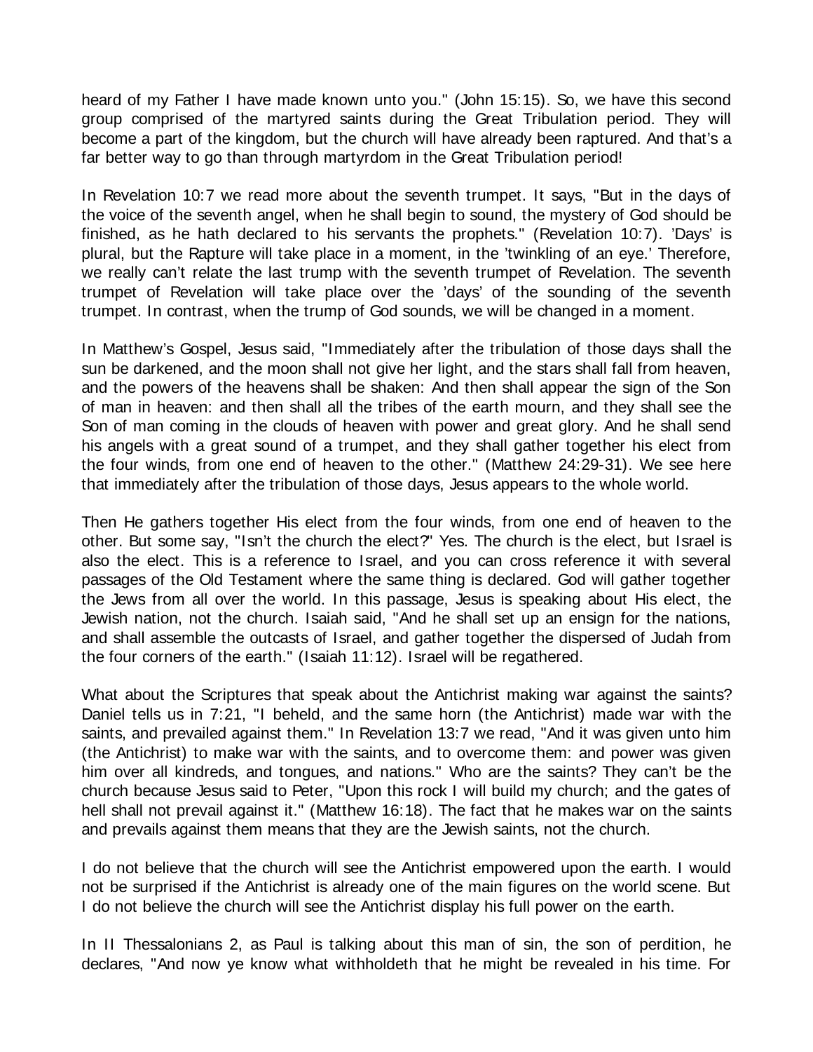heard of my Father I have made known unto you." (John 15:15). So, we have this second group comprised of the martyred saints during the Great Tribulation period. They will become a part of the kingdom, but the church will have already been raptured. And that's a far better way to go than through martyrdom in the Great Tribulation period!

In Revelation 10:7 we read more about the seventh trumpet. It says, "But in the days of the voice of the seventh angel, when he shall begin to sound, the mystery of God should be finished, as he hath declared to his servants the prophets." (Revelation 10:7). 'Days' is plural, but the Rapture will take place in a moment, in the 'twinkling of an eye.' Therefore, we really can't relate the last trump with the seventh trumpet of Revelation. The seventh trumpet of Revelation will take place over the 'days' of the sounding of the seventh trumpet. In contrast, when the trump of God sounds, we will be changed in a moment.

In Matthew's Gospel, Jesus said, "Immediately after the tribulation of those days shall the sun be darkened, and the moon shall not give her light, and the stars shall fall from heaven, and the powers of the heavens shall be shaken: And then shall appear the sign of the Son of man in heaven: and then shall all the tribes of the earth mourn, and they shall see the Son of man coming in the clouds of heaven with power and great glory. And he shall send his angels with a great sound of a trumpet, and they shall gather together his elect from the four winds, from one end of heaven to the other." (Matthew 24:29-31). We see here that immediately after the tribulation of those days, Jesus appears to the whole world.

Then He gathers together His elect from the four winds, from one end of heaven to the other. But some say, "Isn't the church the elect?" Yes. The church is the elect, but Israel is also the elect. This is a reference to Israel, and you can cross reference it with several passages of the Old Testament where the same thing is declared. God will gather together the Jews from all over the world. In this passage, Jesus is speaking about His elect, the Jewish nation, not the church. Isaiah said, "And he shall set up an ensign for the nations, and shall assemble the outcasts of Israel, and gather together the dispersed of Judah from the four corners of the earth." (Isaiah 11:12). Israel will be regathered.

What about the Scriptures that speak about the Antichrist making war against the saints? Daniel tells us in 7:21, "I beheld, and the same horn (the Antichrist) made war with the saints, and prevailed against them." In Revelation 13:7 we read, "And it was given unto him (the Antichrist) to make war with the saints, and to overcome them: and power was given him over all kindreds, and tongues, and nations." Who are the saints? They can't be the church because Jesus said to Peter, "Upon this rock I will build my church; and the gates of hell shall not prevail against it." (Matthew 16:18). The fact that he makes war on the saints and prevails against them means that they are the Jewish saints, not the church.

I do not believe that the church will see the Antichrist empowered upon the earth. I would not be surprised if the Antichrist is already one of the main figures on the world scene. But I do not believe the church will see the Antichrist display his full power on the earth.

In II Thessalonians 2, as Paul is talking about this man of sin, the son of perdition, he declares, "And now ye know what withholdeth that he might be revealed in his time. For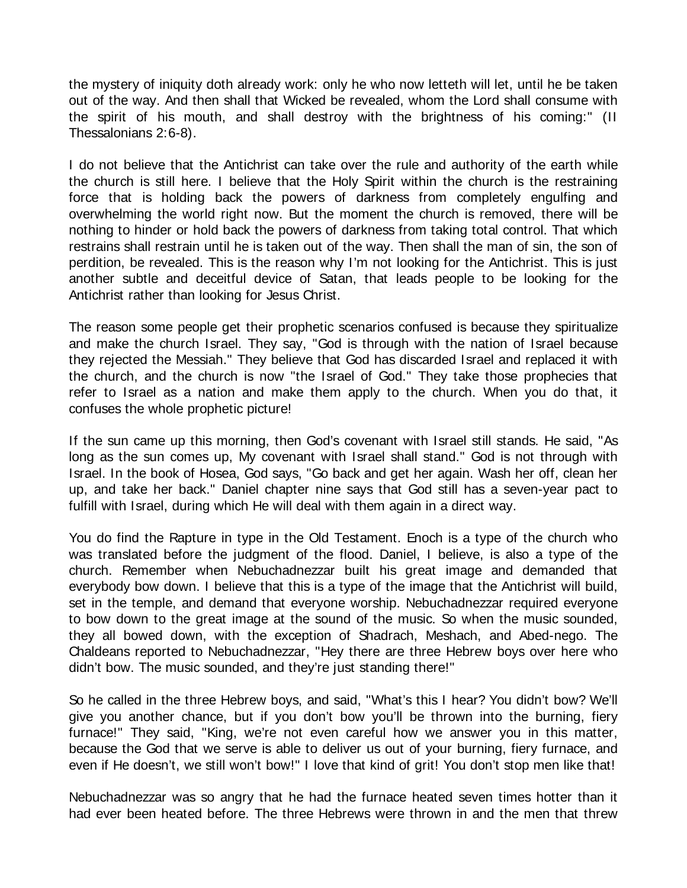the mystery of iniquity doth already work: only he who now letteth will let, until he be taken out of the way. And then shall that Wicked be revealed, whom the Lord shall consume with the spirit of his mouth, and shall destroy with the brightness of his coming:" (II Thessalonians 2:6-8).

I do not believe that the Antichrist can take over the rule and authority of the earth while the church is still here. I believe that the Holy Spirit within the church is the restraining force that is holding back the powers of darkness from completely engulfing and overwhelming the world right now. But the moment the church is removed, there will be nothing to hinder or hold back the powers of darkness from taking total control. That which restrains shall restrain until he is taken out of the way. Then shall the man of sin, the son of perdition, be revealed. This is the reason why I'm not looking for the Antichrist. This is just another subtle and deceitful device of Satan, that leads people to be looking for the Antichrist rather than looking for Jesus Christ.

The reason some people get their prophetic scenarios confused is because they spiritualize and make the church Israel. They say, "God is through with the nation of Israel because they rejected the Messiah." They believe that God has discarded Israel and replaced it with the church, and the church is now "the Israel of God." They take those prophecies that refer to Israel as a nation and make them apply to the church. When you do that, it confuses the whole prophetic picture!

If the sun came up this morning, then God's covenant with Israel still stands. He said, "As long as the sun comes up, My covenant with Israel shall stand." God is not through with Israel. In the book of Hosea, God says, "Go back and get her again. Wash her off, clean her up, and take her back." Daniel chapter nine says that God still has a seven-year pact to fulfill with Israel, during which He will deal with them again in a direct way.

You do find the Rapture in type in the Old Testament. Enoch is a type of the church who was translated before the judgment of the flood. Daniel, I believe, is also a type of the church. Remember when Nebuchadnezzar built his great image and demanded that everybody bow down. I believe that this is a type of the image that the Antichrist will build, set in the temple, and demand that everyone worship. Nebuchadnezzar required everyone to bow down to the great image at the sound of the music. So when the music sounded, they all bowed down, with the exception of Shadrach, Meshach, and Abed-nego. The Chaldeans reported to Nebuchadnezzar, "Hey there are three Hebrew boys over here who didn't bow. The music sounded, and they're just standing there!"

So he called in the three Hebrew boys, and said, "What's this I hear? You didn't bow? We'll give you another chance, but if you don't bow you'll be thrown into the burning, fiery furnace!" They said, "King, we're not even careful how we answer you in this matter, because the God that we serve is able to deliver us out of your burning, fiery furnace, and even if He doesn't, we still won't bow!" I love that kind of grit! You don't stop men like that!

Nebuchadnezzar was so angry that he had the furnace heated seven times hotter than it had ever been heated before. The three Hebrews were thrown in and the men that threw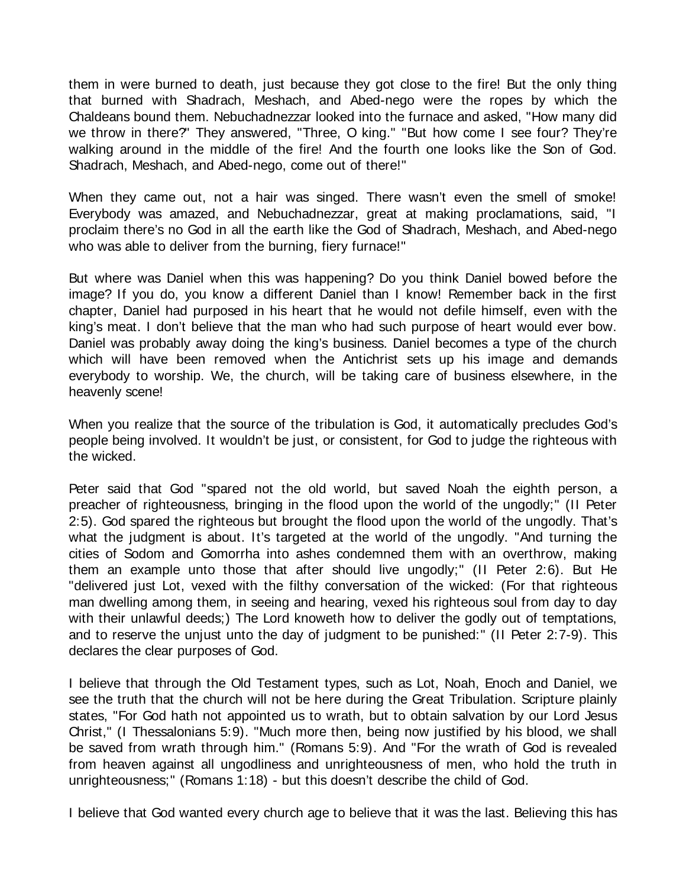them in were burned to death, just because they got close to the fire! But the only thing that burned with Shadrach, Meshach, and Abed-nego were the ropes by which the Chaldeans bound them. Nebuchadnezzar looked into the furnace and asked, "How many did we throw in there?" They answered, "Three, O king." "But how come I see four? They're walking around in the middle of the fire! And the fourth one looks like the Son of God. Shadrach, Meshach, and Abed-nego, come out of there!"

When they came out, not a hair was singed. There wasn't even the smell of smoke! Everybody was amazed, and Nebuchadnezzar, great at making proclamations, said, "I proclaim there's no God in all the earth like the God of Shadrach, Meshach, and Abed-nego who was able to deliver from the burning, fiery furnace!"

But where was Daniel when this was happening? Do you think Daniel bowed before the image? If you do, you know a different Daniel than I know! Remember back in the first chapter, Daniel had purposed in his heart that he would not defile himself, even with the king's meat. I don't believe that the man who had such purpose of heart would ever bow. Daniel was probably away doing the king's business. Daniel becomes a type of the church which will have been removed when the Antichrist sets up his image and demands everybody to worship. We, the church, will be taking care of business elsewhere, in the heavenly scene!

When you realize that the source of the tribulation is God, it automatically precludes God's people being involved. It wouldn't be just, or consistent, for God to judge the righteous with the wicked.

Peter said that God "spared not the old world, but saved Noah the eighth person, a preacher of righteousness, bringing in the flood upon the world of the ungodly;" (II Peter 2:5). God spared the righteous but brought the flood upon the world of the ungodly. That's what the judgment is about. It's targeted at the world of the ungodly. "And turning the cities of Sodom and Gomorrha into ashes condemned them with an overthrow, making them an example unto those that after should live ungodly;" (II Peter 2:6). But He "delivered just Lot, vexed with the filthy conversation of the wicked: (For that righteous man dwelling among them, in seeing and hearing, vexed his righteous soul from day to day with their unlawful deeds;) The Lord knoweth how to deliver the godly out of temptations, and to reserve the unjust unto the day of judgment to be punished:" (II Peter 2:7-9). This declares the clear purposes of God.

I believe that through the Old Testament types, such as Lot, Noah, Enoch and Daniel, we see the truth that the church will not be here during the Great Tribulation. Scripture plainly states, "For God hath not appointed us to wrath, but to obtain salvation by our Lord Jesus Christ," (I Thessalonians 5:9). "Much more then, being now justified by his blood, we shall be saved from wrath through him." (Romans 5:9). And "For the wrath of God is revealed from heaven against all ungodliness and unrighteousness of men, who hold the truth in unrighteousness;" (Romans 1:18) - but this doesn't describe the child of God.

I believe that God wanted every church age to believe that it was the last. Believing this has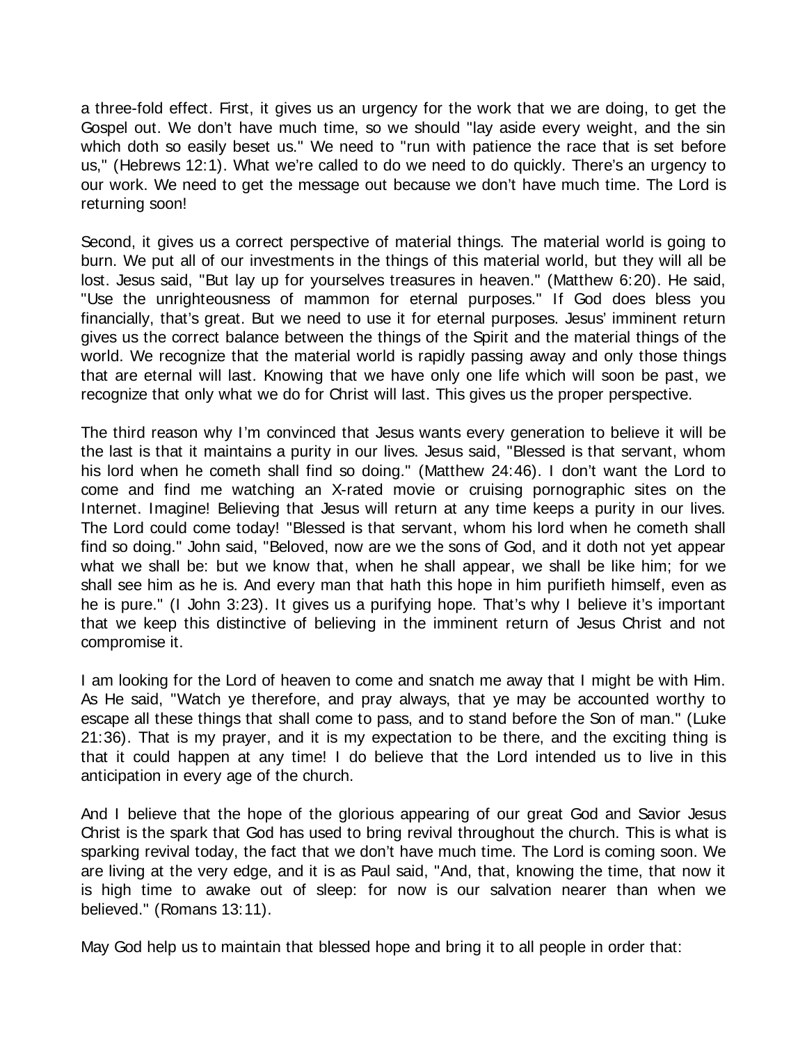a three-fold effect. First, it gives us an urgency for the work that we are doing, to get the Gospel out. We don't have much time, so we should "lay aside every weight, and the sin which doth so easily beset us." We need to "run with patience the race that is set before us," (Hebrews 12:1). What we're called to do we need to do quickly. There's an urgency to our work. We need to get the message out because we don't have much time. The Lord is returning soon!

Second, it gives us a correct perspective of material things. The material world is going to burn. We put all of our investments in the things of this material world, but they will all be lost. Jesus said, "But lay up for yourselves treasures in heaven." (Matthew 6:20). He said, "Use the unrighteousness of mammon for eternal purposes." If God does bless you financially, that's great. But we need to use it for eternal purposes. Jesus' imminent return gives us the correct balance between the things of the Spirit and the material things of the world. We recognize that the material world is rapidly passing away and only those things that are eternal will last. Knowing that we have only one life which will soon be past, we recognize that only what we do for Christ will last. This gives us the proper perspective.

The third reason why I'm convinced that Jesus wants every generation to believe it will be the last is that it maintains a purity in our lives. Jesus said, "Blessed is that servant, whom his lord when he cometh shall find so doing." (Matthew 24:46). I don't want the Lord to come and find me watching an X-rated movie or cruising pornographic sites on the Internet. Imagine! Believing that Jesus will return at any time keeps a purity in our lives. The Lord could come today! "Blessed is that servant, whom his lord when he cometh shall find so doing." John said, "Beloved, now are we the sons of God, and it doth not yet appear what we shall be: but we know that, when he shall appear, we shall be like him; for we shall see him as he is. And every man that hath this hope in him purifieth himself, even as he is pure." (I John 3:23). It gives us a purifying hope. That's why I believe it's important that we keep this distinctive of believing in the imminent return of Jesus Christ and not compromise it.

I am looking for the Lord of heaven to come and snatch me away that I might be with Him. As He said, "Watch ye therefore, and pray always, that ye may be accounted worthy to escape all these things that shall come to pass, and to stand before the Son of man." (Luke 21:36). That is my prayer, and it is my expectation to be there, and the exciting thing is that it could happen at any time! I do believe that the Lord intended us to live in this anticipation in every age of the church.

And I believe that the hope of the glorious appearing of our great God and Savior Jesus Christ is the spark that God has used to bring revival throughout the church. This is what is sparking revival today, the fact that we don't have much time. The Lord is coming soon. We are living at the very edge, and it is as Paul said, "And, that, knowing the time, that now it is high time to awake out of sleep: for now is our salvation nearer than when we believed." (Romans 13:11).

May God help us to maintain that blessed hope and bring it to all people in order that: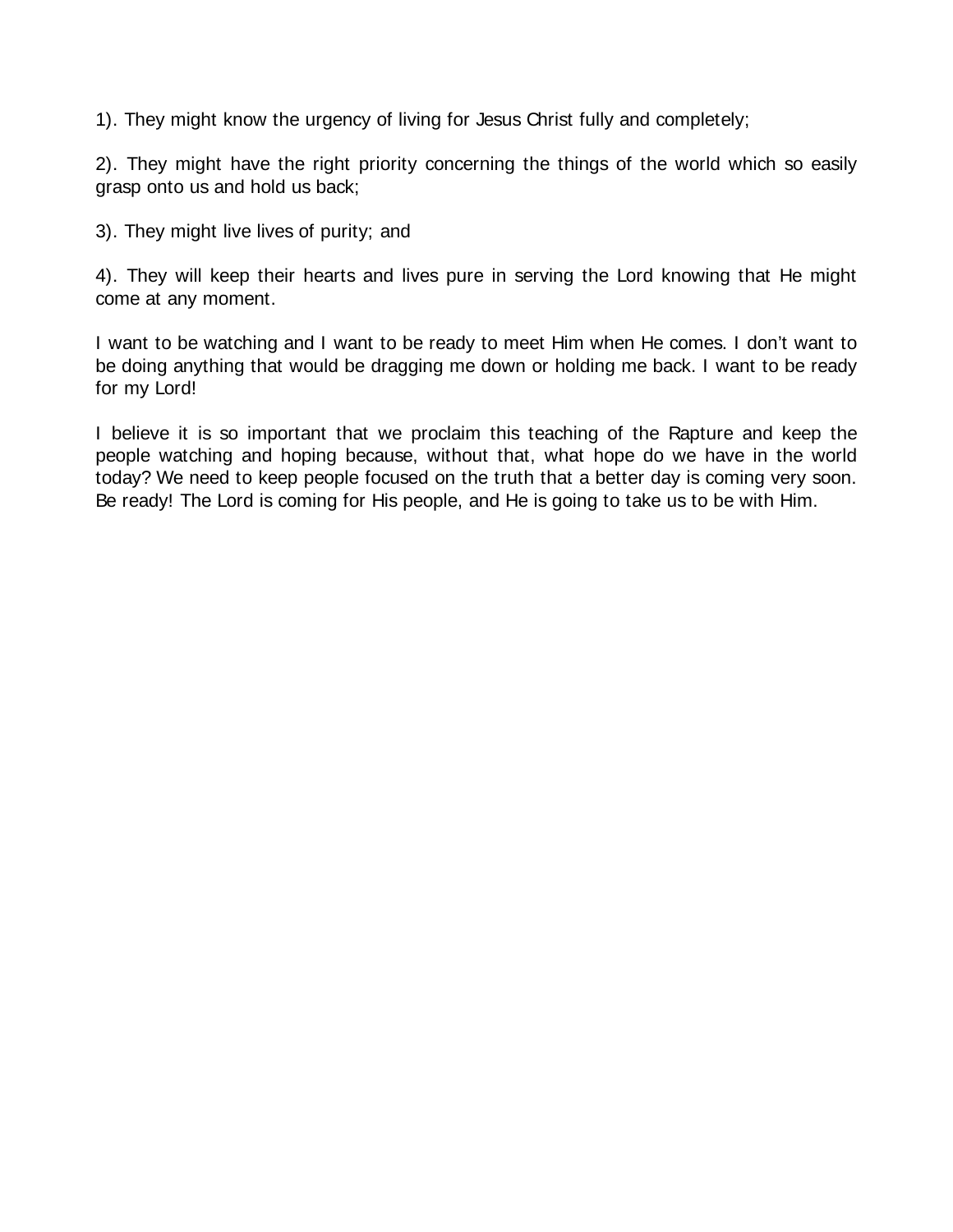1). They might know the urgency of living for Jesus Christ fully and completely;

2). They might have the right priority concerning the things of the world which so easily grasp onto us and hold us back;

3). They might live lives of purity; and

4). They will keep their hearts and lives pure in serving the Lord knowing that He might come at any moment.

I want to be watching and I want to be ready to meet Him when He comes. I don't want to be doing anything that would be dragging me down or holding me back. I want to be ready for my Lord!

I believe it is so important that we proclaim this teaching of the Rapture and keep the people watching and hoping because, without that, what hope do we have in the world today? We need to keep people focused on the truth that a better day is coming very soon. Be ready! The Lord is coming for His people, and He is going to take us to be with Him.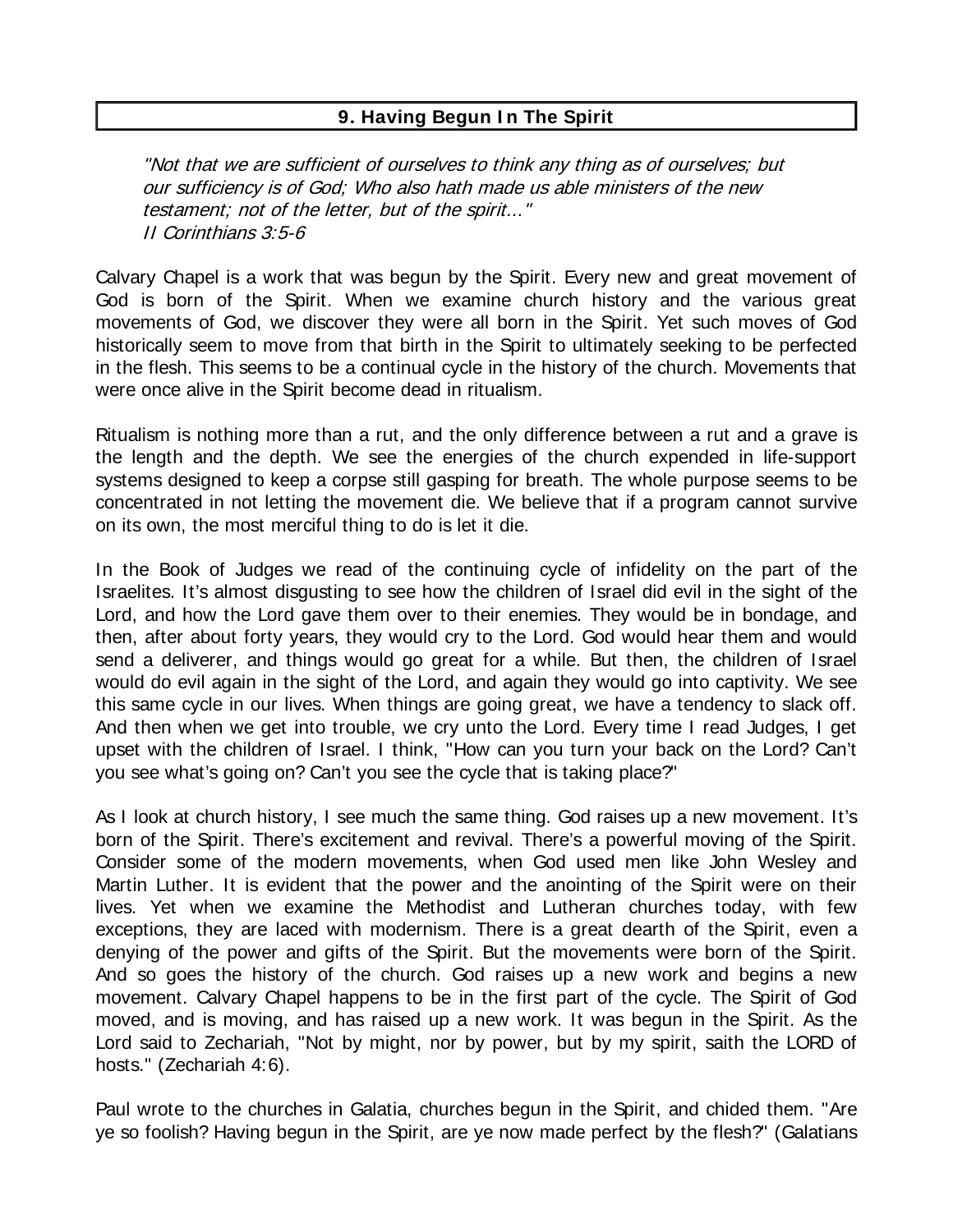## 9. Having Begun In The Spirit

*"Not that we are sufficient of ourselves to think any thing as of ourselves; but our sufficiency is of God; Who also hath made us able ministers of the new testament; not of the letter, but of the spirit..."*
*II Corinthians 3:5-6*

Calvary Chapel is a work that was begun by the Spirit. Every new and great movement of God is born of the Spirit. When we examine church history and the various great movements of God, we discover they were all born in the Spirit. Yet such moves of God historically seem to move from that birth in the Spirit to ultimately seeking to be perfected in the flesh. This seems to be a continual cycle in the history of the church. Movements that were once alive in the Spirit become dead in ritualism.

Ritualism is nothing more than a rut, and the only difference between a rut and a grave is the length and the depth. We see the energies of the church expended in life-support systems designed to keep a corpse still gasping for breath. The whole purpose seems to be concentrated in not letting the movement die. We believe that if a program cannot survive on its own, the most merciful thing to do is let it die.

In the Book of Judges we read of the continuing cycle of infidelity on the part of the Israelites. It's almost disgusting to see how the children of Israel did evil in the sight of the Lord, and how the Lord gave them over to their enemies. They would be in bondage, and then, after about forty years, they would cry to the Lord. God would hear them and would send a deliverer, and things would go great for a while. But then, the children of Israel would do evil again in the sight of the Lord, and again they would go into captivity. We see this same cycle in our lives. When things are going great, we have a tendency to slack off. And then when we get into trouble, we cry unto the Lord. Every time I read Judges, I get upset with the children of Israel. I think, "How can you turn your back on the Lord? Can't you see what's going on? Can't you see the cycle that is taking place?"

As I look at church history, I see much the same thing. God raises up a new movement. It's born of the Spirit. There's excitement and revival. There's a powerful moving of the Spirit. Consider some of the modern movements, when God used men like John Wesley and Martin Luther. It is evident that the power and the anointing of the Spirit were on their lives. Yet when we examine the Methodist and Lutheran churches today, with few exceptions, they are laced with modernism. There is a great dearth of the Spirit, even a denying of the power and gifts of the Spirit. But the movements were born of the Spirit. And so goes the history of the church. God raises up a new work and begins a new movement. Calvary Chapel happens to be in the first part of the cycle. The Spirit of God moved, and is moving, and has raised up a new work. It was begun in the Spirit. As the Lord said to Zechariah, "Not by might, nor by power, but by my spirit, saith the LORD of hosts." (Zechariah 4:6).

Paul wrote to the churches in Galatia, churches begun in the Spirit, and chided them. "Are ye so foolish? Having begun in the Spirit, are ye now made perfect by the flesh?" (Galatians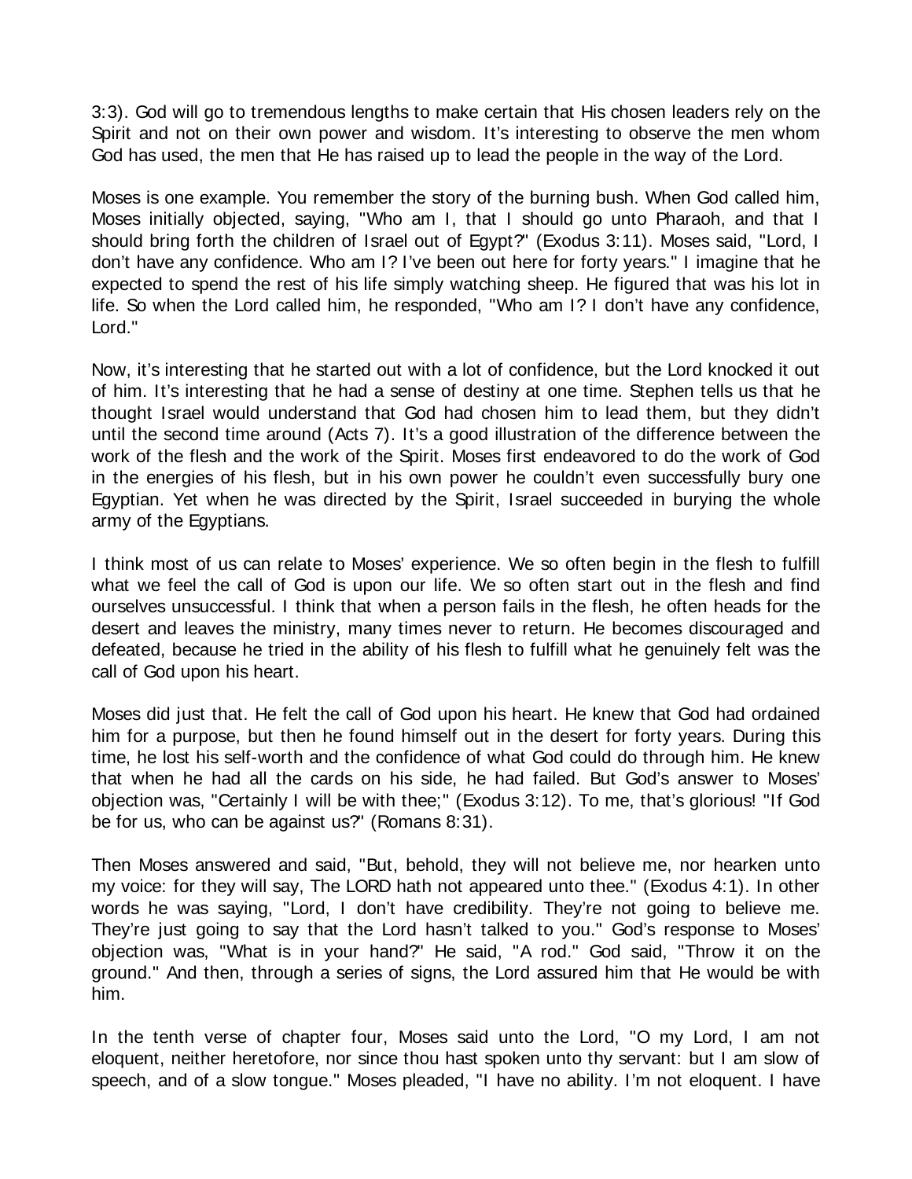3:3). God will go to tremendous lengths to make certain that His chosen leaders rely on the Spirit and not on their own power and wisdom. It's interesting to observe the men whom God has used, the men that He has raised up to lead the people in the way of the Lord.

Moses is one example. You remember the story of the burning bush. When God called him, Moses initially objected, saying, "Who am I, that I should go unto Pharaoh, and that I should bring forth the children of Israel out of Egypt?" (Exodus 3:11). Moses said, "Lord, I don't have any confidence. Who am I? I've been out here for forty years." I imagine that he expected to spend the rest of his life simply watching sheep. He figured that was his lot in life. So when the Lord called him, he responded, "Who am I? I don't have any confidence, Lord."

Now, it's interesting that he started out with a lot of confidence, but the Lord knocked it out of him. It's interesting that he had a sense of destiny at one time. Stephen tells us that he thought Israel would understand that God had chosen him to lead them, but they didn't until the second time around (Acts 7). It's a good illustration of the difference between the work of the flesh and the work of the Spirit. Moses first endeavored to do the work of God in the energies of his flesh, but in his own power he couldn't even successfully bury one Egyptian. Yet when he was directed by the Spirit, Israel succeeded in burying the whole army of the Egyptians.

I think most of us can relate to Moses' experience. We so often begin in the flesh to fulfill what we feel the call of God is upon our life. We so often start out in the flesh and find ourselves unsuccessful. I think that when a person fails in the flesh, he often heads for the desert and leaves the ministry, many times never to return. He becomes discouraged and defeated, because he tried in the ability of his flesh to fulfill what he genuinely felt was the call of God upon his heart.

Moses did just that. He felt the call of God upon his heart. He knew that God had ordained him for a purpose, but then he found himself out in the desert for forty years. During this time, he lost his self-worth and the confidence of what God could do through him. He knew that when he had all the cards on his side, he had failed. But God's answer to Moses' objection was, "Certainly I will be with thee;" (Exodus 3:12). To me, that's glorious! "If God be for us, who can be against us?" (Romans 8:31).

Then Moses answered and said, "But, behold, they will not believe me, nor hearken unto my voice: for they will say, The LORD hath not appeared unto thee." (Exodus 4:1). In other words he was saying, "Lord, I don't have credibility. They're not going to believe me. They're just going to say that the Lord hasn't talked to you." God's response to Moses' objection was, "What is in your hand?" He said, "A rod." God said, "Throw it on the ground." And then, through a series of signs, the Lord assured him that He would be with him.

In the tenth verse of chapter four, Moses said unto the Lord, "O my Lord, I am not eloquent, neither heretofore, nor since thou hast spoken unto thy servant: but I am slow of speech, and of a slow tongue." Moses pleaded, "I have no ability. I'm not eloquent. I have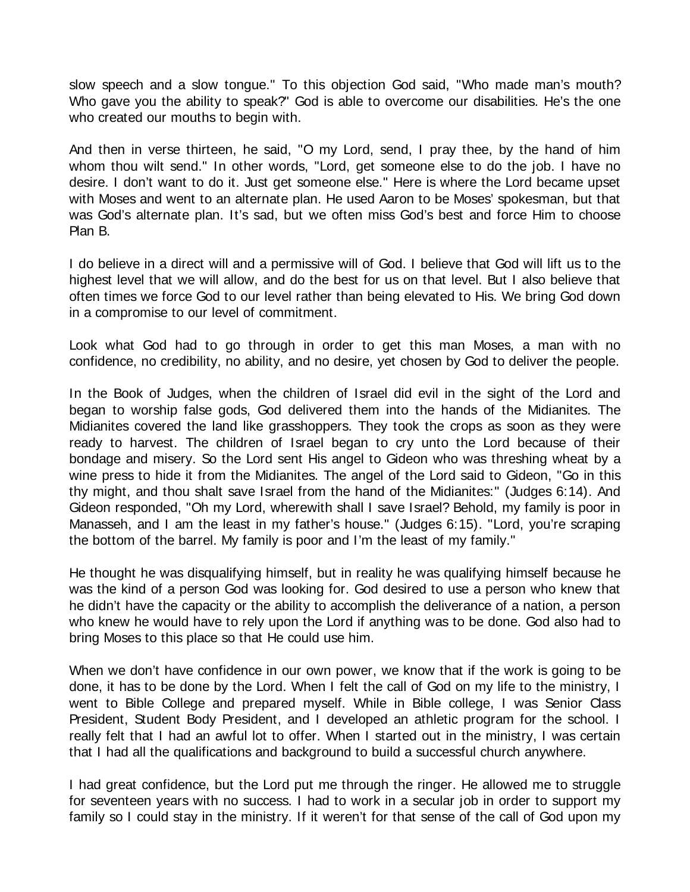slow speech and a slow tongue." To this objection God said, "Who made man's mouth? Who gave you the ability to speak?" God is able to overcome our disabilities. He's the one who created our mouths to begin with.

And then in verse thirteen, he said, "O my Lord, send, I pray thee, by the hand of him whom thou wilt send." In other words, "Lord, get someone else to do the job. I have no desire. I don't want to do it. Just get someone else." Here is where the Lord became upset with Moses and went to an alternate plan. He used Aaron to be Moses' spokesman, but that was God's alternate plan. It's sad, but we often miss God's best and force Him to choose Plan B.

I do believe in a direct will and a permissive will of God. I believe that God will lift us to the highest level that we will allow, and do the best for us on that level. But I also believe that often times we force God to our level rather than being elevated to His. We bring God down in a compromise to our level of commitment.

Look what God had to go through in order to get this man Moses, a man with no confidence, no credibility, no ability, and no desire, yet chosen by God to deliver the people.

In the Book of Judges, when the children of Israel did evil in the sight of the Lord and began to worship false gods, God delivered them into the hands of the Midianites. The Midianites covered the land like grasshoppers. They took the crops as soon as they were ready to harvest. The children of Israel began to cry unto the Lord because of their bondage and misery. So the Lord sent His angel to Gideon who was threshing wheat by a wine press to hide it from the Midianites. The angel of the Lord said to Gideon, "Go in this thy might, and thou shalt save Israel from the hand of the Midianites:" (Judges 6:14). And Gideon responded, "Oh my Lord, wherewith shall I save Israel? Behold, my family is poor in Manasseh, and I am the least in my father's house." (Judges 6:15). "Lord, you're scraping the bottom of the barrel. My family is poor and I'm the least of my family."

He thought he was disqualifying himself, but in reality he was qualifying himself because he was the kind of a person God was looking for. God desired to use a person who knew that he didn't have the capacity or the ability to accomplish the deliverance of a nation, a person who knew he would have to rely upon the Lord if anything was to be done. God also had to bring Moses to this place so that He could use him.

When we don't have confidence in our own power, we know that if the work is going to be done, it has to be done by the Lord. When I felt the call of God on my life to the ministry, I went to Bible College and prepared myself. While in Bible college, I was Senior Class President, Student Body President, and I developed an athletic program for the school. I really felt that I had an awful lot to offer. When I started out in the ministry, I was certain that I had all the qualifications and background to build a successful church anywhere.

I had great confidence, but the Lord put me through the ringer. He allowed me to struggle for seventeen years with no success. I had to work in a secular job in order to support my family so I could stay in the ministry. If it weren't for that sense of the call of God upon my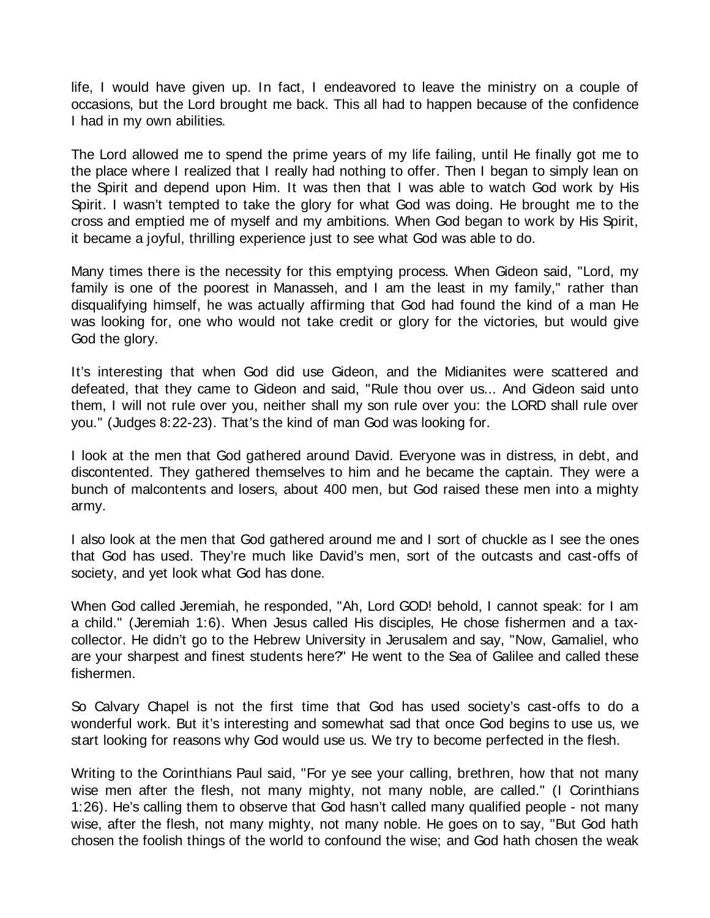life, I would have given up. In fact, I endeavored to leave the ministry on a couple of occasions, but the Lord brought me back. This all had to happen because of the confidence I had in my own abilities.

The Lord allowed me to spend the prime years of my life failing, until He finally got me to the place where I realized that I really had nothing to offer. Then I began to simply lean on the Spirit and depend upon Him. It was then that I was able to watch God work by His Spirit. I wasn't tempted to take the glory for what God was doing. He brought me to the cross and emptied me of myself and my ambitions. When God began to work by His Spirit, it became a joyful, thrilling experience just to see what God was able to do.

Many times there is the necessity for this emptying process. When Gideon said, "Lord, my family is one of the poorest in Manasseh, and I am the least in my family," rather than disqualifying himself, he was actually affirming that God had found the kind of a man He was looking for, one who would not take credit or glory for the victories, but would give God the glory.

It's interesting that when God did use Gideon, and the Midianites were scattered and defeated, that they came to Gideon and said, "Rule thou over us... And Gideon said unto them, I will not rule over you, neither shall my son rule over you: the LORD shall rule over you." (Judges 8:22-23). That's the kind of man God was looking for.

I look at the men that God gathered around David. Everyone was in distress, in debt, and discontented. They gathered themselves to him and he became the captain. They were a bunch of malcontents and losers, about 400 men, but God raised these men into a mighty army.

I also look at the men that God gathered around me and I sort of chuckle as I see the ones that God has used. They're much like David's men, sort of the outcasts and cast-offs of society, and yet look what God has done.

When God called Jeremiah, he responded, "Ah, Lord GOD! behold, I cannot speak: for I am a child." (Jeremiah 1:6). When Jesus called His disciples, He chose fishermen and a tax-collector. He didn't go to the Hebrew University in Jerusalem and say, "Now, Gamaliel, who are your sharpest and finest students here?" He went to the Sea of Galilee and called these fishermen.

So Calvary Chapel is not the first time that God has used society's cast-offs to do a wonderful work. But it's interesting and somewhat sad that once God begins to use us, we start looking for reasons why God would use us. We try to become perfected in the flesh.

Writing to the Corinthians Paul said, "For ye see your calling, brethren, how that not many wise men after the flesh, not many mighty, not many noble, are called." (I Corinthians 1:26). He's calling them to observe that God hasn't called many qualified people - not many wise, after the flesh, not many mighty, not many noble. He goes on to say, "But God hath chosen the foolish things of the world to confound the wise; and God hath chosen the weak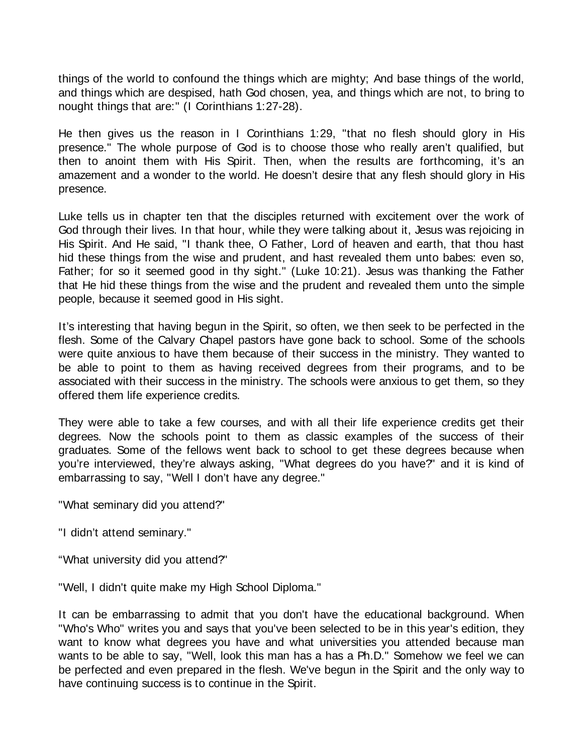things of the world to confound the things which are mighty; And base things of the world, and things which are despised, hath God chosen, yea, and things which are not, to bring to nought things that are:" (I Corinthians 1:27-28).

He then gives us the reason in I Corinthians 1:29, "that no flesh should glory in His presence." The whole purpose of God is to choose those who really aren't qualified, but then to anoint them with His Spirit. Then, when the results are forthcoming, it's an amazement and a wonder to the world. He doesn't desire that any flesh should glory in His presence.

Luke tells us in chapter ten that the disciples returned with excitement over the work of God through their lives. In that hour, while they were talking about it, Jesus was rejoicing in His Spirit. And He said, "I thank thee, O Father, Lord of heaven and earth, that thou hast hid these things from the wise and prudent, and hast revealed them unto babes: even so, Father; for so it seemed good in thy sight." (Luke 10:21). Jesus was thanking the Father that He hid these things from the wise and the prudent and revealed them unto the simple people, because it seemed good in His sight.

It's interesting that having begun in the Spirit, so often, we then seek to be perfected in the flesh. Some of the Calvary Chapel pastors have gone back to school. Some of the schools were quite anxious to have them because of their success in the ministry. They wanted to be able to point to them as having received degrees from their programs, and to be associated with their success in the ministry. The schools were anxious to get them, so they offered them life experience credits.

They were able to take a few courses, and with all their life experience credits get their degrees. Now the schools point to them as classic examples of the success of their graduates. Some of the fellows went back to school to get these degrees because when you're interviewed, they're always asking, "What degrees do you have?" and it is kind of embarrassing to say, "Well I don't have any degree."

"What seminary did you attend?"

"I didn't attend seminary."

"What university did you attend?"

"Well, I didn't quite make my High School Diploma."

It can be embarrassing to admit that you don't have the educational background. When "Who's Who" writes you and says that you've been selected to be in this year's edition, they want to know what degrees you have and what universities you attended because man wants to be able to say, "Well, look this man has a has a Ph.D." Somehow we feel we can be perfected and even prepared in the flesh. We've begun in the Spirit and the only way to have continuing success is to continue in the Spirit.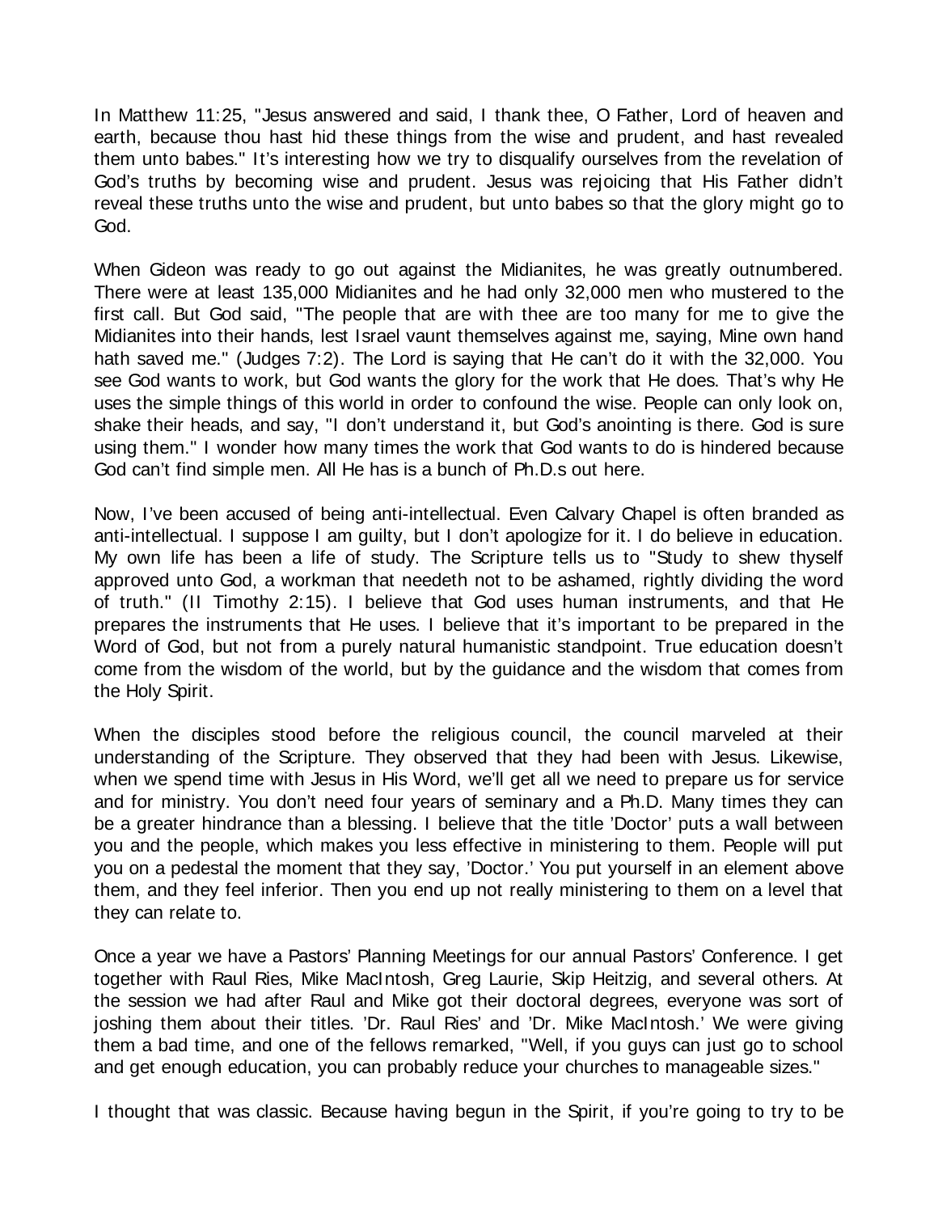In Matthew 11:25, "Jesus answered and said, I thank thee, O Father, Lord of heaven and earth, because thou hast hid these things from the wise and prudent, and hast revealed them unto babes." It's interesting how we try to disqualify ourselves from the revelation of God's truths by becoming wise and prudent. Jesus was rejoicing that His Father didn't reveal these truths unto the wise and prudent, but unto babes so that the glory might go to God.

When Gideon was ready to go out against the Midianites, he was greatly outnumbered. There were at least 135,000 Midianites and he had only 32,000 men who mustered to the first call. But God said, "The people that are with thee are too many for me to give the Midianites into their hands, lest Israel vaunt themselves against me, saying, Mine own hand hath saved me." (Judges 7:2). The Lord is saying that He can't do it with the 32,000. You see God wants to work, but God wants the glory for the work that He does. That's why He uses the simple things of this world in order to confound the wise. People can only look on, shake their heads, and say, "I don't understand it, but God's anointing is there. God is sure using them." I wonder how many times the work that God wants to do is hindered because God can't find simple men. All He has is a bunch of Ph.D.s out here.

Now, I've been accused of being anti-intellectual. Even Calvary Chapel is often branded as anti-intellectual. I suppose I am guilty, but I don't apologize for it. I do believe in education. My own life has been a life of study. The Scripture tells us to "Study to shew thyself approved unto God, a workman that needeth not to be ashamed, rightly dividing the word of truth." (II Timothy 2:15). I believe that God uses human instruments, and that He prepares the instruments that He uses. I believe that it's important to be prepared in the Word of God, but not from a purely natural humanistic standpoint. True education doesn't come from the wisdom of the world, but by the guidance and the wisdom that comes from the Holy Spirit.

When the disciples stood before the religious council, the council marveled at their understanding of the Scripture. They observed that they had been with Jesus. Likewise, when we spend time with Jesus in His Word, we'll get all we need to prepare us for service and for ministry. You don't need four years of seminary and a Ph.D. Many times they can be a greater hindrance than a blessing. I believe that the title 'Doctor' puts a wall between you and the people, which makes you less effective in ministering to them. People will put you on a pedestal the moment that they say, 'Doctor.' You put yourself in an element above them, and they feel inferior. Then you end up not really ministering to them on a level that they can relate to.

Once a year we have a Pastors' Planning Meetings for our annual Pastors' Conference. I get together with Raul Ries, Mike MacIntosh, Greg Laurie, Skip Heitzig, and several others. At the session we had after Raul and Mike got their doctoral degrees, everyone was sort of joshing them about their titles. 'Dr. Raul Ries' and 'Dr. Mike MacIntosh.' We were giving them a bad time, and one of the fellows remarked, "Well, if you guys can just go to school and get enough education, you can probably reduce your churches to manageable sizes."

I thought that was classic. Because having begun in the Spirit, if you're going to try to be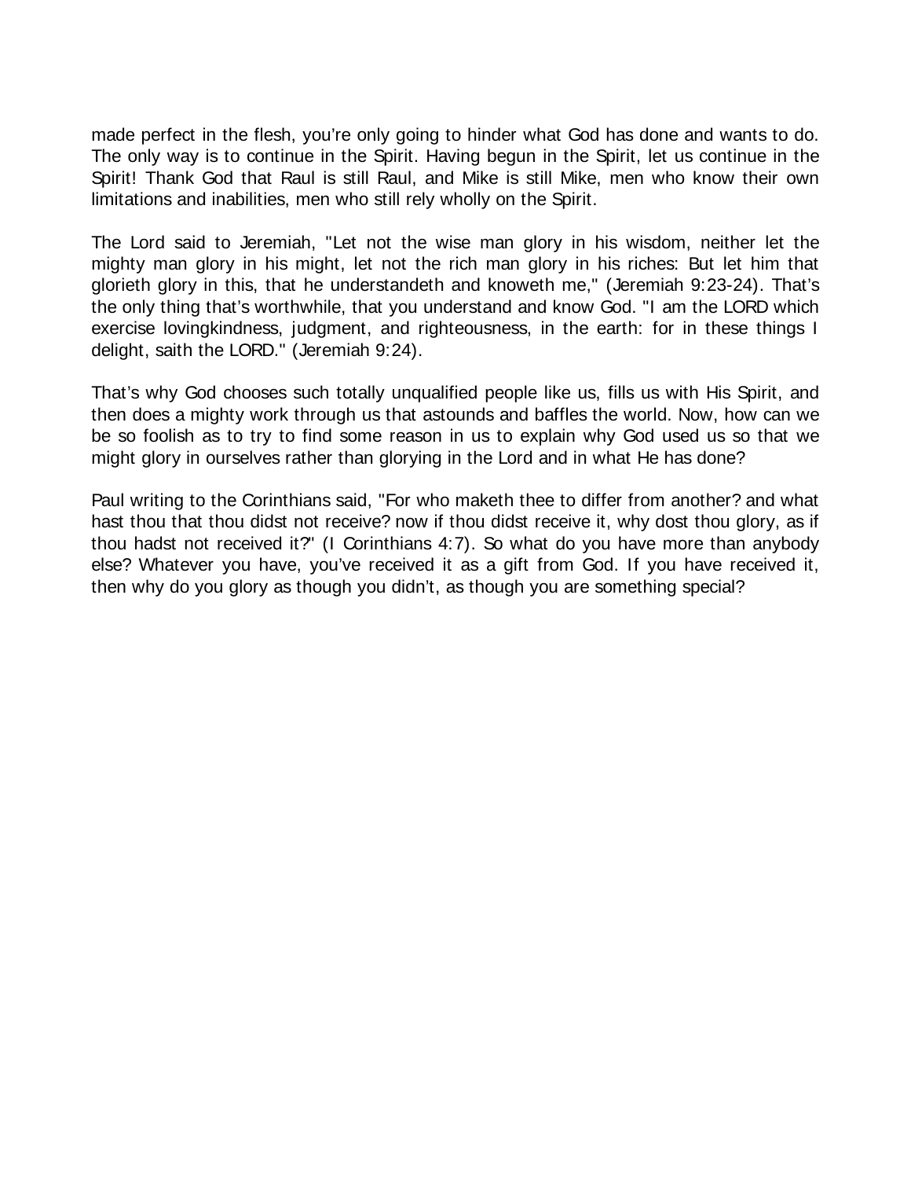made perfect in the flesh, you're only going to hinder what God has done and wants to do. The only way is to continue in the Spirit. Having begun in the Spirit, let us continue in the Spirit! Thank God that Raul is still Raul, and Mike is still Mike, men who know their own limitations and inabilities, men who still rely wholly on the Spirit.

The Lord said to Jeremiah, "Let not the wise man glory in his wisdom, neither let the mighty man glory in his might, let not the rich man glory in his riches: But let him that glorieth glory in this, that he understandeth and knoweth me," (Jeremiah 9:23-24). That's the only thing that's worthwhile, that you understand and know God. "I am the LORD which exercise lovingkindness, judgment, and righteousness, in the earth: for in these things I delight, saith the LORD." (Jeremiah 9:24).

That's why God chooses such totally unqualified people like us, fills us with His Spirit, and then does a mighty work through us that astounds and baffles the world. Now, how can we be so foolish as to try to find some reason in us to explain why God used us so that we might glory in ourselves rather than glorying in the Lord and in what He has done?

Paul writing to the Corinthians said, "For who maketh thee to differ from another? and what hast thou that thou didst not receive? now if thou didst receive it, why dost thou glory, as if thou hadst not received it?" (I Corinthians 4:7). So what do you have more than anybody else? Whatever you have, you've received it as a gift from God. If you have received it, then why do you glory as though you didn't, as though you are something special?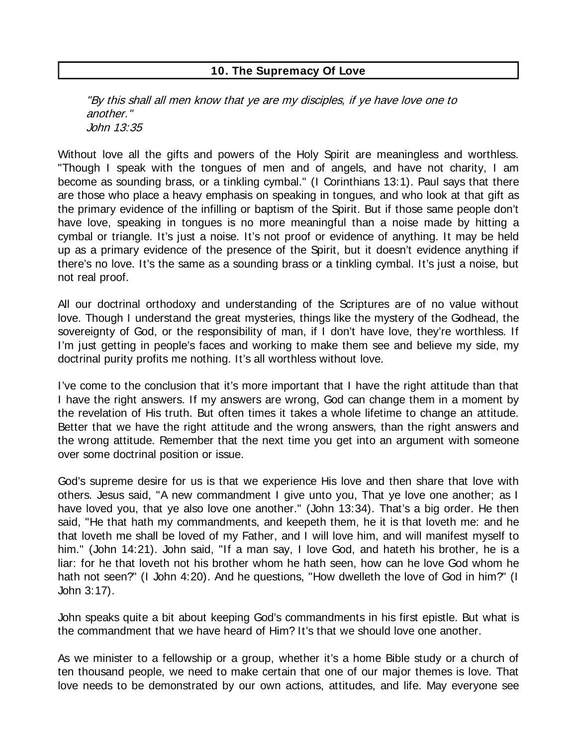## 10. The Supremacy Of Love

*"By this shall all men know that ye are my disciples, if ye have love one to another."*
*John 13:35*

Without love all the gifts and powers of the Holy Spirit are meaningless and worthless. "Though I speak with the tongues of men and of angels, and have not charity, I am become as sounding brass, or a tinkling cymbal." (I Corinthians 13:1). Paul says that there are those who place a heavy emphasis on speaking in tongues, and who look at that gift as the primary evidence of the infilling or baptism of the Spirit. But if those same people don't have love, speaking in tongues is no more meaningful than a noise made by hitting a cymbal or triangle. It's just a noise. It's not proof or evidence of anything. It may be held up as a primary evidence of the presence of the Spirit, but it doesn't evidence anything if there's no love. It's the same as a sounding brass or a tinkling cymbal. It's just a noise, but not real proof.

All our doctrinal orthodoxy and understanding of the Scriptures are of no value without love. Though I understand the great mysteries, things like the mystery of the Godhead, the sovereignty of God, or the responsibility of man, if I don't have love, they're worthless. If I'm just getting in people's faces and working to make them see and believe my side, my doctrinal purity profits me nothing. It's all worthless without love.

I've come to the conclusion that it's more important that I have the right attitude than that I have the right answers. If my answers are wrong, God can change them in a moment by the revelation of His truth. But often times it takes a whole lifetime to change an attitude. Better that we have the right attitude and the wrong answers, than the right answers and the wrong attitude. Remember that the next time you get into an argument with someone over some doctrinal position or issue.

God's supreme desire for us is that we experience His love and then share that love with others. Jesus said, "A new commandment I give unto you, That ye love one another; as I have loved you, that ye also love one another." (John 13:34). That's a big order. He then said, "He that hath my commandments, and keepeth them, he it is that loveth me: and he that loveth me shall be loved of my Father, and I will love him, and will manifest myself to him." (John 14:21). John said, "If a man say, I love God, and hateth his brother, he is a liar: for he that loveth not his brother whom he hath seen, how can he love God whom he hath not seen?" (I John 4:20). And he questions, "How dwelleth the love of God in him?" (I John 3:17).

John speaks quite a bit about keeping God's commandments in his first epistle. But what is the commandment that we have heard of Him? It's that we should love one another.

As we minister to a fellowship or a group, whether it's a home Bible study or a church of ten thousand people, we need to make certain that one of our major themes is love. That love needs to be demonstrated by our own actions, attitudes, and life. May everyone see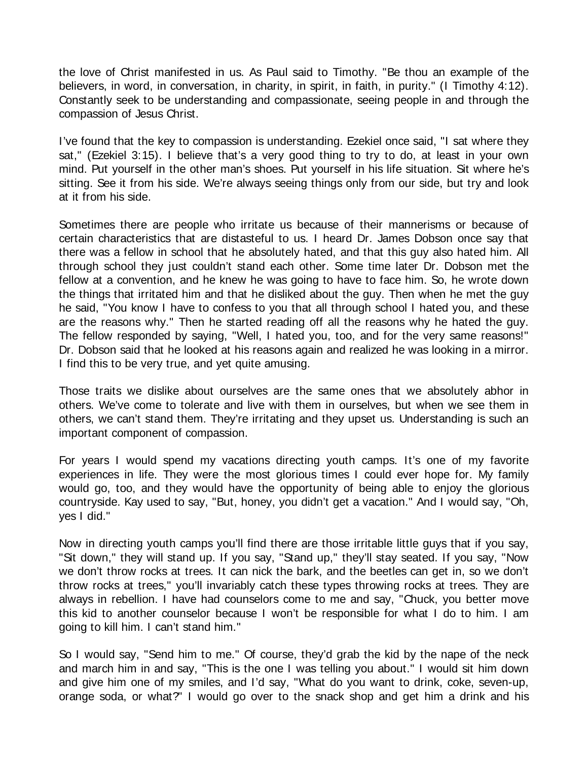the love of Christ manifested in us. As Paul said to Timothy. "Be thou an example of the believers, in word, in conversation, in charity, in spirit, in faith, in purity." (I Timothy 4:12). Constantly seek to be understanding and compassionate, seeing people in and through the compassion of Jesus Christ.

I've found that the key to compassion is understanding. Ezekiel once said, "I sat where they sat," (Ezekiel 3:15). I believe that's a very good thing to try to do, at least in your own mind. Put yourself in the other man's shoes. Put yourself in his life situation. Sit where he's sitting. See it from his side. We're always seeing things only from our side, but try and look at it from his side.

Sometimes there are people who irritate us because of their mannerisms or because of certain characteristics that are distasteful to us. I heard Dr. James Dobson once say that there was a fellow in school that he absolutely hated, and that this guy also hated him. All through school they just couldn't stand each other. Some time later Dr. Dobson met the fellow at a convention, and he knew he was going to have to face him. So, he wrote down the things that irritated him and that he disliked about the guy. Then when he met the guy he said, "You know I have to confess to you that all through school I hated you, and these are the reasons why." Then he started reading off all the reasons why he hated the guy. The fellow responded by saying, "Well, I hated you, too, and for the very same reasons!" Dr. Dobson said that he looked at his reasons again and realized he was looking in a mirror. I find this to be very true, and yet quite amusing.

Those traits we dislike about ourselves are the same ones that we absolutely abhor in others. We've come to tolerate and live with them in ourselves, but when we see them in others, we can't stand them. They're irritating and they upset us. Understanding is such an important component of compassion.

For years I would spend my vacations directing youth camps. It's one of my favorite experiences in life. They were the most glorious times I could ever hope for. My family would go, too, and they would have the opportunity of being able to enjoy the glorious countryside. Kay used to say, "But, honey, you didn't get a vacation." And I would say, "Oh, yes I did."

Now in directing youth camps you'll find there are those irritable little guys that if you say, "Sit down," they will stand up. If you say, "Stand up," they'll stay seated. If you say, "Now we don't throw rocks at trees. It can nick the bark, and the beetles can get in, so we don't throw rocks at trees," you'll invariably catch these types throwing rocks at trees. They are always in rebellion. I have had counselors come to me and say, "Chuck, you better move this kid to another counselor because I won't be responsible for what I do to him. I am going to kill him. I can't stand him."

So I would say, "Send him to me." Of course, they'd grab the kid by the nape of the neck and march him in and say, "This is the one I was telling you about." I would sit him down and give him one of my smiles, and I'd say, "What do you want to drink, coke, seven-up, orange soda, or what?" I would go over to the snack shop and get him a drink and his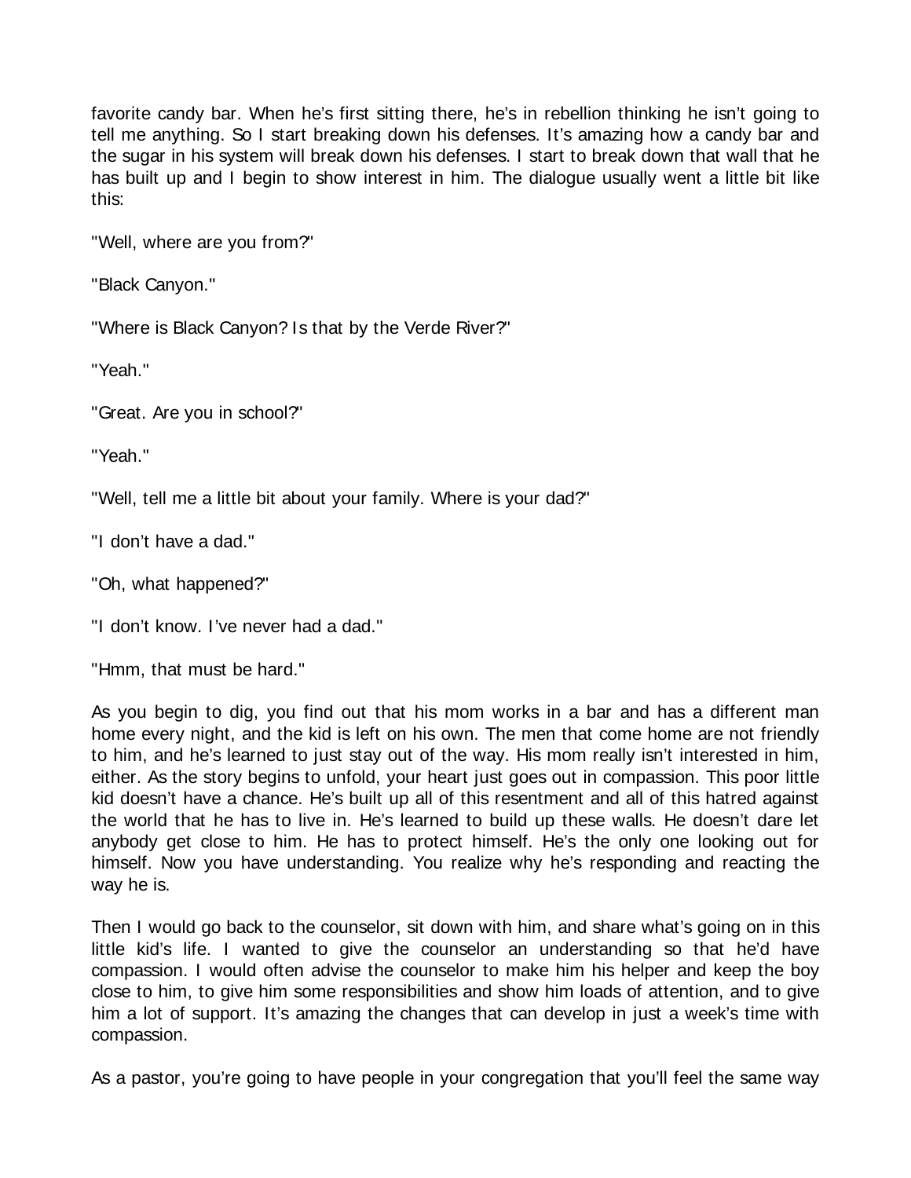favorite candy bar. When he's first sitting there, he's in rebellion thinking he isn't going to tell me anything. So I start breaking down his defenses. It's amazing how a candy bar and the sugar in his system will break down his defenses. I start to break down that wall that he has built up and I begin to show interest in him. The dialogue usually went a little bit like this:

"Well, where are you from?"

"Black Canyon."

"Where is Black Canyon? Is that by the Verde River?"

"Yeah."

"Great. Are you in school?"

"Yeah."

"Well, tell me a little bit about your family. Where is your dad?"

"I don't have a dad."

"Oh, what happened?"

"I don't know. I've never had a dad."

"Hmm, that must be hard."

As you begin to dig, you find out that his mom works in a bar and has a different man home every night, and the kid is left on his own. The men that come home are not friendly to him, and he's learned to just stay out of the way. His mom really isn't interested in him, either. As the story begins to unfold, your heart just goes out in compassion. This poor little kid doesn't have a chance. He's built up all of this resentment and all of this hatred against the world that he has to live in. He's learned to build up these walls. He doesn't dare let anybody get close to him. He has to protect himself. He's the only one looking out for himself. Now you have understanding. You realize why he's responding and reacting the way he is.

Then I would go back to the counselor, sit down with him, and share what's going on in this little kid's life. I wanted to give the counselor an understanding so that he'd have compassion. I would often advise the counselor to make him his helper and keep the boy close to him, to give him some responsibilities and show him loads of attention, and to give him a lot of support. It's amazing the changes that can develop in just a week's time with compassion.

As a pastor, you're going to have people in your congregation that you'll feel the same way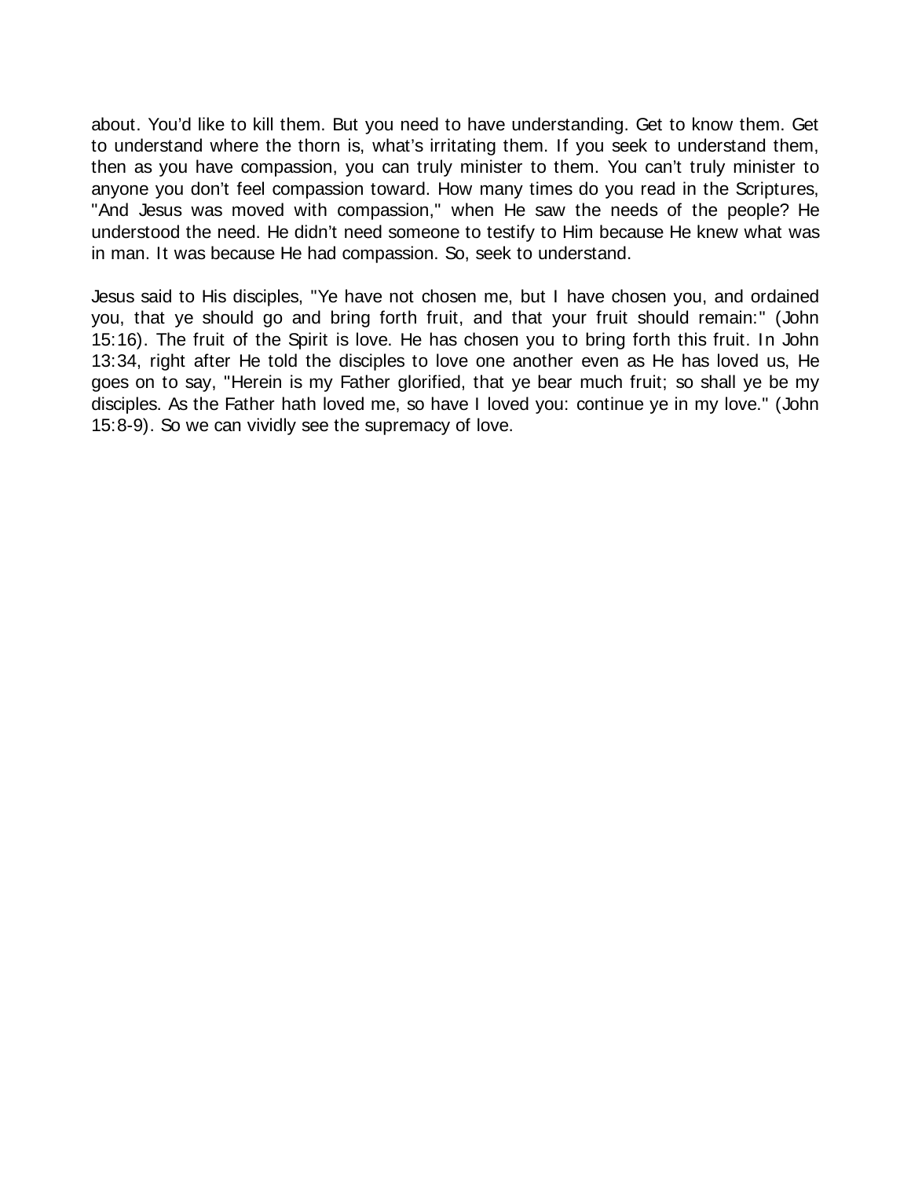about. You'd like to kill them. But you need to have understanding. Get to know them. Get to understand where the thorn is, what's irritating them. If you seek to understand them, then as you have compassion, you can truly minister to them. You can't truly minister to anyone you don't feel compassion toward. How many times do you read in the Scriptures, "And Jesus was moved with compassion," when He saw the needs of the people? He understood the need. He didn't need someone to testify to Him because He knew what was in man. It was because He had compassion. So, seek to understand.

Jesus said to His disciples, "Ye have not chosen me, but I have chosen you, and ordained you, that ye should go and bring forth fruit, and that your fruit should remain:" (John 15:16). The fruit of the Spirit is love. He has chosen you to bring forth this fruit. In John 13:34, right after He told the disciples to love one another even as He has loved us, He goes on to say, "Herein is my Father glorified, that ye bear much fruit; so shall ye be my disciples. As the Father hath loved me, so have I loved you: continue ye in my love." (John 15:8-9). So we can vividly see the supremacy of love.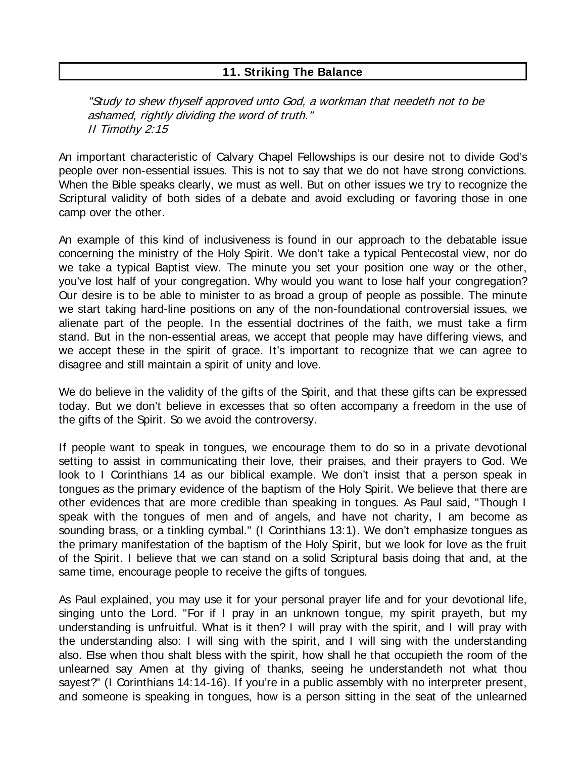## 11. Striking The Balance

*"Study to shew thyself approved unto God, a workman that needeth not to be ashamed, rightly dividing the word of truth."*
*II Timothy 2:15*

An important characteristic of Calvary Chapel Fellowships is our desire not to divide God's people over non-essential issues. This is not to say that we do not have strong convictions. When the Bible speaks clearly, we must as well. But on other issues we try to recognize the Scriptural validity of both sides of a debate and avoid excluding or favoring those in one camp over the other.

An example of this kind of inclusiveness is found in our approach to the debatable issue concerning the ministry of the Holy Spirit. We don't take a typical Pentecostal view, nor do we take a typical Baptist view. The minute you set your position one way or the other, you've lost half of your congregation. Why would you want to lose half your congregation? Our desire is to be able to minister to as broad a group of people as possible. The minute we start taking hard-line positions on any of the non-foundational controversial issues, we alienate part of the people. In the essential doctrines of the faith, we must take a firm stand. But in the non-essential areas, we accept that people may have differing views, and we accept these in the spirit of grace. It's important to recognize that we can agree to disagree and still maintain a spirit of unity and love.

We do believe in the validity of the gifts of the Spirit, and that these gifts can be expressed today. But we don't believe in excesses that so often accompany a freedom in the use of the gifts of the Spirit. So we avoid the controversy.

If people want to speak in tongues, we encourage them to do so in a private devotional setting to assist in communicating their love, their praises, and their prayers to God. We look to I Corinthians 14 as our biblical example. We don't insist that a person speak in tongues as the primary evidence of the baptism of the Holy Spirit. We believe that there are other evidences that are more credible than speaking in tongues. As Paul said, "Though I speak with the tongues of men and of angels, and have not charity, I am become as sounding brass, or a tinkling cymbal." (I Corinthians 13:1). We don't emphasize tongues as the primary manifestation of the baptism of the Holy Spirit, but we look for love as the fruit of the Spirit. I believe that we can stand on a solid Scriptural basis doing that and, at the same time, encourage people to receive the gifts of tongues.

As Paul explained, you may use it for your personal prayer life and for your devotional life, singing unto the Lord. "For if I pray in an unknown tongue, my spirit prayeth, but my understanding is unfruitful. What is it then? I will pray with the spirit, and I will pray with the understanding also: I will sing with the spirit, and I will sing with the understanding also. Else when thou shalt bless with the spirit, how shall he that occupieth the room of the unlearned say Amen at thy giving of thanks, seeing he understandeth not what thou sayest?" (I Corinthians 14:14-16). If you're in a public assembly with no interpreter present, and someone is speaking in tongues, how is a person sitting in the seat of the unlearned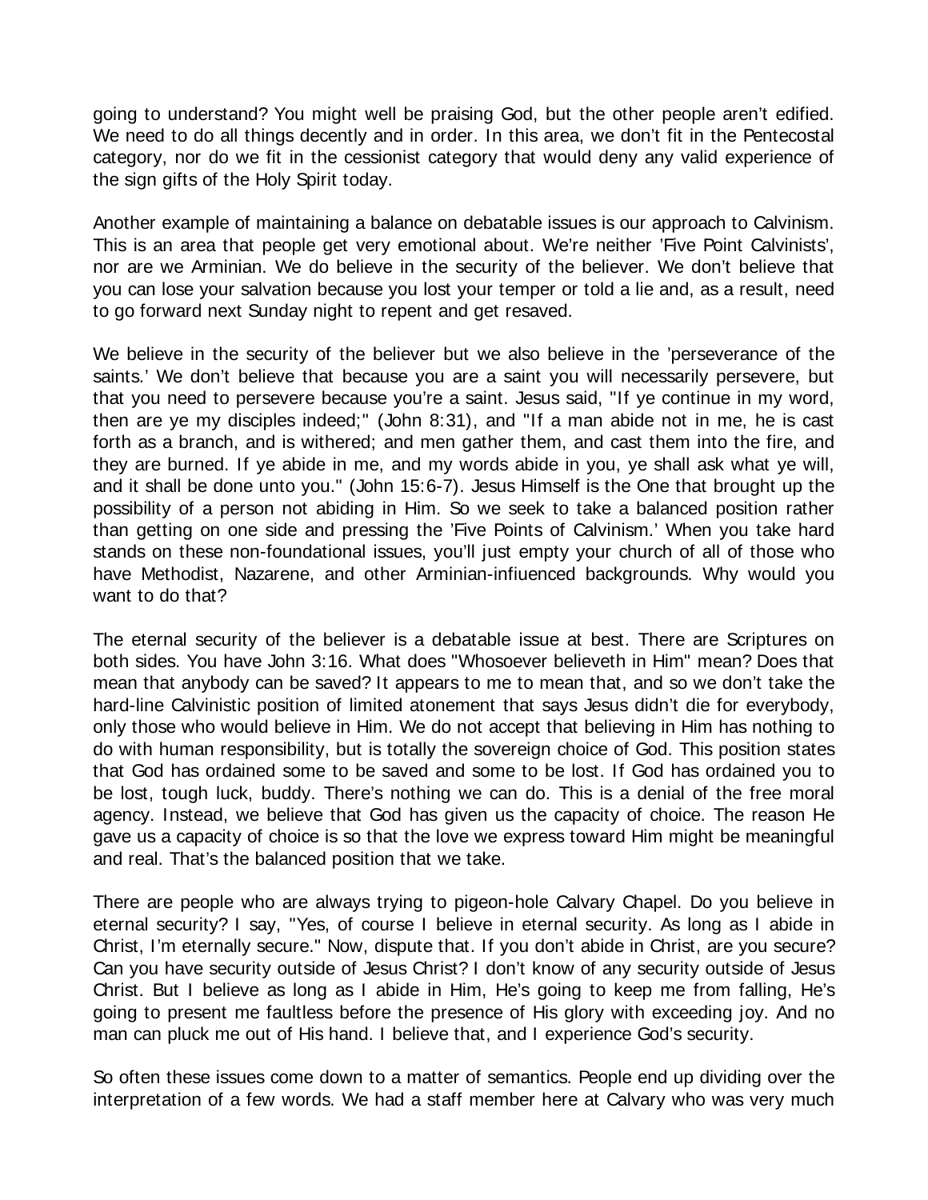going to understand? You might well be praising God, but the other people aren't edified. We need to do all things decently and in order. In this area, we don't fit in the Pentecostal category, nor do we fit in the cessionist category that would deny any valid experience of the sign gifts of the Holy Spirit today.

Another example of maintaining a balance on debatable issues is our approach to Calvinism. This is an area that people get very emotional about. We're neither 'Five Point Calvinists', nor are we Arminian. We do believe in the security of the believer. We don't believe that you can lose your salvation because you lost your temper or told a lie and, as a result, need to go forward next Sunday night to repent and get resaved.

We believe in the security of the believer but we also believe in the 'perseverance of the saints.' We don't believe that because you are a saint you will necessarily persevere, but that you need to persevere because you're a saint. Jesus said, "If ye continue in my word, then are ye my disciples indeed;" (John 8:31), and "If a man abide not in me, he is cast forth as a branch, and is withered; and men gather them, and cast them into the fire, and they are burned. If ye abide in me, and my words abide in you, ye shall ask what ye will, and it shall be done unto you." (John 15:6-7). Jesus Himself is the One that brought up the possibility of a person not abiding in Him. So we seek to take a balanced position rather than getting on one side and pressing the 'Five Points of Calvinism.' When you take hard stands on these non-foundational issues, you'll just empty your church of all of those who have Methodist, Nazarene, and other Arminian-infiuenced backgrounds. Why would you want to do that?

The eternal security of the believer is a debatable issue at best. There are Scriptures on both sides. You have John 3:16. What does "Whosoever believeth in Him" mean? Does that mean that anybody can be saved? It appears to me to mean that, and so we don't take the hard-line Calvinistic position of limited atonement that says Jesus didn't die for everybody, only those who would believe in Him. We do not accept that believing in Him has nothing to do with human responsibility, but is totally the sovereign choice of God. This position states that God has ordained some to be saved and some to be lost. If God has ordained you to be lost, tough luck, buddy. There's nothing we can do. This is a denial of the free moral agency. Instead, we believe that God has given us the capacity of choice. The reason He gave us a capacity of choice is so that the love we express toward Him might be meaningful and real. That's the balanced position that we take.

There are people who are always trying to pigeon-hole Calvary Chapel. Do you believe in eternal security? I say, "Yes, of course I believe in eternal security. As long as I abide in Christ, I'm eternally secure." Now, dispute that. If you don't abide in Christ, are you secure? Can you have security outside of Jesus Christ? I don't know of any security outside of Jesus Christ. But I believe as long as I abide in Him, He's going to keep me from falling, He's going to present me faultless before the presence of His glory with exceeding joy. And no man can pluck me out of His hand. I believe that, and I experience God's security.

So often these issues come down to a matter of semantics. People end up dividing over the interpretation of a few words. We had a staff member here at Calvary who was very much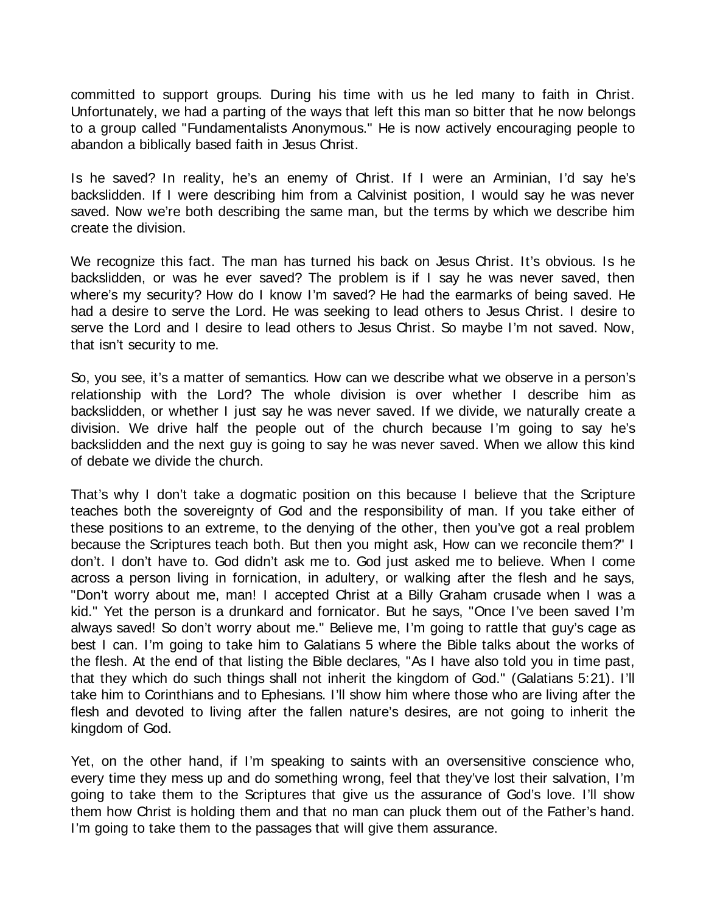committed to support groups. During his time with us he led many to faith in Christ. Unfortunately, we had a parting of the ways that left this man so bitter that he now belongs to a group called "Fundamentalists Anonymous." He is now actively encouraging people to abandon a biblically based faith in Jesus Christ.

Is he saved? In reality, he's an enemy of Christ. If I were an Arminian, I'd say he's backslidden. If I were describing him from a Calvinist position, I would say he was never saved. Now we're both describing the same man, but the terms by which we describe him create the division.

We recognize this fact. The man has turned his back on Jesus Christ. It's obvious. Is he backslidden, or was he ever saved? The problem is if I say he was never saved, then where's my security? How do I know I'm saved? He had the earmarks of being saved. He had a desire to serve the Lord. He was seeking to lead others to Jesus Christ. I desire to serve the Lord and I desire to lead others to Jesus Christ. So maybe I'm not saved. Now, that isn't security to me.

So, you see, it's a matter of semantics. How can we describe what we observe in a person's relationship with the Lord? The whole division is over whether I describe him as backslidden, or whether I just say he was never saved. If we divide, we naturally create a division. We drive half the people out of the church because I'm going to say he's backslidden and the next guy is going to say he was never saved. When we allow this kind of debate we divide the church.

That's why I don't take a dogmatic position on this because I believe that the Scripture teaches both the sovereignty of God and the responsibility of man. If you take either of these positions to an extreme, to the denying of the other, then you've got a real problem because the Scriptures teach both. But then you might ask, How can we reconcile them?" I don't. I don't have to. God didn't ask me to. God just asked me to believe. When I come across a person living in fornication, in adultery, or walking after the flesh and he says, "Don't worry about me, man! I accepted Christ at a Billy Graham crusade when I was a kid." Yet the person is a drunkard and fornicator. But he says, "Once I've been saved I'm always saved! So don't worry about me." Believe me, I'm going to rattle that guy's cage as best I can. I'm going to take him to Galatians 5 where the Bible talks about the works of the flesh. At the end of that listing the Bible declares, "As I have also told you in time past, that they which do such things shall not inherit the kingdom of God." (Galatians 5:21). I'll take him to Corinthians and to Ephesians. I'll show him where those who are living after the flesh and devoted to living after the fallen nature's desires, are not going to inherit the kingdom of God.

Yet, on the other hand, if I'm speaking to saints with an oversensitive conscience who, every time they mess up and do something wrong, feel that they've lost their salvation, I'm going to take them to the Scriptures that give us the assurance of God's love. I'll show them how Christ is holding them and that no man can pluck them out of the Father's hand. I'm going to take them to the passages that will give them assurance.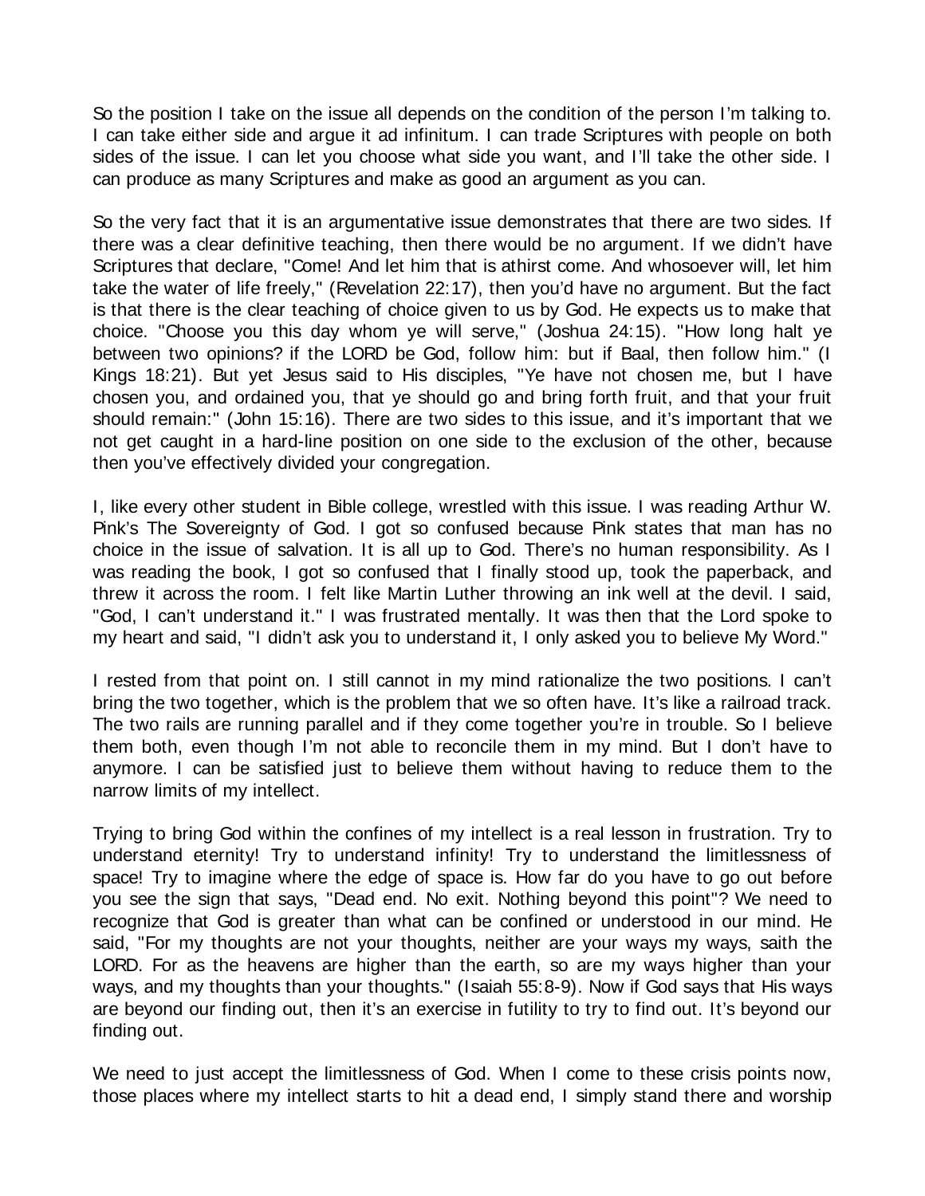So the position I take on the issue all depends on the condition of the person I'm talking to. I can take either side and argue it ad infinitum. I can trade Scriptures with people on both sides of the issue. I can let you choose what side you want, and I'll take the other side. I can produce as many Scriptures and make as good an argument as you can.

So the very fact that it is an argumentative issue demonstrates that there are two sides. If there was a clear definitive teaching, then there would be no argument. If we didn't have Scriptures that declare, "Come! And let him that is athirst come. And whosoever will, let him take the water of life freely," (Revelation 22:17), then you'd have no argument. But the fact is that there is the clear teaching of choice given to us by God. He expects us to make that choice. "Choose you this day whom ye will serve," (Joshua 24:15). "How long halt ye between two opinions? if the LORD be God, follow him: but if Baal, then follow him." (I Kings 18:21). But yet Jesus said to His disciples, "Ye have not chosen me, but I have chosen you, and ordained you, that ye should go and bring forth fruit, and that your fruit should remain:" (John 15:16). There are two sides to this issue, and it's important that we not get caught in a hard-line position on one side to the exclusion of the other, because then you've effectively divided your congregation.

I, like every other student in Bible college, wrestled with this issue. I was reading Arthur W. Pink's The Sovereignty of God. I got so confused because Pink states that man has no choice in the issue of salvation. It is all up to God. There's no human responsibility. As I was reading the book, I got so confused that I finally stood up, took the paperback, and threw it across the room. I felt like Martin Luther throwing an ink well at the devil. I said, "God, I can't understand it." I was frustrated mentally. It was then that the Lord spoke to my heart and said, "I didn't ask you to understand it, I only asked you to believe My Word."

I rested from that point on. I still cannot in my mind rationalize the two positions. I can't bring the two together, which is the problem that we so often have. It's like a railroad track. The two rails are running parallel and if they come together you're in trouble. So I believe them both, even though I'm not able to reconcile them in my mind. But I don't have to anymore. I can be satisfied just to believe them without having to reduce them to the narrow limits of my intellect.

Trying to bring God within the confines of my intellect is a real lesson in frustration. Try to understand eternity! Try to understand infinity! Try to understand the limitlessness of space! Try to imagine where the edge of space is. How far do you have to go out before you see the sign that says, "Dead end. No exit. Nothing beyond this point"? We need to recognize that God is greater than what can be confined or understood in our mind. He said, "For my thoughts are not your thoughts, neither are your ways my ways, saith the LORD. For as the heavens are higher than the earth, so are my ways higher than your ways, and my thoughts than your thoughts." (Isaiah 55:8-9). Now if God says that His ways are beyond our finding out, then it's an exercise in futility to try to find out. It's beyond our finding out.

We need to just accept the limitlessness of God. When I come to these crisis points now, those places where my intellect starts to hit a dead end, I simply stand there and worship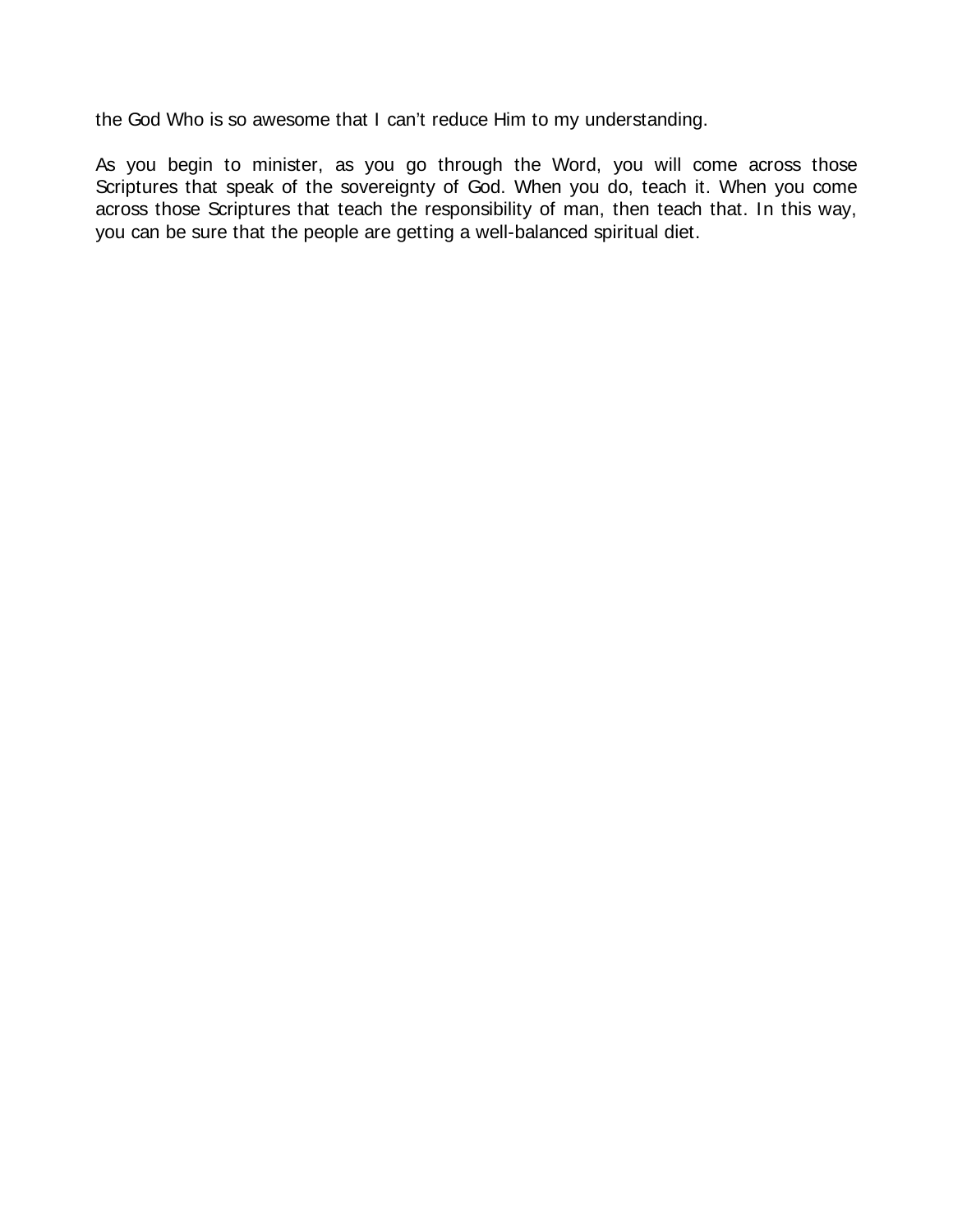the God Who is so awesome that I can't reduce Him to my understanding.

As you begin to minister, as you go through the Word, you will come across those Scriptures that speak of the sovereignty of God. When you do, teach it. When you come across those Scriptures that teach the responsibility of man, then teach that. In this way, you can be sure that the people are getting a well-balanced spiritual diet.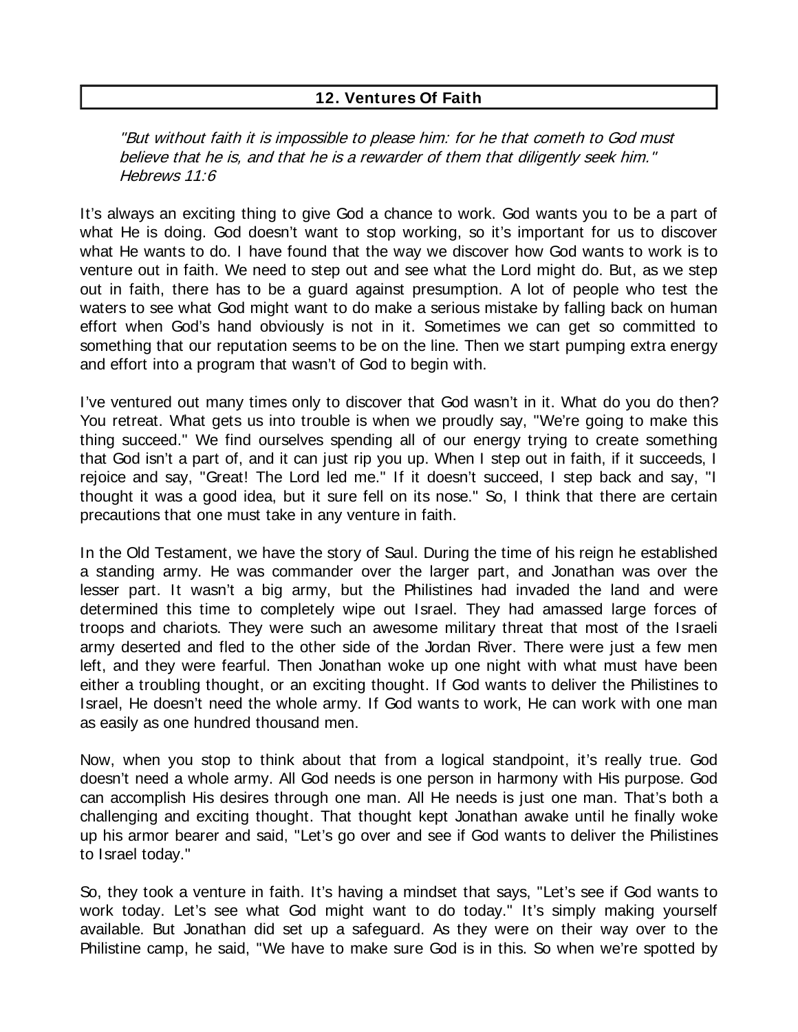## 12. Ventures Of Faith

*"But without faith it is impossible to please him: for he that cometh to God must believe that he is, and that he is a rewarder of them that diligently seek him." Hebrews 11:6*

It's always an exciting thing to give God a chance to work. God wants you to be a part of what He is doing. God doesn't want to stop working, so it's important for us to discover what He wants to do. I have found that the way we discover how God wants to work is to venture out in faith. We need to step out and see what the Lord might do. But, as we step out in faith, there has to be a guard against presumption. A lot of people who test the waters to see what God might want to do make a serious mistake by falling back on human effort when God's hand obviously is not in it. Sometimes we can get so committed to something that our reputation seems to be on the line. Then we start pumping extra energy and effort into a program that wasn't of God to begin with.

I've ventured out many times only to discover that God wasn't in it. What do you do then? You retreat. What gets us into trouble is when we proudly say, "We're going to make this thing succeed." We find ourselves spending all of our energy trying to create something that God isn't a part of, and it can just rip you up. When I step out in faith, if it succeeds, I rejoice and say, "Great! The Lord led me." If it doesn't succeed, I step back and say, "I thought it was a good idea, but it sure fell on its nose." So, I think that there are certain precautions that one must take in any venture in faith.

In the Old Testament, we have the story of Saul. During the time of his reign he established a standing army. He was commander over the larger part, and Jonathan was over the lesser part. It wasn't a big army, but the Philistines had invaded the land and were determined this time to completely wipe out Israel. They had amassed large forces of troops and chariots. They were such an awesome military threat that most of the Israeli army deserted and fled to the other side of the Jordan River. There were just a few men left, and they were fearful. Then Jonathan woke up one night with what must have been either a troubling thought, or an exciting thought. If God wants to deliver the Philistines to Israel, He doesn't need the whole army. If God wants to work, He can work with one man as easily as one hundred thousand men.

Now, when you stop to think about that from a logical standpoint, it's really true. God doesn't need a whole army. All God needs is one person in harmony with His purpose. God can accomplish His desires through one man. All He needs is just one man. That's both a challenging and exciting thought. That thought kept Jonathan awake until he finally woke up his armor bearer and said, "Let's go over and see if God wants to deliver the Philistines to Israel today."

So, they took a venture in faith. It's having a mindset that says, "Let's see if God wants to work today. Let's see what God might want to do today." It's simply making yourself available. But Jonathan did set up a safeguard. As they were on their way over to the Philistine camp, he said, "We have to make sure God is in this. So when we're spotted by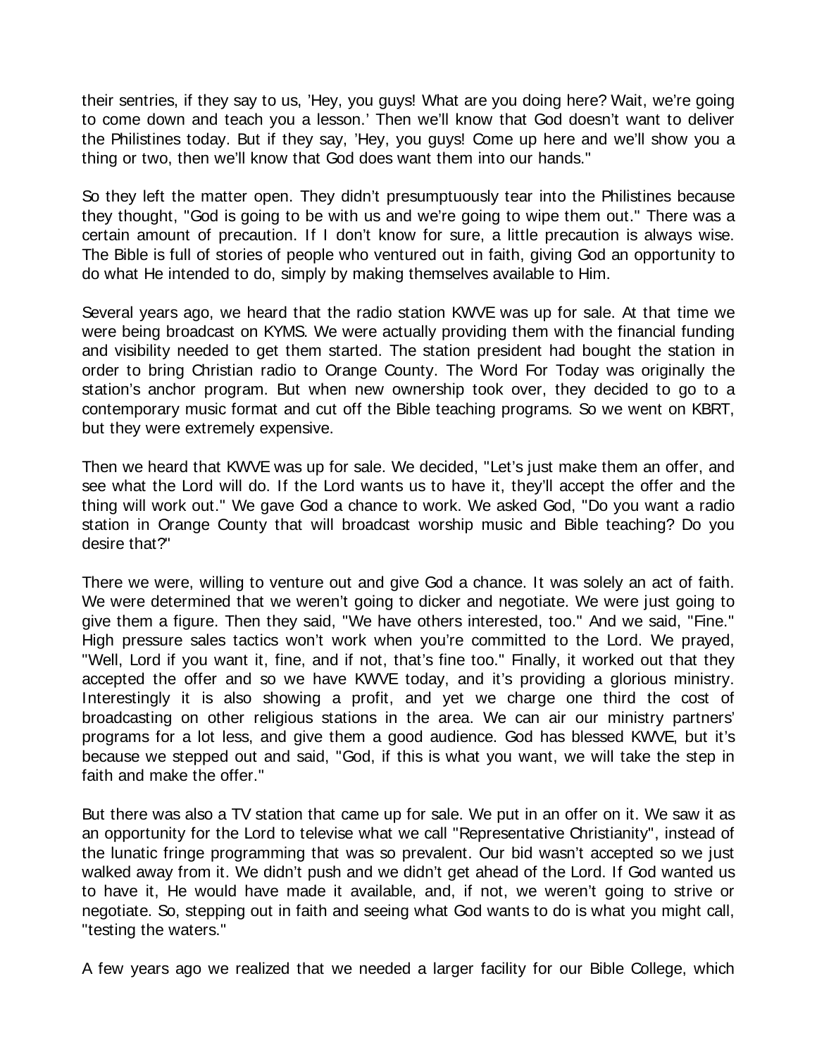their sentries, if they say to us, 'Hey, you guys! What are you doing here? Wait, we're going to come down and teach you a lesson.' Then we'll know that God doesn't want to deliver the Philistines today. But if they say, 'Hey, you guys! Come up here and we'll show you a thing or two, then we'll know that God does want them into our hands."

So they left the matter open. They didn't presumptuously tear into the Philistines because they thought, "God is going to be with us and we're going to wipe them out." There was a certain amount of precaution. If I don't know for sure, a little precaution is always wise. The Bible is full of stories of people who ventured out in faith, giving God an opportunity to do what He intended to do, simply by making themselves available to Him.

Several years ago, we heard that the radio station KWVE was up for sale. At that time we were being broadcast on KYMS. We were actually providing them with the financial funding and visibility needed to get them started. The station president had bought the station in order to bring Christian radio to Orange County. The Word For Today was originally the station's anchor program. But when new ownership took over, they decided to go to a contemporary music format and cut off the Bible teaching programs. So we went on KBRT, but they were extremely expensive.

Then we heard that KWVE was up for sale. We decided, "Let's just make them an offer, and see what the Lord will do. If the Lord wants us to have it, they'll accept the offer and the thing will work out." We gave God a chance to work. We asked God, "Do you want a radio station in Orange County that will broadcast worship music and Bible teaching? Do you desire that?"

There we were, willing to venture out and give God a chance. It was solely an act of faith. We were determined that we weren't going to dicker and negotiate. We were just going to give them a figure. Then they said, "We have others interested, too." And we said, "Fine." High pressure sales tactics won't work when you're committed to the Lord. We prayed, "Well, Lord if you want it, fine, and if not, that's fine too." Finally, it worked out that they accepted the offer and so we have KWVE today, and it's providing a glorious ministry. Interestingly it is also showing a profit, and yet we charge one third the cost of broadcasting on other religious stations in the area. We can air our ministry partners' programs for a lot less, and give them a good audience. God has blessed KWVE, but it's because we stepped out and said, "God, if this is what you want, we will take the step in faith and make the offer."

But there was also a TV station that came up for sale. We put in an offer on it. We saw it as an opportunity for the Lord to televise what we call "Representative Christianity", instead of the lunatic fringe programming that was so prevalent. Our bid wasn't accepted so we just walked away from it. We didn't push and we didn't get ahead of the Lord. If God wanted us to have it, He would have made it available, and, if not, we weren't going to strive or negotiate. So, stepping out in faith and seeing what God wants to do is what you might call, "testing the waters."

A few years ago we realized that we needed a larger facility for our Bible College, which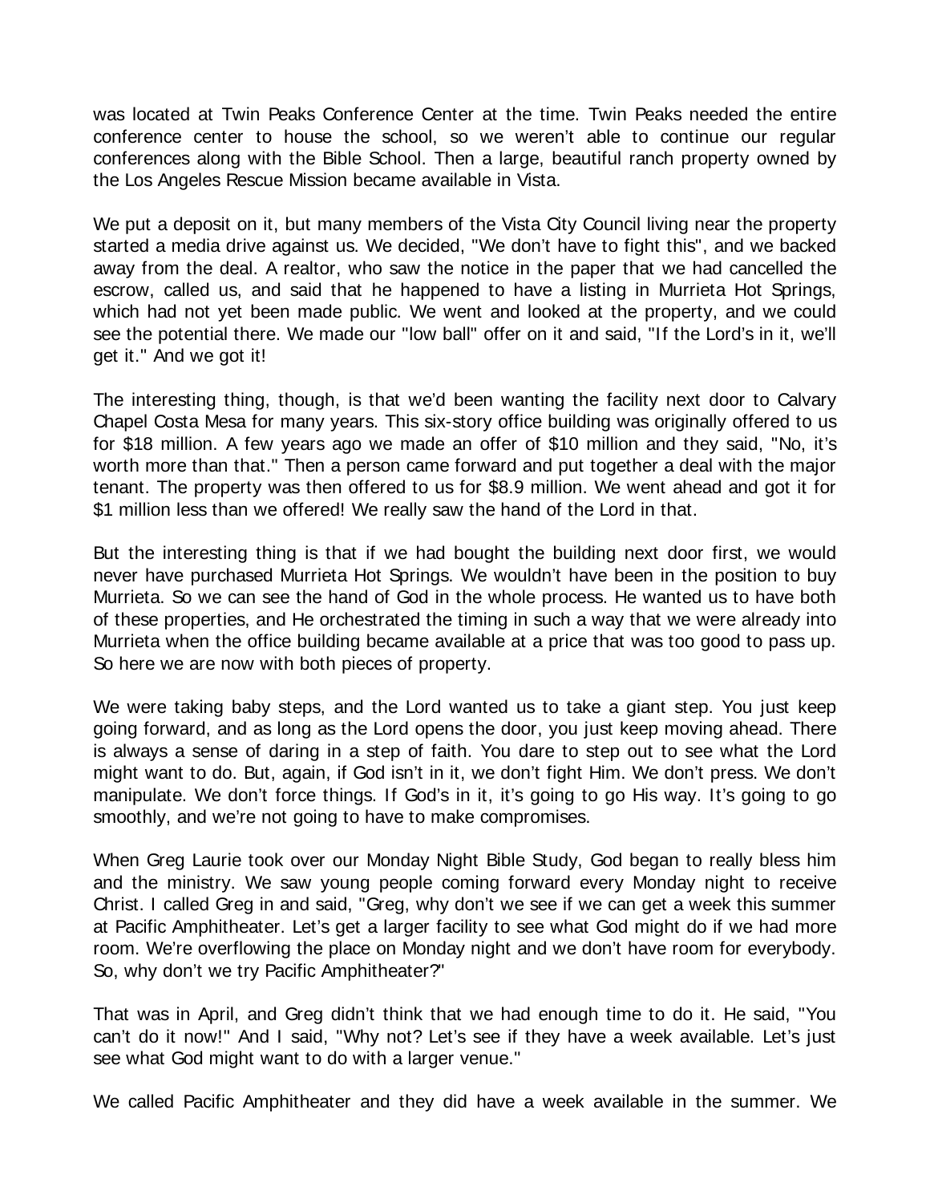was located at Twin Peaks Conference Center at the time. Twin Peaks needed the entire conference center to house the school, so we weren't able to continue our regular conferences along with the Bible School. Then a large, beautiful ranch property owned by the Los Angeles Rescue Mission became available in Vista.

We put a deposit on it, but many members of the Vista City Council living near the property started a media drive against us. We decided, "We don't have to fight this", and we backed away from the deal. A realtor, who saw the notice in the paper that we had cancelled the escrow, called us, and said that he happened to have a listing in Murrieta Hot Springs, which had not yet been made public. We went and looked at the property, and we could see the potential there. We made our "low ball" offer on it and said, "If the Lord's in it, we'll get it." And we got it!

The interesting thing, though, is that we'd been wanting the facility next door to Calvary Chapel Costa Mesa for many years. This six-story office building was originally offered to us for $18 million. A few years ago we made an offer of $10 million and they said, "No, it's worth more than that." Then a person came forward and put together a deal with the major tenant. The property was then offered to us for $8.9 million. We went ahead and got it for $1 million less than we offered! We really saw the hand of the Lord in that.

But the interesting thing is that if we had bought the building next door first, we would never have purchased Murrieta Hot Springs. We wouldn't have been in the position to buy Murrieta. So we can see the hand of God in the whole process. He wanted us to have both of these properties, and He orchestrated the timing in such a way that we were already into Murrieta when the office building became available at a price that was too good to pass up. So here we are now with both pieces of property.

We were taking baby steps, and the Lord wanted us to take a giant step. You just keep going forward, and as long as the Lord opens the door, you just keep moving ahead. There is always a sense of daring in a step of faith. You dare to step out to see what the Lord might want to do. But, again, if God isn't in it, we don't fight Him. We don't press. We don't manipulate. We don't force things. If God's in it, it's going to go His way. It's going to go smoothly, and we're not going to have to make compromises.

When Greg Laurie took over our Monday Night Bible Study, God began to really bless him and the ministry. We saw young people coming forward every Monday night to receive Christ. I called Greg in and said, "Greg, why don't we see if we can get a week this summer at Pacific Amphitheater. Let's get a larger facility to see what God might do if we had more room. We're overflowing the place on Monday night and we don't have room for everybody. So, why don't we try Pacific Amphitheater?"

That was in April, and Greg didn't think that we had enough time to do it. He said, "You can't do it now!" And I said, "Why not? Let's see if they have a week available. Let's just see what God might want to do with a larger venue."

We called Pacific Amphitheater and they did have a week available in the summer. We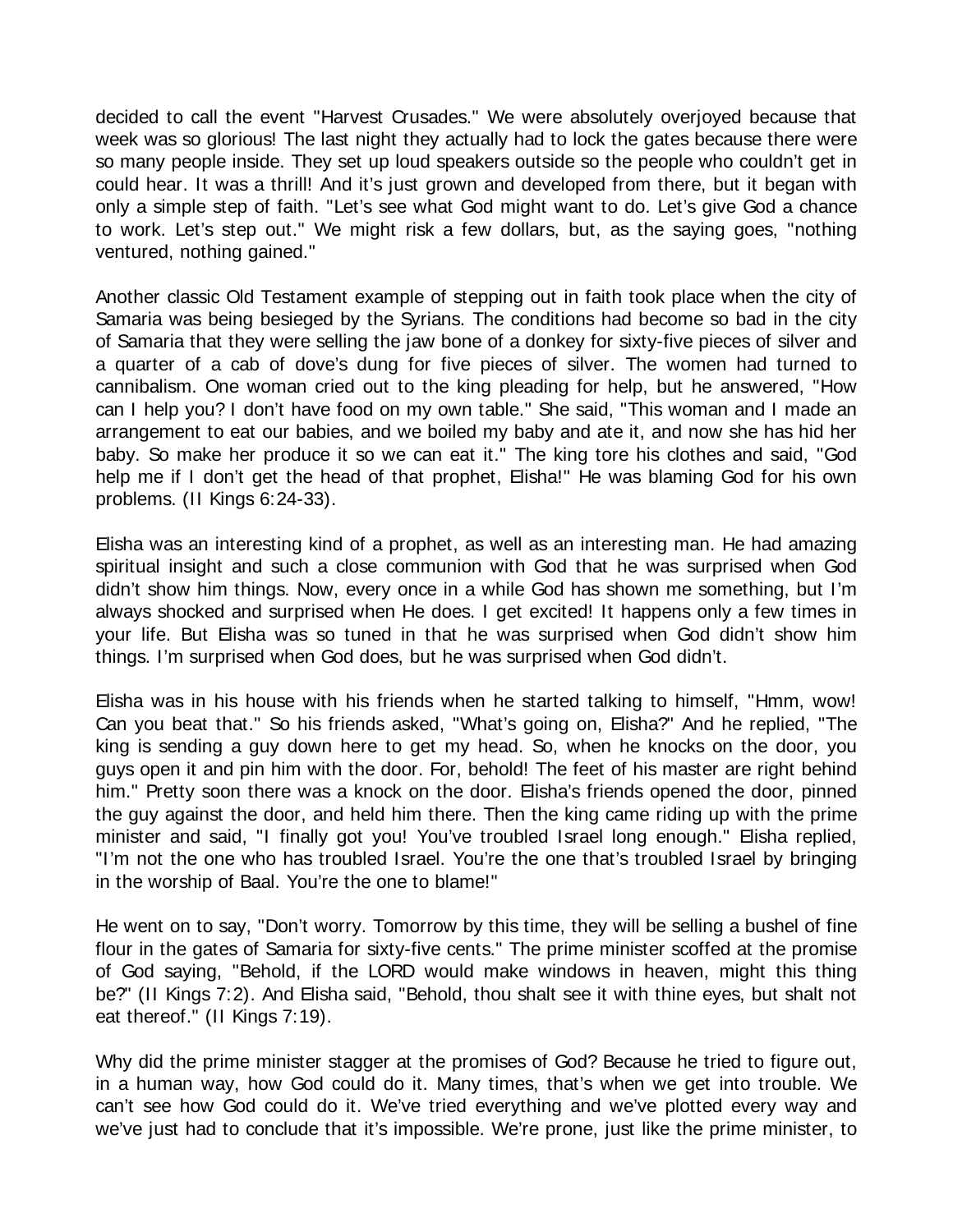decided to call the event "Harvest Crusades." We were absolutely overjoyed because that week was so glorious! The last night they actually had to lock the gates because there were so many people inside. They set up loud speakers outside so the people who couldn't get in could hear. It was a thrill! And it's just grown and developed from there, but it began with only a simple step of faith. "Let's see what God might want to do. Let's give God a chance to work. Let's step out." We might risk a few dollars, but, as the saying goes, "nothing ventured, nothing gained."

Another classic Old Testament example of stepping out in faith took place when the city of Samaria was being besieged by the Syrians. The conditions had become so bad in the city of Samaria that they were selling the jaw bone of a donkey for sixty-five pieces of silver and a quarter of a cab of dove's dung for five pieces of silver. The women had turned to cannibalism. One woman cried out to the king pleading for help, but he answered, "How can I help you? I don't have food on my own table." She said, "This woman and I made an arrangement to eat our babies, and we boiled my baby and ate it, and now she has hid her baby. So make her produce it so we can eat it." The king tore his clothes and said, "God help me if I don't get the head of that prophet, Elisha!" He was blaming God for his own problems. (II Kings 6:24-33).

Elisha was an interesting kind of a prophet, as well as an interesting man. He had amazing spiritual insight and such a close communion with God that he was surprised when God didn't show him things. Now, every once in a while God has shown me something, but I'm always shocked and surprised when He does. I get excited! It happens only a few times in your life. But Elisha was so tuned in that he was surprised when God didn't show him things. I'm surprised when God does, but he was surprised when God didn't.

Elisha was in his house with his friends when he started talking to himself, "Hmm, wow! Can you beat that." So his friends asked, "What's going on, Elisha?" And he replied, "The king is sending a guy down here to get my head. So, when he knocks on the door, you guys open it and pin him with the door. For, behold! The feet of his master are right behind him." Pretty soon there was a knock on the door. Elisha's friends opened the door, pinned the guy against the door, and held him there. Then the king came riding up with the prime minister and said, "I finally got you! You've troubled Israel long enough." Elisha replied, "I'm not the one who has troubled Israel. You're the one that's troubled Israel by bringing in the worship of Baal. You're the one to blame!"

He went on to say, "Don't worry. Tomorrow by this time, they will be selling a bushel of fine flour in the gates of Samaria for sixty-five cents." The prime minister scoffed at the promise of God saying, "Behold, if the LORD would make windows in heaven, might this thing be?" (II Kings 7:2). And Elisha said, "Behold, thou shalt see it with thine eyes, but shalt not eat thereof." (II Kings 7:19).

Why did the prime minister stagger at the promises of God? Because he tried to figure out, in a human way, how God could do it. Many times, that's when we get into trouble. We can't see how God could do it. We've tried everything and we've plotted every way and we've just had to conclude that it's impossible. We're prone, just like the prime minister, to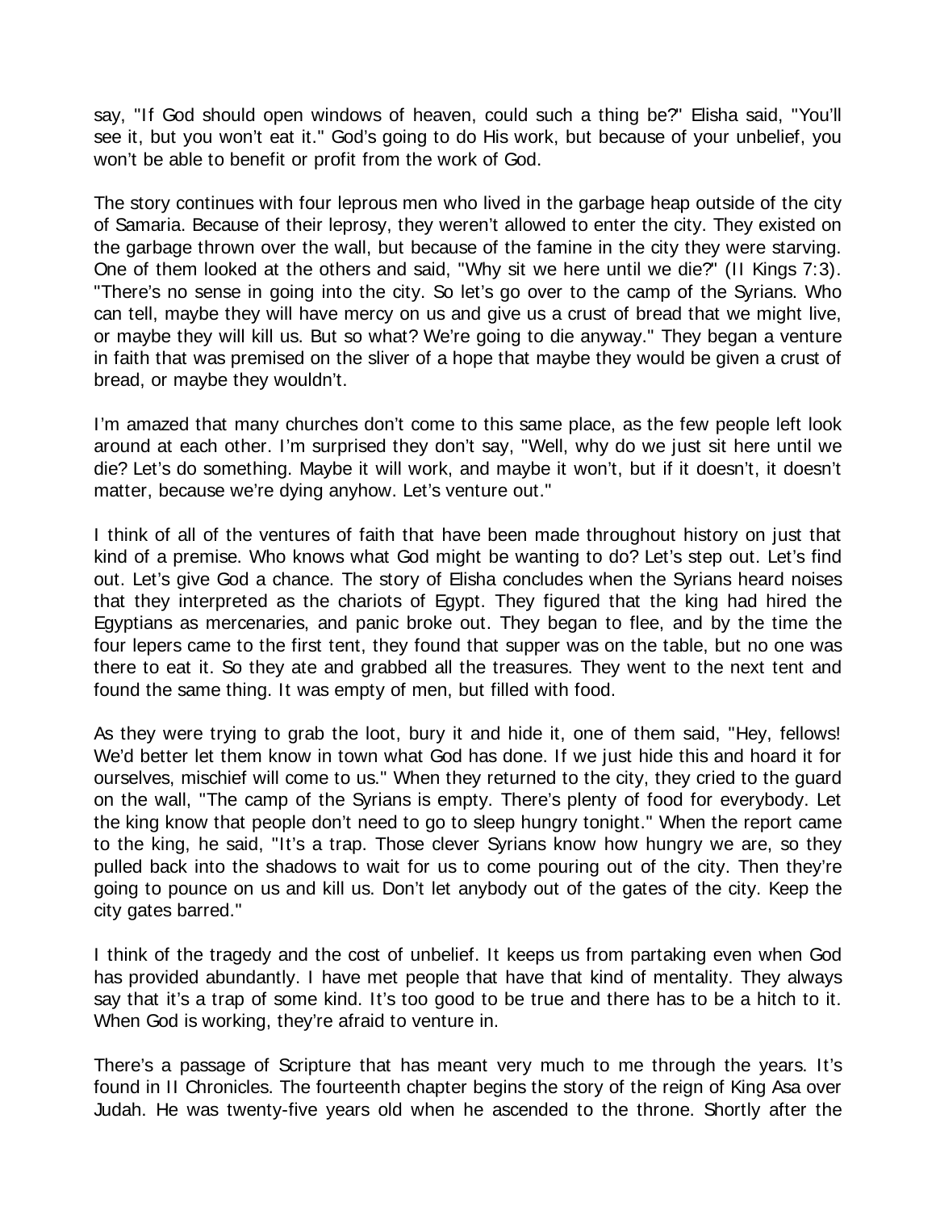say, "If God should open windows of heaven, could such a thing be?" Elisha said, "You'll see it, but you won't eat it." God's going to do His work, but because of your unbelief, you won't be able to benefit or profit from the work of God.

The story continues with four leprous men who lived in the garbage heap outside of the city of Samaria. Because of their leprosy, they weren't allowed to enter the city. They existed on the garbage thrown over the wall, but because of the famine in the city they were starving. One of them looked at the others and said, "Why sit we here until we die?" (II Kings 7:3). "There's no sense in going into the city. So let's go over to the camp of the Syrians. Who can tell, maybe they will have mercy on us and give us a crust of bread that we might live, or maybe they will kill us. But so what? We're going to die anyway." They began a venture in faith that was premised on the sliver of a hope that maybe they would be given a crust of bread, or maybe they wouldn't.

I'm amazed that many churches don't come to this same place, as the few people left look around at each other. I'm surprised they don't say, "Well, why do we just sit here until we die? Let's do something. Maybe it will work, and maybe it won't, but if it doesn't, it doesn't matter, because we're dying anyhow. Let's venture out."

I think of all of the ventures of faith that have been made throughout history on just that kind of a premise. Who knows what God might be wanting to do? Let's step out. Let's find out. Let's give God a chance. The story of Elisha concludes when the Syrians heard noises that they interpreted as the chariots of Egypt. They figured that the king had hired the Egyptians as mercenaries, and panic broke out. They began to flee, and by the time the four lepers came to the first tent, they found that supper was on the table, but no one was there to eat it. So they ate and grabbed all the treasures. They went to the next tent and found the same thing. It was empty of men, but filled with food.

As they were trying to grab the loot, bury it and hide it, one of them said, "Hey, fellows! We'd better let them know in town what God has done. If we just hide this and hoard it for ourselves, mischief will come to us." When they returned to the city, they cried to the guard on the wall, "The camp of the Syrians is empty. There's plenty of food for everybody. Let the king know that people don't need to go to sleep hungry tonight." When the report came to the king, he said, "It's a trap. Those clever Syrians know how hungry we are, so they pulled back into the shadows to wait for us to come pouring out of the city. Then they're going to pounce on us and kill us. Don't let anybody out of the gates of the city. Keep the city gates barred."

I think of the tragedy and the cost of unbelief. It keeps us from partaking even when God has provided abundantly. I have met people that have that kind of mentality. They always say that it's a trap of some kind. It's too good to be true and there has to be a hitch to it. When God is working, they're afraid to venture in.

There's a passage of Scripture that has meant very much to me through the years. It's found in II Chronicles. The fourteenth chapter begins the story of the reign of King Asa over Judah. He was twenty-five years old when he ascended to the throne. Shortly after the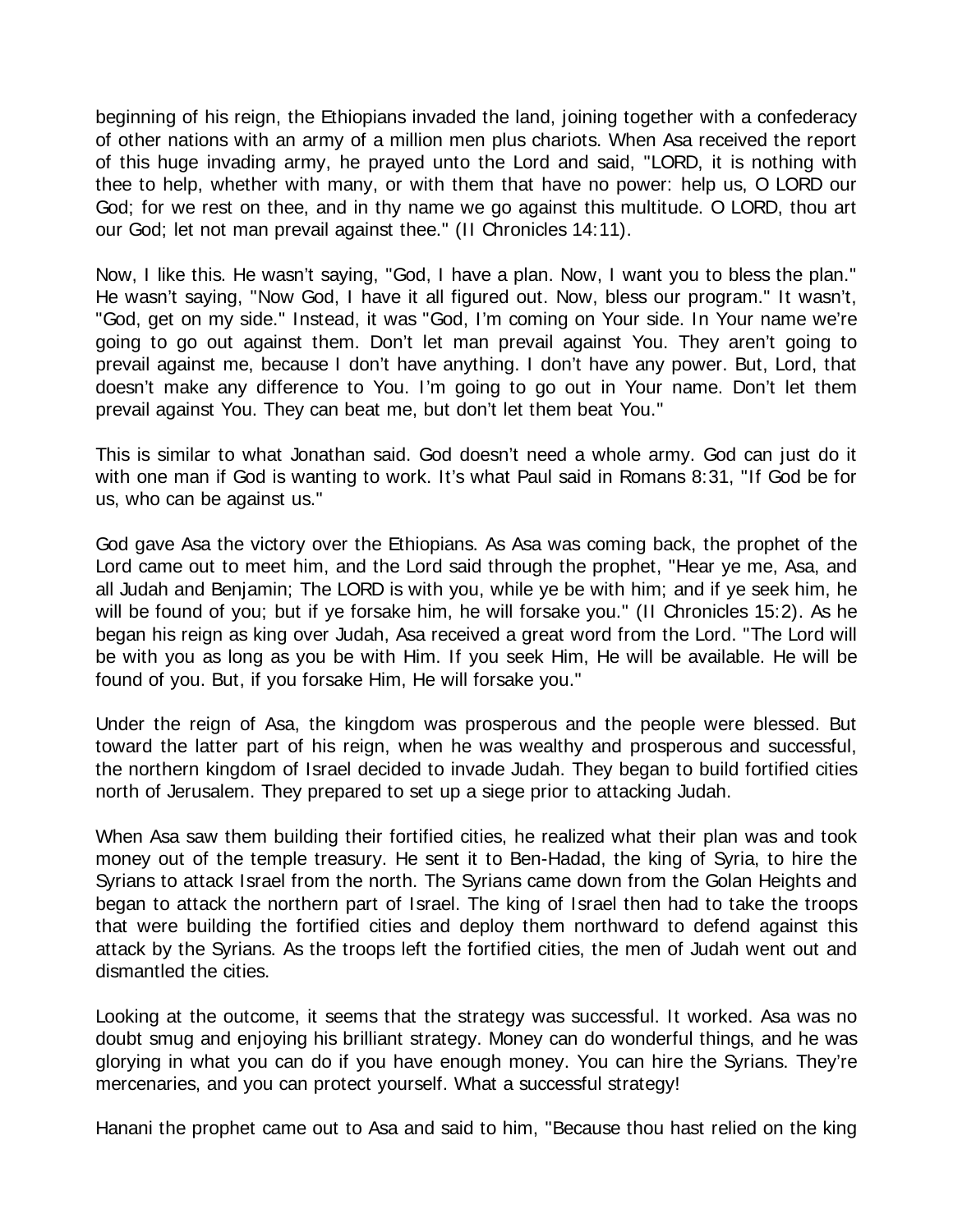beginning of his reign, the Ethiopians invaded the land, joining together with a confederacy of other nations with an army of a million men plus chariots. When Asa received the report of this huge invading army, he prayed unto the Lord and said, "LORD, it is nothing with thee to help, whether with many, or with them that have no power: help us, O LORD our God; for we rest on thee, and in thy name we go against this multitude. O LORD, thou art our God; let not man prevail against thee." (II Chronicles 14:11).

Now, I like this. He wasn't saying, "God, I have a plan. Now, I want you to bless the plan." He wasn't saying, "Now God, I have it all figured out. Now, bless our program." It wasn't, "God, get on my side." Instead, it was "God, I'm coming on Your side. In Your name we're going to go out against them. Don't let man prevail against You. They aren't going to prevail against me, because I don't have anything. I don't have any power. But, Lord, that doesn't make any difference to You. I'm going to go out in Your name. Don't let them prevail against You. They can beat me, but don't let them beat You."

This is similar to what Jonathan said. God doesn't need a whole army. God can just do it with one man if God is wanting to work. It's what Paul said in Romans 8:31, "If God be for us, who can be against us."

God gave Asa the victory over the Ethiopians. As Asa was coming back, the prophet of the Lord came out to meet him, and the Lord said through the prophet, "Hear ye me, Asa, and all Judah and Benjamin; The LORD is with you, while ye be with him; and if ye seek him, he will be found of you; but if ye forsake him, he will forsake you." (II Chronicles 15:2). As he began his reign as king over Judah, Asa received a great word from the Lord. "The Lord will be with you as long as you be with Him. If you seek Him, He will be available. He will be found of you. But, if you forsake Him, He will forsake you."

Under the reign of Asa, the kingdom was prosperous and the people were blessed. But toward the latter part of his reign, when he was wealthy and prosperous and successful, the northern kingdom of Israel decided to invade Judah. They began to build fortified cities north of Jerusalem. They prepared to set up a siege prior to attacking Judah.

When Asa saw them building their fortified cities, he realized what their plan was and took money out of the temple treasury. He sent it to Ben-Hadad, the king of Syria, to hire the Syrians to attack Israel from the north. The Syrians came down from the Golan Heights and began to attack the northern part of Israel. The king of Israel then had to take the troops that were building the fortified cities and deploy them northward to defend against this attack by the Syrians. As the troops left the fortified cities, the men of Judah went out and dismantled the cities.

Looking at the outcome, it seems that the strategy was successful. It worked. Asa was no doubt smug and enjoying his brilliant strategy. Money can do wonderful things, and he was glorying in what you can do if you have enough money. You can hire the Syrians. They're mercenaries, and you can protect yourself. What a successful strategy!

Hanani the prophet came out to Asa and said to him, "Because thou hast relied on the king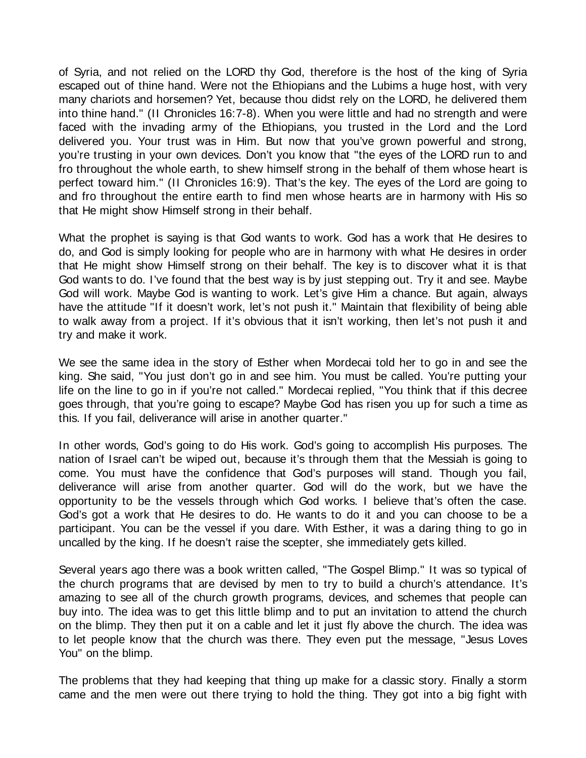of Syria, and not relied on the LORD thy God, therefore is the host of the king of Syria escaped out of thine hand. Were not the Ethiopians and the Lubims a huge host, with very many chariots and horsemen? Yet, because thou didst rely on the LORD, he delivered them into thine hand." (II Chronicles 16:7-8). When you were little and had no strength and were faced with the invading army of the Ethiopians, you trusted in the Lord and the Lord delivered you. Your trust was in Him. But now that you've grown powerful and strong, you're trusting in your own devices. Don't you know that "the eyes of the LORD run to and fro throughout the whole earth, to shew himself strong in the behalf of them whose heart is perfect toward him." (II Chronicles 16:9). That's the key. The eyes of the Lord are going to and fro throughout the entire earth to find men whose hearts are in harmony with His so that He might show Himself strong in their behalf.

What the prophet is saying is that God wants to work. God has a work that He desires to do, and God is simply looking for people who are in harmony with what He desires in order that He might show Himself strong on their behalf. The key is to discover what it is that God wants to do. I've found that the best way is by just stepping out. Try it and see. Maybe God will work. Maybe God is wanting to work. Let's give Him a chance. But again, always have the attitude "If it doesn't work, let's not push it." Maintain that flexibility of being able to walk away from a project. If it's obvious that it isn't working, then let's not push it and try and make it work.

We see the same idea in the story of Esther when Mordecai told her to go in and see the king. She said, "You just don't go in and see him. You must be called. You're putting your life on the line to go in if you're not called." Mordecai replied, "You think that if this decree goes through, that you're going to escape? Maybe God has risen you up for such a time as this. If you fail, deliverance will arise in another quarter."

In other words, God's going to do His work. God's going to accomplish His purposes. The nation of Israel can't be wiped out, because it's through them that the Messiah is going to come. You must have the confidence that God's purposes will stand. Though you fail, deliverance will arise from another quarter. God will do the work, but we have the opportunity to be the vessels through which God works. I believe that's often the case. God's got a work that He desires to do. He wants to do it and you can choose to be a participant. You can be the vessel if you dare. With Esther, it was a daring thing to go in uncalled by the king. If he doesn't raise the scepter, she immediately gets killed.

Several years ago there was a book written called, "The Gospel Blimp." It was so typical of the church programs that are devised by men to try to build a church's attendance. It's amazing to see all of the church growth programs, devices, and schemes that people can buy into. The idea was to get this little blimp and to put an invitation to attend the church on the blimp. They then put it on a cable and let it just fly above the church. The idea was to let people know that the church was there. They even put the message, "Jesus Loves You" on the blimp.

The problems that they had keeping that thing up make for a classic story. Finally a storm came and the men were out there trying to hold the thing. They got into a big fight with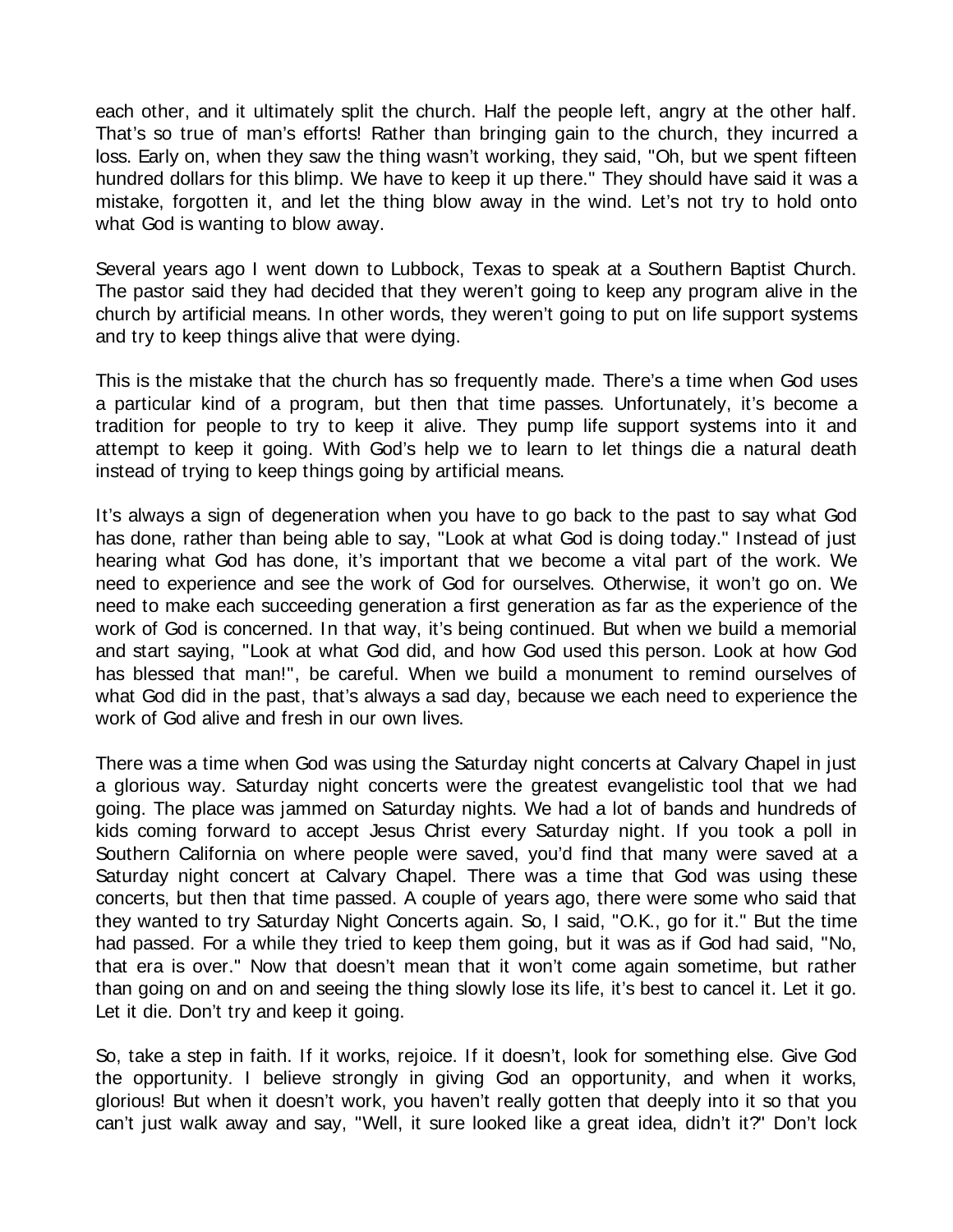each other, and it ultimately split the church. Half the people left, angry at the other half. That's so true of man's efforts! Rather than bringing gain to the church, they incurred a loss. Early on, when they saw the thing wasn't working, they said, "Oh, but we spent fifteen hundred dollars for this blimp. We have to keep it up there." They should have said it was a mistake, forgotten it, and let the thing blow away in the wind. Let's not try to hold onto what God is wanting to blow away.

Several years ago I went down to Lubbock, Texas to speak at a Southern Baptist Church. The pastor said they had decided that they weren't going to keep any program alive in the church by artificial means. In other words, they weren't going to put on life support systems and try to keep things alive that were dying.

This is the mistake that the church has so frequently made. There's a time when God uses a particular kind of a program, but then that time passes. Unfortunately, it's become a tradition for people to try to keep it alive. They pump life support systems into it and attempt to keep it going. With God's help we to learn to let things die a natural death instead of trying to keep things going by artificial means.

It's always a sign of degeneration when you have to go back to the past to say what God has done, rather than being able to say, "Look at what God is doing today." Instead of just hearing what God has done, it's important that we become a vital part of the work. We need to experience and see the work of God for ourselves. Otherwise, it won't go on. We need to make each succeeding generation a first generation as far as the experience of the work of God is concerned. In that way, it's being continued. But when we build a memorial and start saying, "Look at what God did, and how God used this person. Look at how God has blessed that man!", be careful. When we build a monument to remind ourselves of what God did in the past, that's always a sad day, because we each need to experience the work of God alive and fresh in our own lives.

There was a time when God was using the Saturday night concerts at Calvary Chapel in just a glorious way. Saturday night concerts were the greatest evangelistic tool that we had going. The place was jammed on Saturday nights. We had a lot of bands and hundreds of kids coming forward to accept Jesus Christ every Saturday night. If you took a poll in Southern California on where people were saved, you'd find that many were saved at a Saturday night concert at Calvary Chapel. There was a time that God was using these concerts, but then that time passed. A couple of years ago, there were some who said that they wanted to try Saturday Night Concerts again. So, I said, "O.K., go for it." But the time had passed. For a while they tried to keep them going, but it was as if God had said, "No, that era is over." Now that doesn't mean that it won't come again sometime, but rather than going on and on and seeing the thing slowly lose its life, it's best to cancel it. Let it go. Let it die. Don't try and keep it going.

So, take a step in faith. If it works, rejoice. If it doesn't, look for something else. Give God the opportunity. I believe strongly in giving God an opportunity, and when it works, glorious! But when it doesn't work, you haven't really gotten that deeply into it so that you can't just walk away and say, "Well, it sure looked like a great idea, didn't it?" Don't lock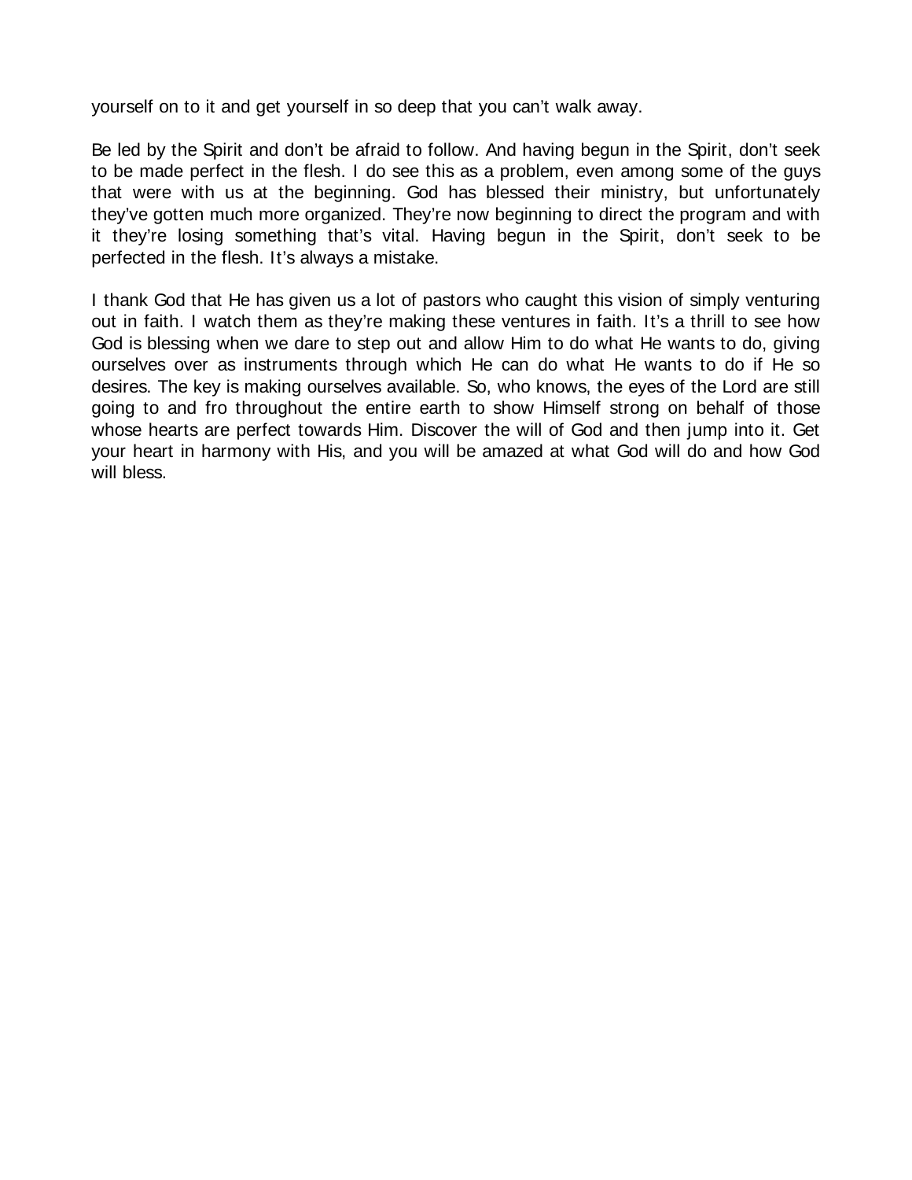yourself on to it and get yourself in so deep that you can't walk away.

Be led by the Spirit and don't be afraid to follow. And having begun in the Spirit, don't seek to be made perfect in the flesh. I do see this as a problem, even among some of the guys that were with us at the beginning. God has blessed their ministry, but unfortunately they've gotten much more organized. They're now beginning to direct the program and with it they're losing something that's vital. Having begun in the Spirit, don't seek to be perfected in the flesh. It's always a mistake.

I thank God that He has given us a lot of pastors who caught this vision of simply venturing out in faith. I watch them as they're making these ventures in faith. It's a thrill to see how God is blessing when we dare to step out and allow Him to do what He wants to do, giving ourselves over as instruments through which He can do what He wants to do if He so desires. The key is making ourselves available. So, who knows, the eyes of the Lord are still going to and fro throughout the entire earth to show Himself strong on behalf of those whose hearts are perfect towards Him. Discover the will of God and then jump into it. Get your heart in harmony with His, and you will be amazed at what God will do and how God will bless.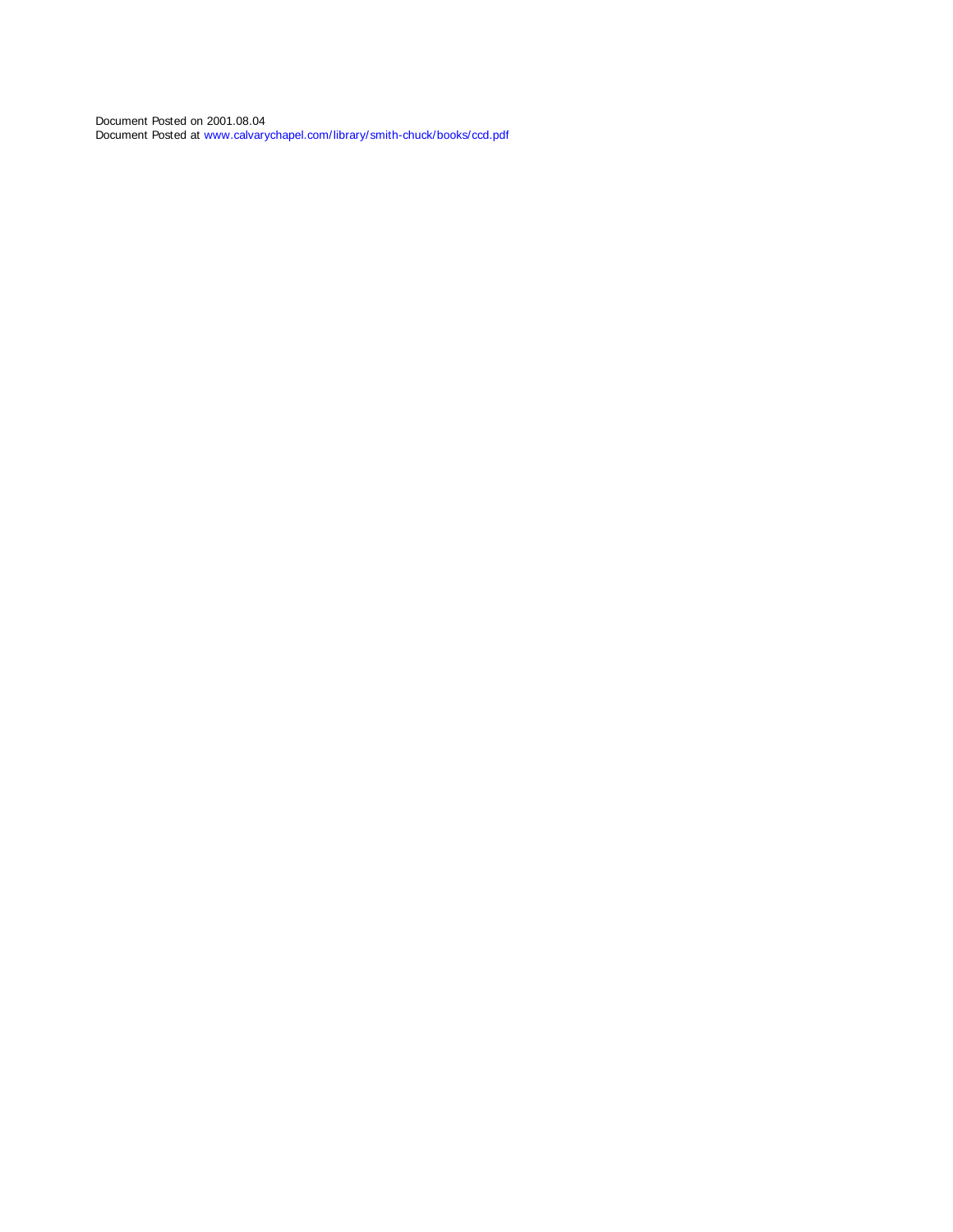Document Posted on 2001.08.04
Document Posted at www.calvarychapel.com/library/smith-chuck/books/ccd.pdf